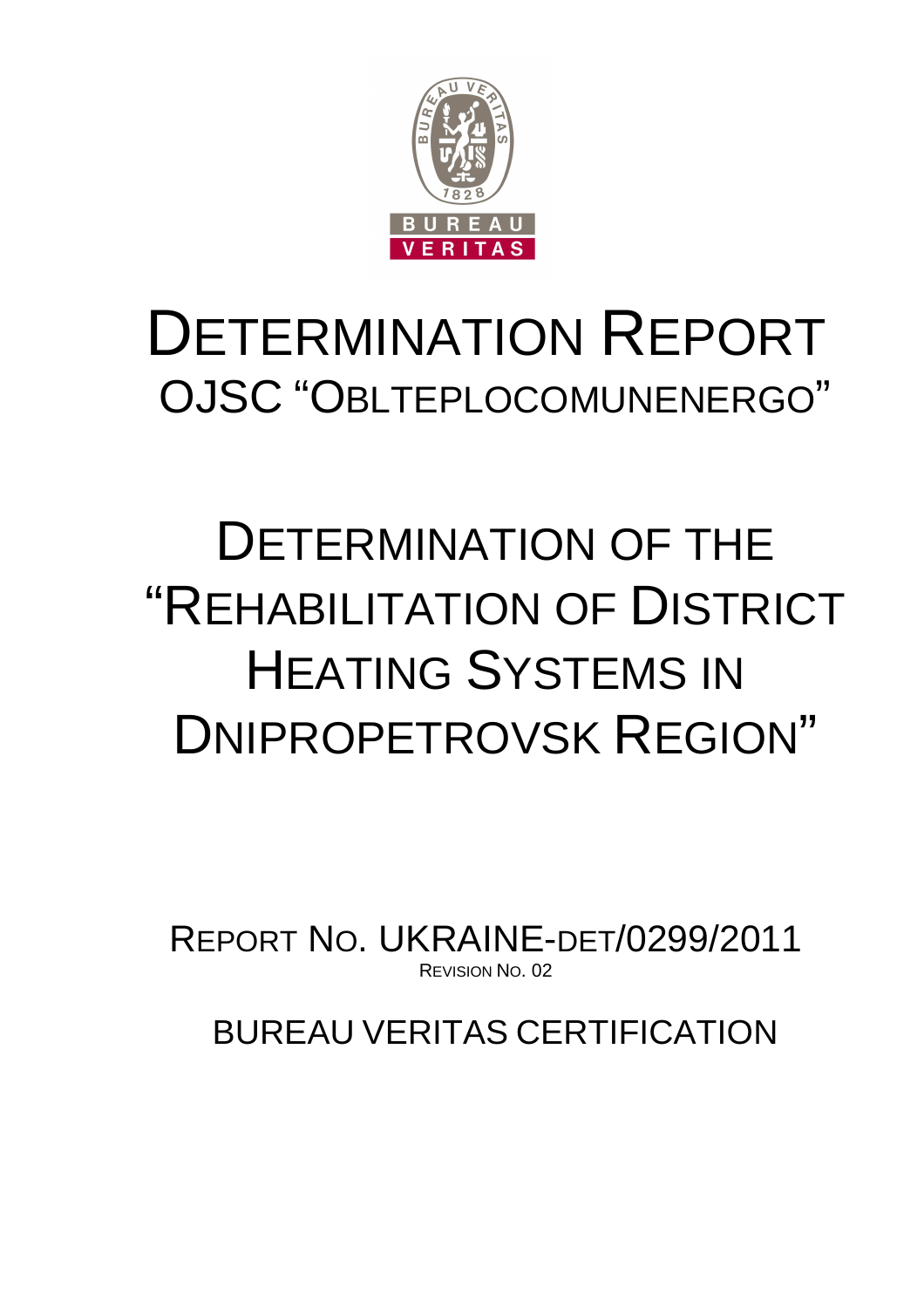# DETERMINATION REPORT

## OJSC "OBLTEPLOCOMUNENERGO"

# DETERMINATION OF THE "REHABILITATION OF DISTRICT HEATING SYSTEMS IN DNIPROPETROVSK REGION"

REPORT NO. UKRAINE-DET/0299/2011

REVISION NO. 02

BUREAU VERITAS CERTIFICATION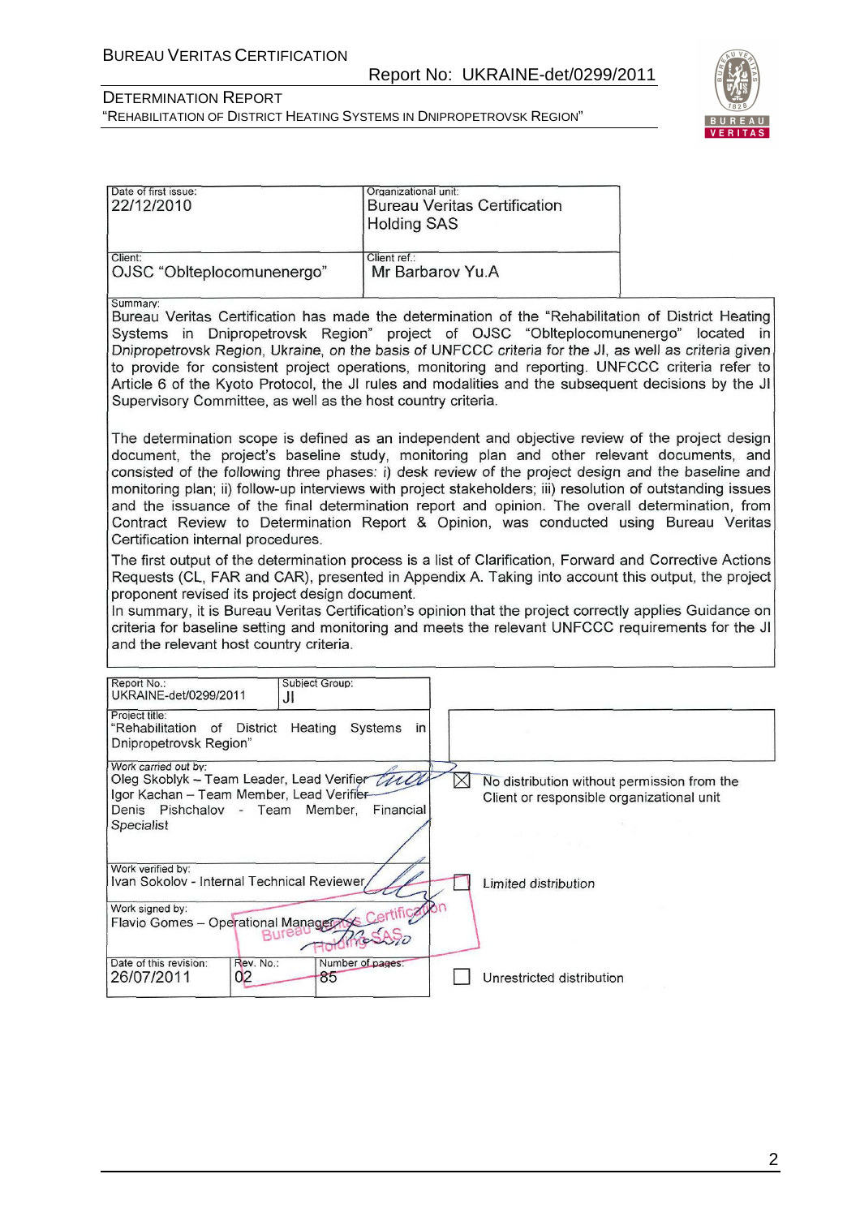| Date of first issue: 22/12/2010 | Organizational unit: Bureau Veritas Certification Holding SAS |
|---|---|
| Client: OJSC "Oblteplocomunenergo" | Client ref.: Mr Barbarov Yu.A |

Summary:
Bureau Veritas Certification has made the determination of the "Rehabilitation of District Heating Systems in Dnipropetrovsk Region" project of OJSC "Oblteplocomunenergo" located in Dnipropetrovsk Region, Ukraine, on the basis of UNFCCC criteria for the JI, as well as criteria given to provide for consistent project operations, monitoring and reporting. UNFCCC criteria refer to Article 6 of the Kyoto Protocol, the JI rules and modalities and the subsequent decisions by the JI Supervisory Committee, as well as the host country criteria.

The determination scope is defined as an independent and objective review of the project design document, the project's baseline study, monitoring plan and other relevant documents, and consisted of the following three phases: i) desk review of the project design and the baseline and monitoring plan; ii) follow-up interviews with project stakeholders; iii) resolution of outstanding issues and the issuance of the final determination report and opinion. The overall determination, from Contract Review to Determination Report & Opinion, was conducted using Bureau Veritas Certification internal procedures.

The first output of the determination process is a list of Clarification, Forward and Corrective Actions Requests (CL, FAR and CAR), presented in Appendix A. Taking into account this output, the project proponent revised its project design document.

In summary, it is Bureau Veritas Certification's opinion that the project correctly applies Guidance on criteria for baseline setting and monitoring and meets the relevant UNFCCC requirements for the JI and the relevant host country criteria.

| Report No.: UKRAINE-det/0299/2011 | Subject Group: JI | |
|---|---|---|
| Project title: "Rehabilitation of District Heating Systems in Dnipropetrovsk Region" | | |
| Work carried out by: Oleg Skoblyk – Team Leader, Lead Verifier; Igor Kachan – Team Member, Lead Verifier; Denis Pishchalov - Team Member, Financial Specialist | | ☒ No distribution without permission from the Client or responsible organizational unit |
| Work verified by: Ivan Sokolov - Internal Technical Reviewer | | ☐ Limited distribution |
| Work signed by: Flavio Gomes – Operational Manager | | |
| Date of this revision: 26/07/2011 | Rev. No.: 02 / Number of pages: 85 | ☐ Unrestricted distribution |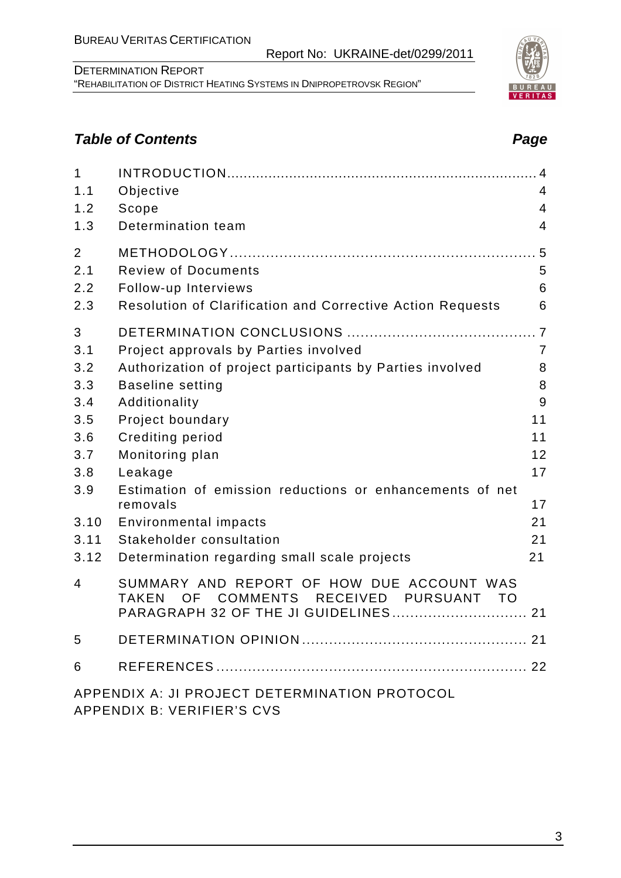## *Table of Contents* **Page**

| | | |
|---|---|---|
| 1 | INTRODUCTION | 4 |
| 1.1 | Objective | 4 |
| 1.2 | Scope | 4 |
| 1.3 | Determination team | 4 |
| 2 | METHODOLOGY | 5 |
| 2.1 | Review of Documents | 5 |
| 2.2 | Follow-up Interviews | 6 |
| 2.3 | Resolution of Clarification and Corrective Action Requests | 6 |
| 3 | DETERMINATION CONCLUSIONS | 7 |
| 3.1 | Project approvals by Parties involved | 7 |
| 3.2 | Authorization of project participants by Parties involved | 8 |
| 3.3 | Baseline setting | 8 |
| 3.4 | Additionality | 9 |
| 3.5 | Project boundary | 11 |
| 3.6 | Crediting period | 11 |
| 3.7 | Monitoring plan | 12 |
| 3.8 | Leakage | 17 |
| 3.9 | Estimation of emission reductions or enhancements of net removals | 17 |
| 3.10 | Environmental impacts | 21 |
| 3.11 | Stakeholder consultation | 21 |
| 3.12 | Determination regarding small scale projects | 21 |
| 4 | SUMMARY AND REPORT OF HOW DUE ACCOUNT WAS TAKEN OF COMMENTS RECEIVED PURSUANT TO PARAGRAPH 32 OF THE JI GUIDELINES | 21 |
| 5 | DETERMINATION OPINION | 21 |
| 6 | REFERENCES | 22 |

APPENDIX A: JI PROJECT DETERMINATION PROTOCOL
APPENDIX B: VERIFIER'S CVS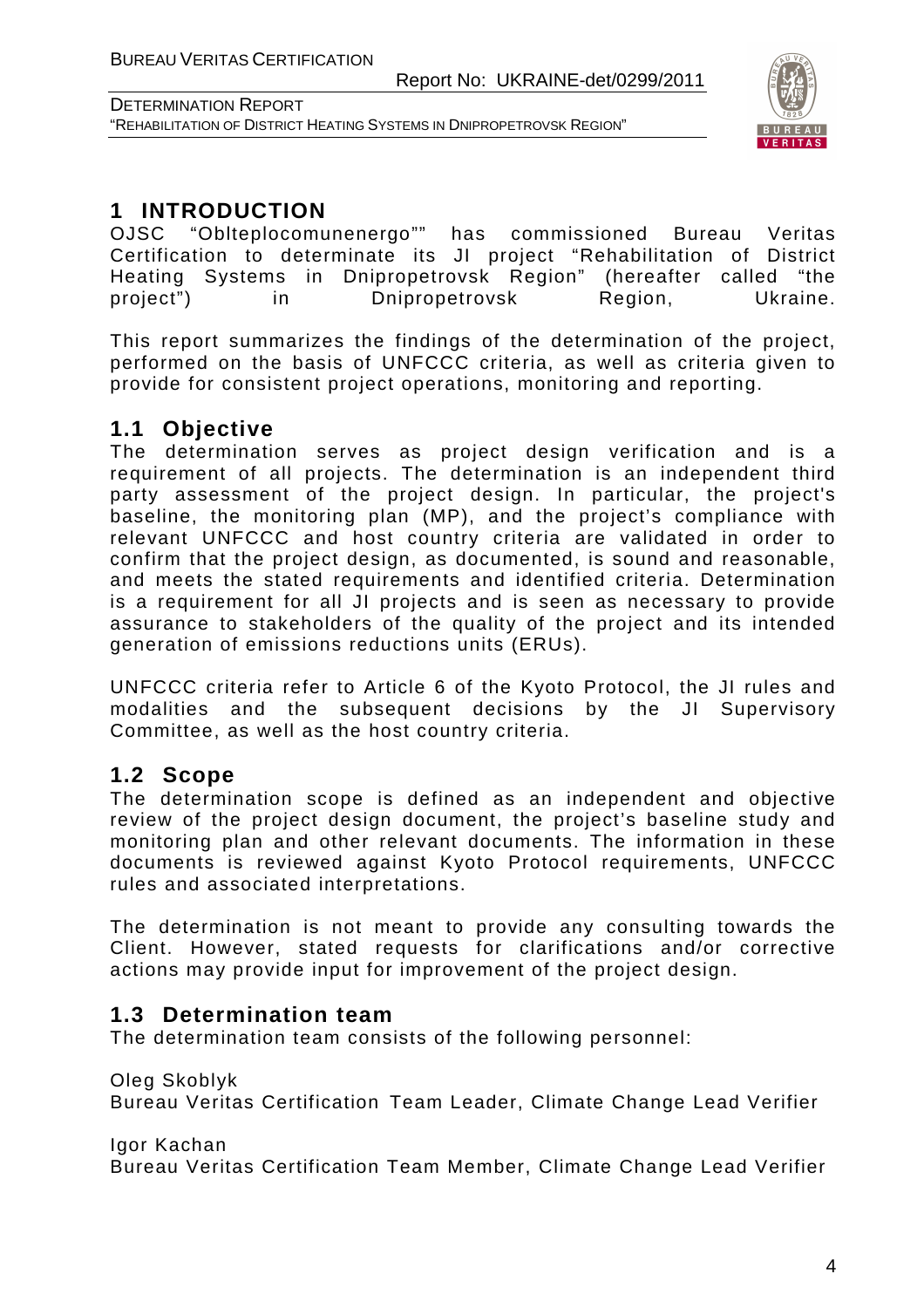# 1 INTRODUCTION

OJSC "Oblteplocomunenergo"" has commissioned Bureau Veritas Certification to determinate its JI project "Rehabilitation of District Heating Systems in Dnipropetrovsk Region" (hereafter called "the project") in Dnipropetrovsk Region, Ukraine.

This report summarizes the findings of the determination of the project, performed on the basis of UNFCCC criteria, as well as criteria given to provide for consistent project operations, monitoring and reporting.

## 1.1 Objective

The determination serves as project design verification and is a requirement of all projects. The determination is an independent third party assessment of the project design. In particular, the project's baseline, the monitoring plan (MP), and the project's compliance with relevant UNFCCC and host country criteria are validated in order to confirm that the project design, as documented, is sound and reasonable, and meets the stated requirements and identified criteria. Determination is a requirement for all JI projects and is seen as necessary to provide assurance to stakeholders of the quality of the project and its intended generation of emissions reductions units (ERUs).

UNFCCC criteria refer to Article 6 of the Kyoto Protocol, the JI rules and modalities and the subsequent decisions by the JI Supervisory Committee, as well as the host country criteria.

## 1.2 Scope

The determination scope is defined as an independent and objective review of the project design document, the project's baseline study and monitoring plan and other relevant documents. The information in these documents is reviewed against Kyoto Protocol requirements, UNFCCC rules and associated interpretations.

The determination is not meant to provide any consulting towards the Client. However, stated requests for clarifications and/or corrective actions may provide input for improvement of the project design.

## 1.3 Determination team

The determination team consists of the following personnel:

Oleg Skoblyk
Bureau Veritas Certification Team Leader, Climate Change Lead Verifier

Igor Kachan
Bureau Veritas Certification Team Member, Climate Change Lead Verifier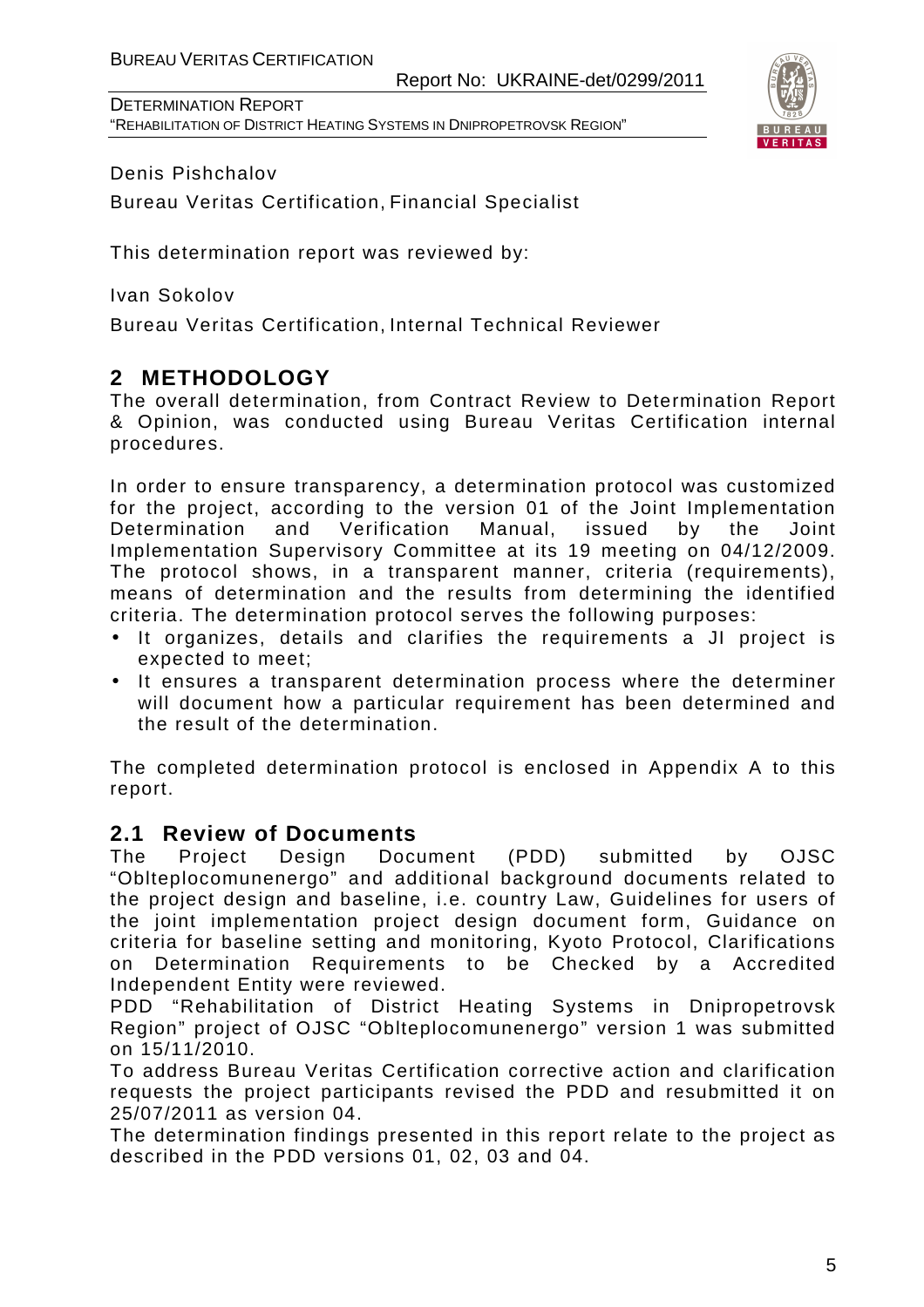Denis Pishchalov

Bureau Veritas Certification, Financial Specialist

This determination report was reviewed by:

Ivan Sokolov

Bureau Veritas Certification, Internal Technical Reviewer

## 2 METHODOLOGY

The overall determination, from Contract Review to Determination Report & Opinion, was conducted using Bureau Veritas Certification internal procedures.

In order to ensure transparency, a determination protocol was customized for the project, according to the version 01 of the Joint Implementation Determination and Verification Manual, issued by the Joint Implementation Supervisory Committee at its 19 meeting on 04/12/2009. The protocol shows, in a transparent manner, criteria (requirements), means of determination and the results from determining the identified criteria. The determination protocol serves the following purposes:

- It organizes, details and clarifies the requirements a JI project is expected to meet;
- It ensures a transparent determination process where the determiner will document how a particular requirement has been determined and the result of the determination.

The completed determination protocol is enclosed in Appendix A to this report.

### 2.1 Review of Documents

The Project Design Document (PDD) submitted by OJSC "Oblteplocomunenergo" and additional background documents related to the project design and baseline, i.e. country Law, Guidelines for users of the joint implementation project design document form, Guidance on criteria for baseline setting and monitoring, Kyoto Protocol, Clarifications on Determination Requirements to be Checked by a Accredited Independent Entity were reviewed.

PDD "Rehabilitation of District Heating Systems in Dnipropetrovsk Region" project of OJSC "Oblteplocomunenergo" version 1 was submitted on 15/11/2010.

To address Bureau Veritas Certification corrective action and clarification requests the project participants revised the PDD and resubmitted it on 25/07/2011 as version 04.

The determination findings presented in this report relate to the project as described in the PDD versions 01, 02, 03 and 04.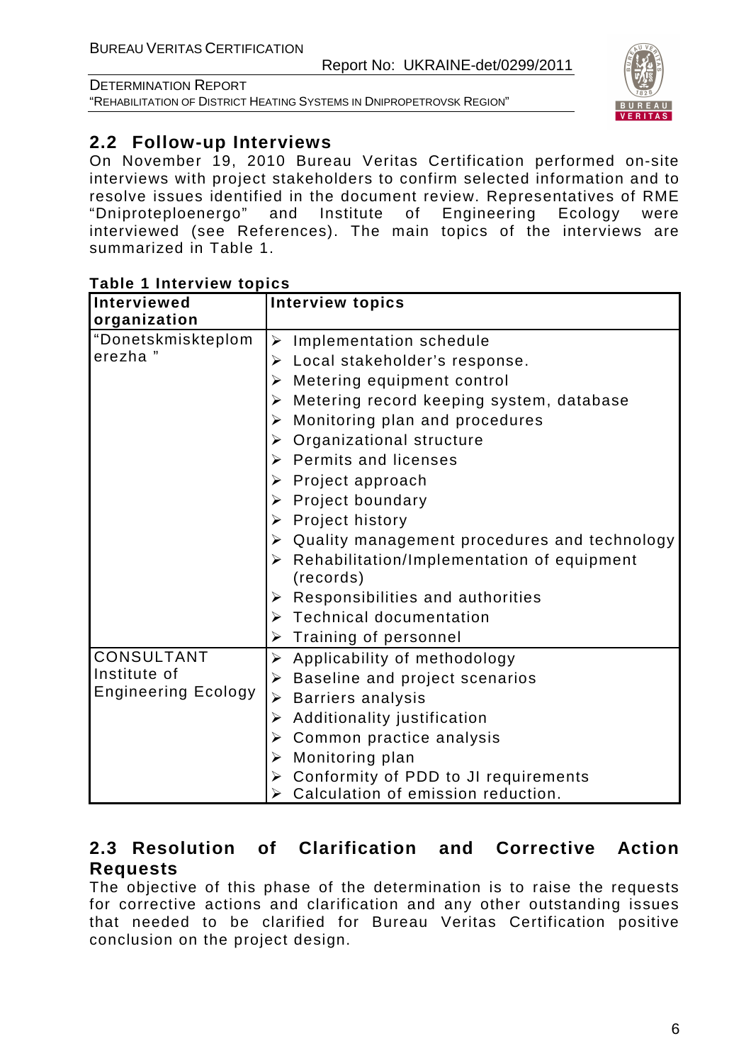## 2.2 Follow-up Interviews

On November 19, 2010 Bureau Veritas Certification performed on-site interviews with project stakeholders to confirm selected information and to resolve issues identified in the document review. Representatives of RME "Dniproteploenergo" and Institute of Engineering Ecology were interviewed (see References). The main topics of the interviews are summarized in Table 1.

**Table 1 Interview topics**

| Interviewed organization | Interview topics |
|---|---|
| "Donetskmiskteplomerezha " | ➢ Implementation schedule<br>➢ Local stakeholder's response.<br>➢ Metering equipment control<br>➢ Metering record keeping system, database<br>➢ Monitoring plan and procedures<br>➢ Organizational structure<br>➢ Permits and licenses<br>➢ Project approach<br>➢ Project boundary<br>➢ Project history<br>➢ Quality management procedures and technology<br>➢ Rehabilitation/Implementation of equipment (records)<br>➢ Responsibilities and authorities<br>➢ Technical documentation<br>➢ Training of personnel |
| CONSULTANT Institute of Engineering Ecology | ➢ Applicability of methodology<br>➢ Baseline and project scenarios<br>➢ Barriers analysis<br>➢ Additionality justification<br>➢ Common practice analysis<br>➢ Monitoring plan<br>➢ Conformity of PDD to JI requirements<br>➢ Calculation of emission reduction. |

## 2.3 Resolution of Clarification and Corrective Action Requests

The objective of this phase of the determination is to raise the requests for corrective actions and clarification and any other outstanding issues that needed to be clarified for Bureau Veritas Certification positive conclusion on the project design.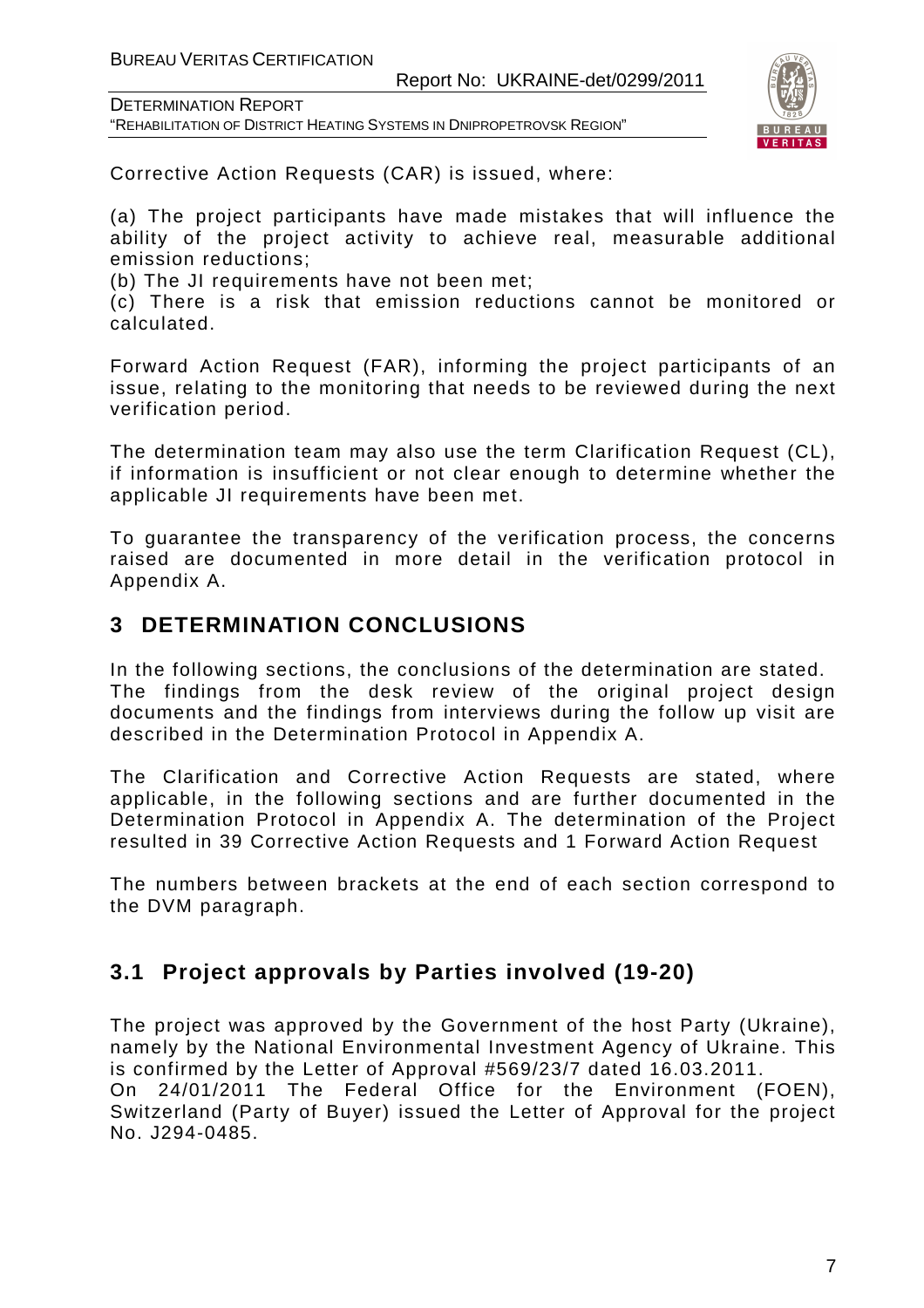Corrective Action Requests (CAR) is issued, where:

(a) The project participants have made mistakes that will influence the ability of the project activity to achieve real, measurable additional emission reductions;
(b) The JI requirements have not been met;
(c) There is a risk that emission reductions cannot be monitored or calculated.

Forward Action Request (FAR), informing the project participants of an issue, relating to the monitoring that needs to be reviewed during the next verification period.

The determination team may also use the term Clarification Request (CL), if information is insufficient or not clear enough to determine whether the applicable JI requirements have been met.

To guarantee the transparency of the verification process, the concerns raised are documented in more detail in the verification protocol in Appendix A.

## 3 DETERMINATION CONCLUSIONS

In the following sections, the conclusions of the determination are stated. The findings from the desk review of the original project design documents and the findings from interviews during the follow up visit are described in the Determination Protocol in Appendix A.

The Clarification and Corrective Action Requests are stated, where applicable, in the following sections and are further documented in the Determination Protocol in Appendix A. The determination of the Project resulted in 39 Corrective Action Requests and 1 Forward Action Request

The numbers between brackets at the end of each section correspond to the DVM paragraph.

### 3.1 Project approvals by Parties involved (19-20)

The project was approved by the Government of the host Party (Ukraine), namely by the National Environmental Investment Agency of Ukraine. This is confirmed by the Letter of Approval #569/23/7 dated 16.03.2011.
On 24/01/2011 The Federal Office for the Environment (FOEN), Switzerland (Party of Buyer) issued the Letter of Approval for the project No. J294-0485.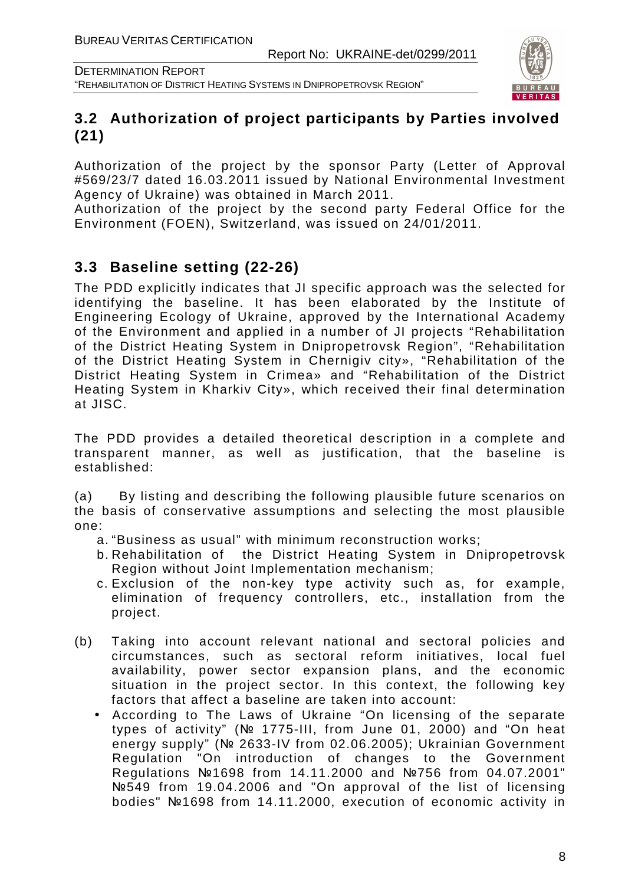## 3.2 Authorization of project participants by Parties involved (21)

Authorization of the project by the sponsor Party (Letter of Approval #569/23/7 dated 16.03.2011 issued by National Environmental Investment Agency of Ukraine) was obtained in March 2011.
Authorization of the project by the second party Federal Office for the Environment (FOEN), Switzerland, was issued on 24/01/2011.

## 3.3 Baseline setting (22-26)

The PDD explicitly indicates that JI specific approach was the selected for identifying the baseline. It has been elaborated by the Institute of Engineering Ecology of Ukraine, approved by the International Academy of the Environment and applied in a number of JI projects "Rehabilitation of the District Heating System in Dnipropetrovsk Region", "Rehabilitation of the District Heating System in Chernigiv city», "Rehabilitation of the District Heating System in Crimea» and "Rehabilitation of the District Heating System in Kharkiv City», which received their final determination at JISC.

The PDD provides a detailed theoretical description in a complete and transparent manner, as well as justification, that the baseline is established:

(a) By listing and describing the following plausible future scenarios on the basis of conservative assumptions and selecting the most plausible one:

a. "Business as usual" with minimum reconstruction works;
b. Rehabilitation of the District Heating System in Dnipropetrovsk Region without Joint Implementation mechanism;
c. Exclusion of the non-key type activity such as, for example, elimination of frequency controllers, etc., installation from the project.

(b) Taking into account relevant national and sectoral policies and circumstances, such as sectoral reform initiatives, local fuel availability, power sector expansion plans, and the economic situation in the project sector. In this context, the following key factors that affect a baseline are taken into account:

- According to The Laws of Ukraine "On licensing of the separate types of activity" (№ 1775-III, from June 01, 2000) and "On heat energy supply" (№ 2633-IV from 02.06.2005); Ukrainian Government Regulation "On introduction of changes to the Government Regulations №1698 from 14.11.2000 and №756 from 04.07.2001" №549 from 19.04.2006 and "On approval of the list of licensing bodies" №1698 from 14.11.2000, execution of economic activity in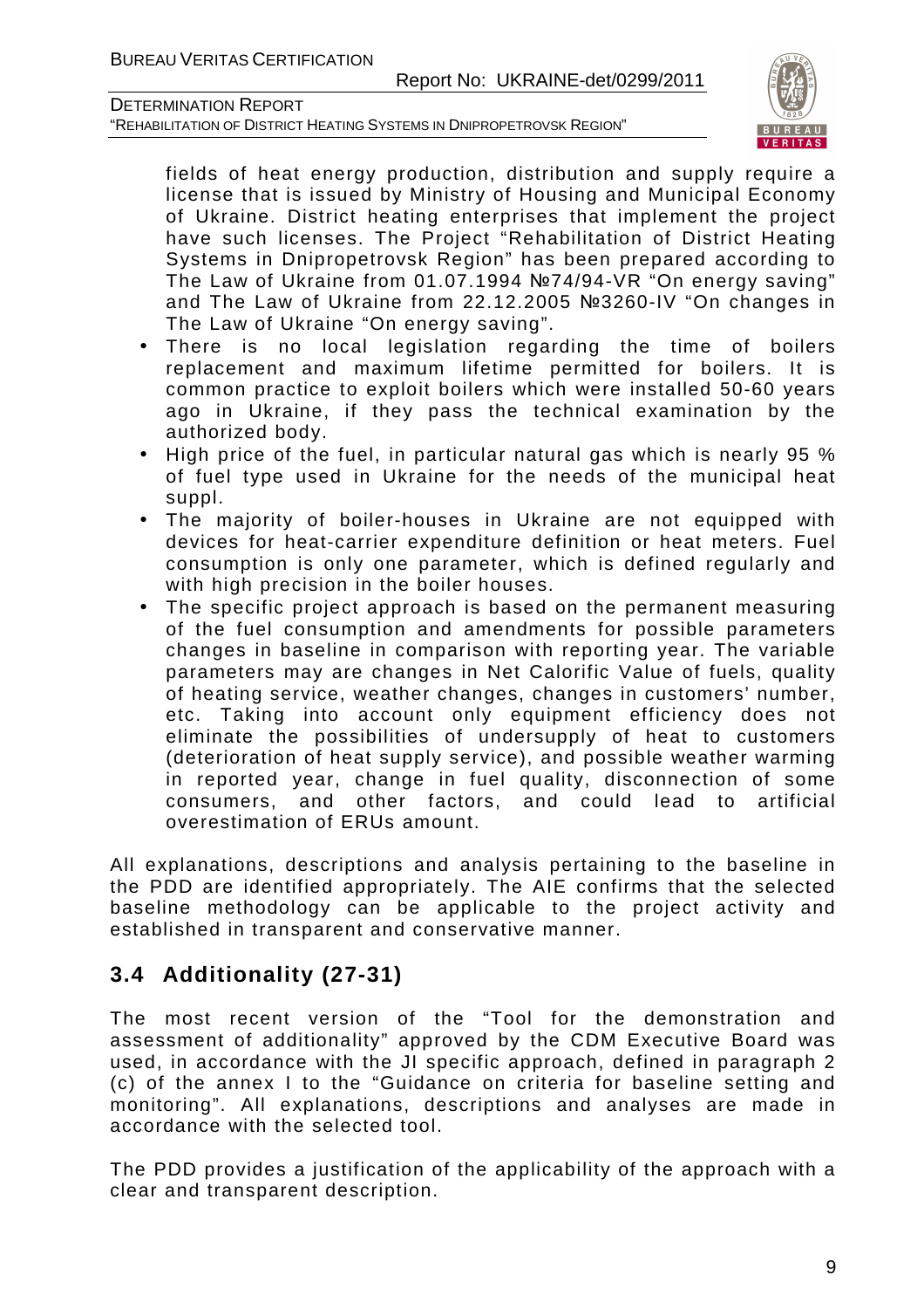fields of heat energy production, distribution and supply require a license that is issued by Ministry of Housing and Municipal Economy of Ukraine. District heating enterprises that implement the project have such licenses. The Project "Rehabilitation of District Heating Systems in Dnipropetrovsk Region" has been prepared according to The Law of Ukraine from 01.07.1994 №74/94-VR "On energy saving" and The Law of Ukraine from 22.12.2005 №3260-IV "On changes in The Law of Ukraine "On energy saving".

- There is no local legislation regarding the time of boilers replacement and maximum lifetime permitted for boilers. It is common practice to exploit boilers which were installed 50-60 years ago in Ukraine, if they pass the technical examination by the authorized body.
- High price of the fuel, in particular natural gas which is nearly 95 % of fuel type used in Ukraine for the needs of the municipal heat suppl.
- The majority of boiler-houses in Ukraine are not equipped with devices for heat-carrier expenditure definition or heat meters. Fuel consumption is only one parameter, which is defined regularly and with high precision in the boiler houses.
- The specific project approach is based on the permanent measuring of the fuel consumption and amendments for possible parameters changes in baseline in comparison with reporting year. The variable parameters may are changes in Net Calorific Value of fuels, quality of heating service, weather changes, changes in customers' number, etc. Taking into account only equipment efficiency does not eliminate the possibilities of undersupply of heat to customers (deterioration of heat supply service), and possible weather warming in reported year, change in fuel quality, disconnection of some consumers, and other factors, and could lead to artificial overestimation of ERUs amount.

All explanations, descriptions and analysis pertaining to the baseline in the PDD are identified appropriately. The AIE confirms that the selected baseline methodology can be applicable to the project activity and established in transparent and conservative manner.

## 3.4 Additionality (27-31)

The most recent version of the "Tool for the demonstration and assessment of additionality" approved by the CDM Executive Board was used, in accordance with the JI specific approach, defined in paragraph 2 (c) of the annex I to the "Guidance on criteria for baseline setting and monitoring". All explanations, descriptions and analyses are made in accordance with the selected tool.

The PDD provides a justification of the applicability of the approach with a clear and transparent description.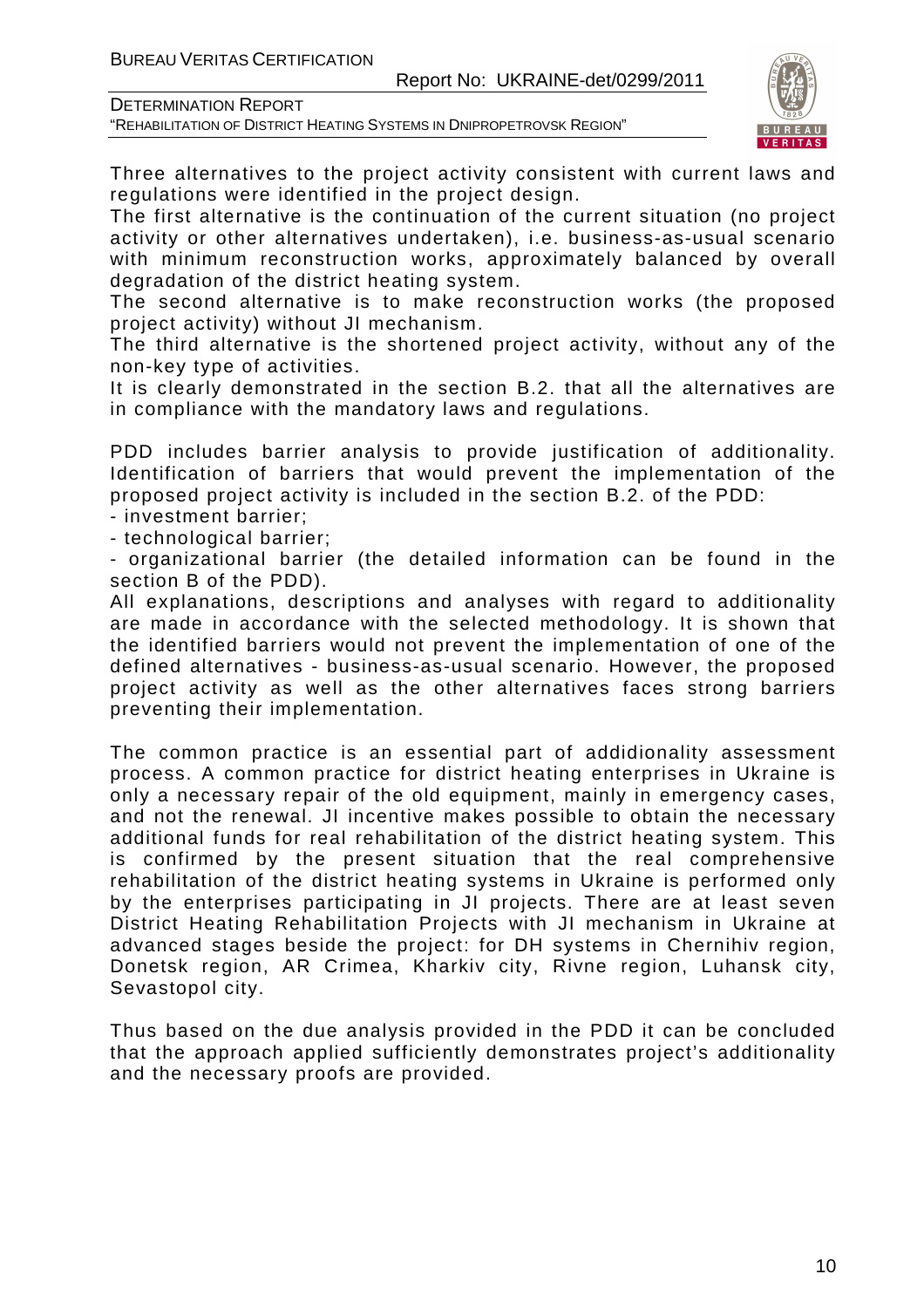Three alternatives to the project activity consistent with current laws and regulations were identified in the project design.

The first alternative is the continuation of the current situation (no project activity or other alternatives undertaken), i.e. business-as-usual scenario with minimum reconstruction works, approximately balanced by overall degradation of the district heating system.

The second alternative is to make reconstruction works (the proposed project activity) without JI mechanism.

The third alternative is the shortened project activity, without any of the non-key type of activities.

It is clearly demonstrated in the section B.2. that all the alternatives are in compliance with the mandatory laws and regulations.

PDD includes barrier analysis to provide justification of additionality. Identification of barriers that would prevent the implementation of the proposed project activity is included in the section B.2. of the PDD:

- investment barrier;
- technological barrier;
- organizational barrier (the detailed information can be found in the section B of the PDD).

All explanations, descriptions and analyses with regard to additionality are made in accordance with the selected methodology. It is shown that the identified barriers would not prevent the implementation of one of the defined alternatives - business-as-usual scenario. However, the proposed project activity as well as the other alternatives faces strong barriers preventing their implementation.

The common practice is an essential part of addidionality assessment process. A common practice for district heating enterprises in Ukraine is only a necessary repair of the old equipment, mainly in emergency cases, and not the renewal. JI incentive makes possible to obtain the necessary additional funds for real rehabilitation of the district heating system. This is confirmed by the present situation that the real comprehensive rehabilitation of the district heating systems in Ukraine is performed only by the enterprises participating in JI projects. There are at least seven District Heating Rehabilitation Projects with JI mechanism in Ukraine at advanced stages beside the project: for DH systems in Chernihiv region, Donetsk region, AR Crimea, Kharkiv city, Rivne region, Luhansk city, Sevastopol city.

Thus based on the due analysis provided in the PDD it can be concluded that the approach applied sufficiently demonstrates project's additionality and the necessary proofs are provided.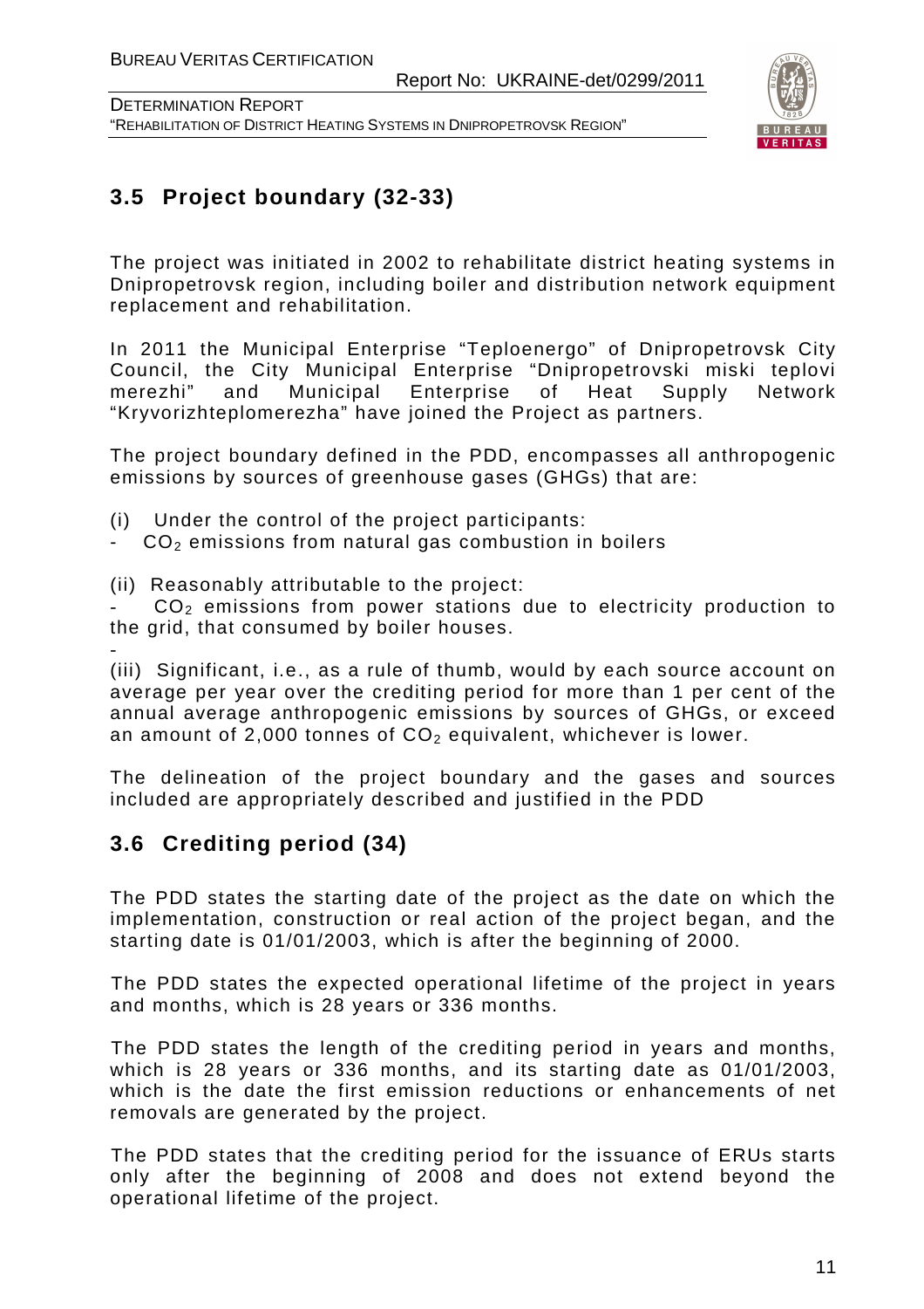## 3.5 Project boundary (32-33)

The project was initiated in 2002 to rehabilitate district heating systems in Dnipropetrovsk region, including boiler and distribution network equipment replacement and rehabilitation.

In 2011 the Municipal Enterprise "Teploenergo" of Dnipropetrovsk City Council, the City Municipal Enterprise "Dnipropetrovski miski teplovi merezhi" and Municipal Enterprise of Heat Supply Network "Kryvorizhteplomerezha" have joined the Project as partners.

The project boundary defined in the PDD, encompasses all anthropogenic emissions by sources of greenhouse gases (GHGs) that are:

(i) Under the control of the project participants:
- $CO_2$ emissions from natural gas combustion in boilers

(ii) Reasonably attributable to the project:
- $CO_2$ emissions from power stations due to electricity production to the grid, that consumed by boiler houses.
-

(iii) Significant, i.e., as a rule of thumb, would by each source account on average per year over the crediting period for more than 1 per cent of the annual average anthropogenic emissions by sources of GHGs, or exceed an amount of 2,000 tonnes of $CO_2$ equivalent, whichever is lower.

The delineation of the project boundary and the gases and sources included are appropriately described and justified in the PDD

## 3.6 Crediting period (34)

The PDD states the starting date of the project as the date on which the implementation, construction or real action of the project began, and the starting date is 01/01/2003, which is after the beginning of 2000.

The PDD states the expected operational lifetime of the project in years and months, which is 28 years or 336 months.

The PDD states the length of the crediting period in years and months, which is 28 years or 336 months, and its starting date as 01/01/2003, which is the date the first emission reductions or enhancements of net removals are generated by the project.

The PDD states that the crediting period for the issuance of ERUs starts only after the beginning of 2008 and does not extend beyond the operational lifetime of the project.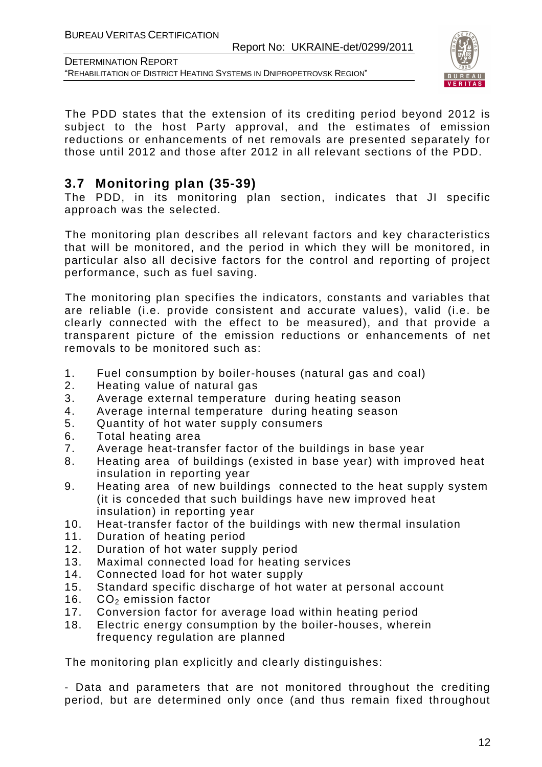The PDD states that the extension of its crediting period beyond 2012 is subject to the host Party approval, and the estimates of emission reductions or enhancements of net removals are presented separately for those until 2012 and those after 2012 in all relevant sections of the PDD.

## 3.7 Monitoring plan (35-39)

The PDD, in its monitoring plan section, indicates that JI specific approach was the selected.

The monitoring plan describes all relevant factors and key characteristics that will be monitored, and the period in which they will be monitored, in particular also all decisive factors for the control and reporting of project performance, such as fuel saving.

The monitoring plan specifies the indicators, constants and variables that are reliable (i.e. provide consistent and accurate values), valid (i.e. be clearly connected with the effect to be measured), and that provide a transparent picture of the emission reductions or enhancements of net removals to be monitored such as:

1. Fuel consumption by boiler-houses (natural gas and coal)
2. Heating value of natural gas
3. Average external temperature during heating season
4. Average internal temperature during heating season
5. Quantity of hot water supply consumers
6. Total heating area
7. Average heat-transfer factor of the buildings in base year
8. Heating area of buildings (existed in base year) with improved heat insulation in reporting year
9. Heating area of new buildings connected to the heat supply system (it is conceded that such buildings have new improved heat insulation) in reporting year
10. Heat-transfer factor of the buildings with new thermal insulation
11. Duration of heating period
12. Duration of hot water supply period
13. Maximal connected load for heating services
14. Connected load for hot water supply
15. Standard specific discharge of hot water at personal account
16. $CO_2$ emission factor
17. Conversion factor for average load within heating period
18. Electric energy consumption by the boiler-houses, wherein frequency regulation are planned

The monitoring plan explicitly and clearly distinguishes:

- Data and parameters that are not monitored throughout the crediting period, but are determined only once (and thus remain fixed throughout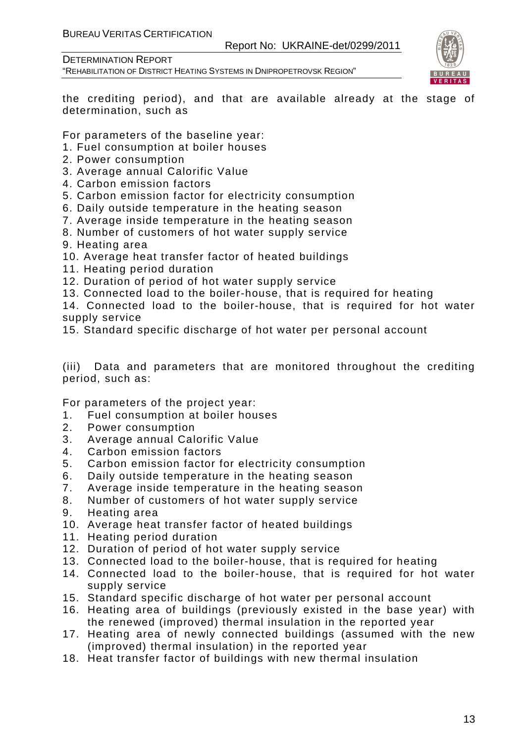the crediting period), and that are available already at the stage of determination, such as

For parameters of the baseline year:
1. Fuel consumption at boiler houses
2. Power consumption
3. Average annual Calorific Value
4. Carbon emission factors
5. Carbon emission factor for electricity consumption
6. Daily outside temperature in the heating season
7. Average inside temperature in the heating season
8. Number of customers of hot water supply service
9. Heating area
10. Average heat transfer factor of heated buildings
11. Heating period duration
12. Duration of period of hot water supply service
13. Connected load to the boiler-house, that is required for heating
14. Connected load to the boiler-house, that is required for hot water supply service
15. Standard specific discharge of hot water per personal account

(iii) Data and parameters that are monitored throughout the crediting period, such as:

For parameters of the project year:
1. Fuel consumption at boiler houses
2. Power consumption
3. Average annual Calorific Value
4. Carbon emission factors
5. Carbon emission factor for electricity consumption
6. Daily outside temperature in the heating season
7. Average inside temperature in the heating season
8. Number of customers of hot water supply service
9. Heating area
10. Average heat transfer factor of heated buildings
11. Heating period duration
12. Duration of period of hot water supply service
13. Connected load to the boiler-house, that is required for heating
14. Connected load to the boiler-house, that is required for hot water supply service
15. Standard specific discharge of hot water per personal account
16. Heating area of buildings (previously existed in the base year) with the renewed (improved) thermal insulation in the reported year
17. Heating area of newly connected buildings (assumed with the new (improved) thermal insulation) in the reported year
18. Heat transfer factor of buildings with new thermal insulation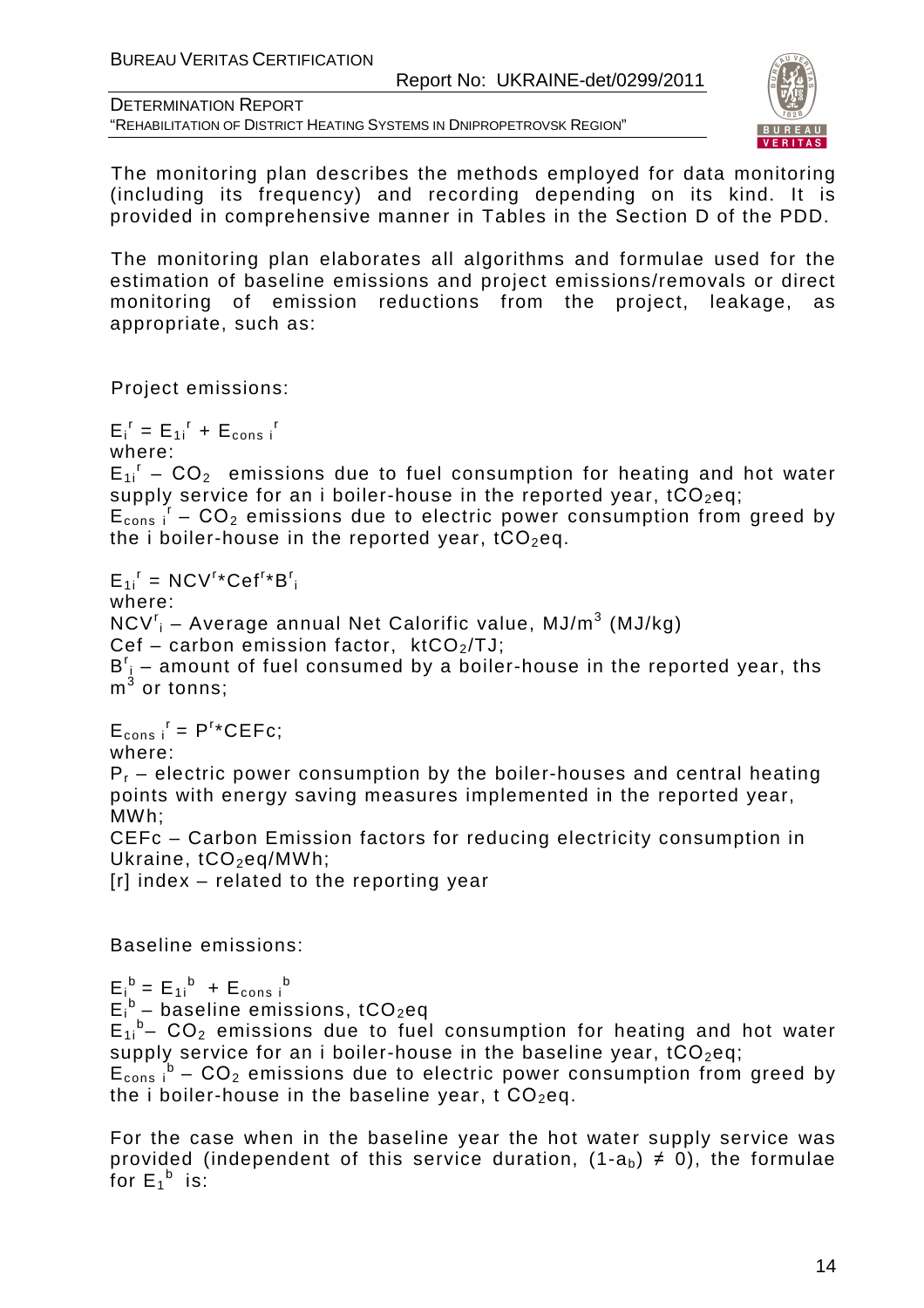The monitoring plan describes the methods employed for data monitoring (including its frequency) and recording depending on its kind. It is provided in comprehensive manner in Tables in the Section D of the PDD.

The monitoring plan elaborates all algorithms and formulae used for the estimation of baseline emissions and project emissions/removals or direct monitoring of emission reductions from the project, leakage, as appropriate, such as:

Project emissions:

$E_i^r = E_{1i}^r + E_{cons\ i}^r$

where:

$E_{1i}^r$ – $CO_2$ emissions due to fuel consumption for heating and hot water supply service for an i boiler-house in the reported year, $tCO_2eq$;

$E_{cons\ i}^r$ – $CO_2$ emissions due to electric power consumption from greed by the i boiler-house in the reported year, $tCO_2eq$.

$E_{1i}^r = NCV^r * Cef^r * B^r_i$

where:

$NCV^r_i$ – Average annual Net Calorific value, $MJ/m^3$ (MJ/kg)

Cef – carbon emission factor, $ktCO_2/TJ$;

$B^r_i$ – amount of fuel consumed by a boiler-house in the reported year, ths $m^3$ or tonns;

$E_{cons\ i}^r = P^r * CEFc$;

where:

$P_r$ – electric power consumption by the boiler-houses and central heating points with energy saving measures implemented in the reported year, MWh;

CEFc – Carbon Emission factors for reducing electricity consumption in Ukraine, $tCO_2eq/MWh$;

[r] index – related to the reporting year

Baseline emissions:

$E_i^b = E_{1i}^b + E_{cons\ i}^b$

$E_i^b$ – baseline emissions, $tCO_2eq$

$E_{1i}^b$– $CO_2$ emissions due to fuel consumption for heating and hot water supply service for an i boiler-house in the baseline year, $tCO_2eq$;

$E_{cons\ i}^b$ – $CO_2$ emissions due to electric power consumption from greed by the i boiler-house in the baseline year, t $CO_2eq$.

For the case when in the baseline year the hot water supply service was provided (independent of this service duration, $(1-a_b) \neq 0$), the formulae for $E_1^b$ is: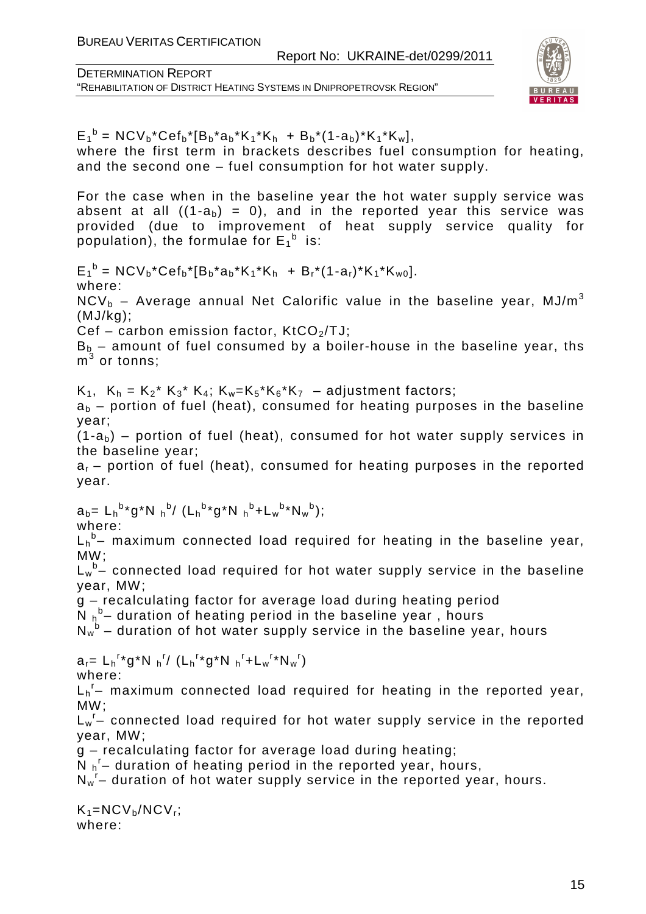$E_1^b = NCV_b*Cef_b*[B_b*a_b*K_1*K_h + B_b*(1-a_b)*K_1*K_w]$,

where the first term in brackets describes fuel consumption for heating, and the second one – fuel consumption for hot water supply.

For the case when in the baseline year the hot water supply service was absent at all ($(1-a_b) = 0$), and in the reported year this service was provided (due to improvement of heat supply service quality for population), the formulae for $E_1^b$ is:

$E_1^b = NCV_b*Cef_b*[B_b*a_b*K_1*K_h + B_r*(1-a_r)*K_1*K_{w0}]$.

where:

$NCV_b$ – Average annual Net Calorific value in the baseline year, $MJ/m^3$ (MJ/kg);

Cef – carbon emission factor, $KtCO_2/TJ$;

$B_b$ – amount of fuel consumed by a boiler-house in the baseline year, ths $m^3$ or tonns;

$K_1$, $K_h = K_2 * K_3 * K_4$; $K_w=K_5*K_6*K_7$ – adjustment factors;

$a_b$ – portion of fuel (heat), consumed for heating purposes in the baseline year;

$(1-a_b)$ – portion of fuel (heat), consumed for hot water supply services in the baseline year;

$a_r$ – portion of fuel (heat), consumed for heating purposes in the reported year.

$a_b = L_h^b*g*N_h^b / (L_h^b*g*N_h^b+L_w^b*N_w^b)$;

where:

$L_h^b$ – maximum connected load required for heating in the baseline year, MW;

$L_w^b$ – connected load required for hot water supply service in the baseline year, MW;

g – recalculating factor for average load during heating period

$N_h^b$ – duration of heating period in the baseline year , hours

$N_w^b$ – duration of hot water supply service in the baseline year, hours

$a_r = L_h^r*g*N_h^r / (L_h^r*g*N_h^r+L_w^r*N_w^r)$

where:

$L_h^r$ – maximum connected load required for heating in the reported year, MW;

$L_w^r$ – connected load required for hot water supply service in the reported year, MW;

g – recalculating factor for average load during heating;

$N_h^r$ – duration of heating period in the reported year, hours,

$N_w^r$ – duration of hot water supply service in the reported year, hours.

$K_1=NCV_b/NCV_r$;

where: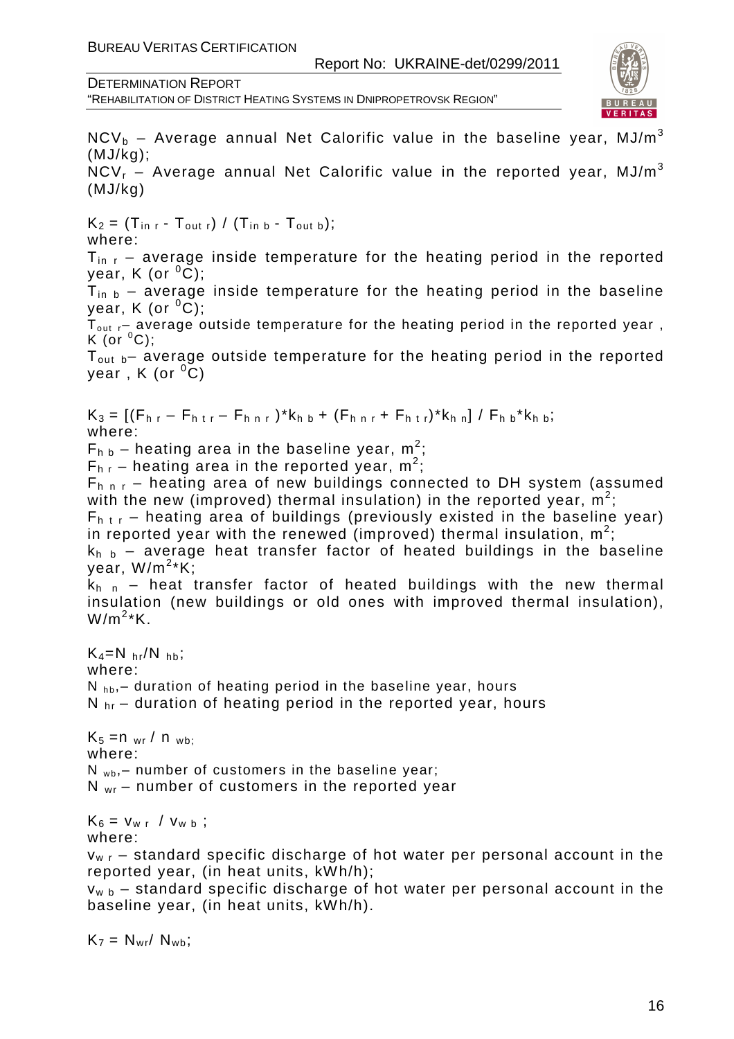$NCV_b$ – Average annual Net Calorific value in the baseline year, MJ/m$^3$ (MJ/kg);

$NCV_r$ – Average annual Net Calorific value in the reported year, MJ/m$^3$ (MJ/kg)

$K_2 = (T_{in\ r} - T_{out\ r}) / (T_{in\ b} - T_{out\ b})$;

where:

$T_{in\ r}$ – average inside temperature for the heating period in the reported year, K (or $^0$C);

$T_{in\ b}$ – average inside temperature for the heating period in the baseline year, K (or $^0$C);

$T_{out\ r}$– average outside temperature for the heating period in the reported year , K (or $^0$C);

$T_{out\ b}$– average outside temperature for the heating period in the reported year , K (or $^0$C)

$K_3 = [(F_{h\ r} - F_{h\ t\ r} - F_{h\ n\ r})*k_{h\ b} + (F_{h\ n\ r} + F_{h\ t\ r})*k_{h\ n}] / F_{h\ b}*k_{h\ b}$;

where:

$F_{h\ b}$ – heating area in the baseline year, m$^2$;

$F_{h\ r}$ – heating area in the reported year, m$^2$;

$F_{h\ n\ r}$ – heating area of new buildings connected to DH system (assumed with the new (improved) thermal insulation) in the reported year, m$^2$;

$F_{h\ t\ r}$ – heating area of buildings (previously existed in the baseline year) in reported year with the renewed (improved) thermal insulation, m$^2$;

$k_{h\ b}$ – average heat transfer factor of heated buildings in the baseline year, W/m$^2$*K;

$k_{h\ n}$ – heat transfer factor of heated buildings with the new thermal insulation (new buildings or old ones with improved thermal insulation), W/m$^2$*K.

$K_4 = N_{hr}/N_{hb}$;

where:

$N_{hb}$,– duration of heating period in the baseline year, hours

$N_{hr}$ – duration of heating period in the reported year, hours

$K_5 = n_{wr} / n_{wb}$;

where:

$N_{wb}$,– number of customers in the baseline year;

$N_{wr}$ – number of customers in the reported year

$K_6 = v_{w\ r} / v_{w\ b}$ ;

where:

$v_{w\ r}$ – standard specific discharge of hot water per personal account in the reported year, (in heat units, kWh/h);

$v_{w\ b}$ – standard specific discharge of hot water per personal account in the baseline year, (in heat units, kWh/h).

$K_7 = N_{wr}/ N_{wb}$;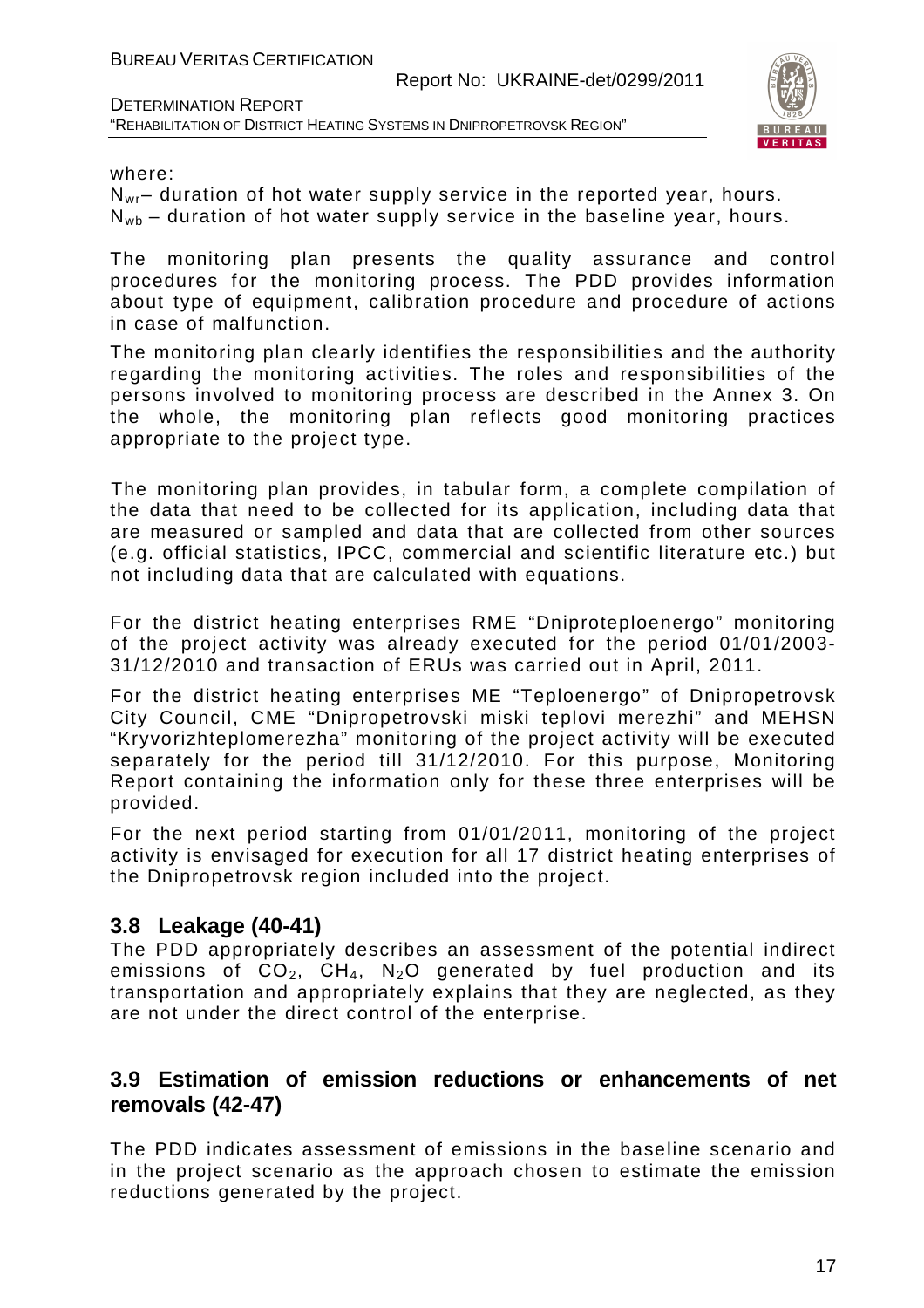where:
$N_{wr}$– duration of hot water supply service in the reported year, hours.
$N_{wb}$ – duration of hot water supply service in the baseline year, hours.

The monitoring plan presents the quality assurance and control procedures for the monitoring process. The PDD provides information about type of equipment, calibration procedure and procedure of actions in case of malfunction.

The monitoring plan clearly identifies the responsibilities and the authority regarding the monitoring activities. The roles and responsibilities of the persons involved to monitoring process are described in the Annex 3. On the whole, the monitoring plan reflects good monitoring practices appropriate to the project type.

The monitoring plan provides, in tabular form, a complete compilation of the data that need to be collected for its application, including data that are measured or sampled and data that are collected from other sources (e.g. official statistics, IPCC, commercial and scientific literature etc.) but not including data that are calculated with equations.

For the district heating enterprises RME "Dniproteploenergo" monitoring of the project activity was already executed for the period 01/01/2003-31/12/2010 and transaction of ERUs was carried out in April, 2011.

For the district heating enterprises ME "Teploenergo" of Dnipropetrovsk City Council, CME "Dnipropetrovski miski teplovi merezhi" and MEHSN "Kryvorizhteplomerezha" monitoring of the project activity will be executed separately for the period till 31/12/2010. For this purpose, Monitoring Report containing the information only for these three enterprises will be provided.

For the next period starting from 01/01/2011, monitoring of the project activity is envisaged for execution for all 17 district heating enterprises of the Dnipropetrovsk region included into the project.

## 3.8 Leakage (40-41)

The PDD appropriately describes an assessment of the potential indirect emissions of $CO_2$, $CH_4$, $N_2O$ generated by fuel production and its transportation and appropriately explains that they are neglected, as they are not under the direct control of the enterprise.

## 3.9 Estimation of emission reductions or enhancements of net removals (42-47)

The PDD indicates assessment of emissions in the baseline scenario and in the project scenario as the approach chosen to estimate the emission reductions generated by the project.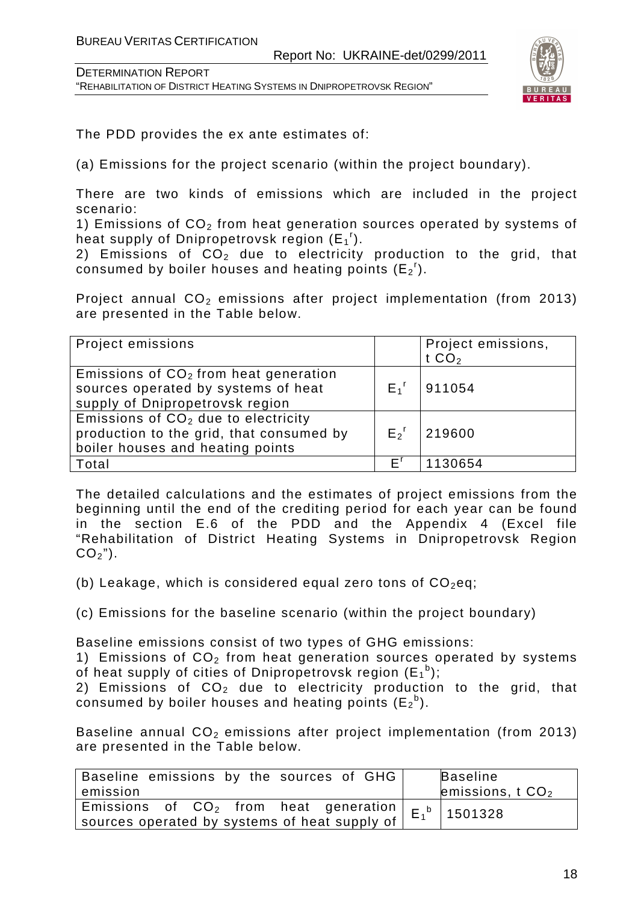The PDD provides the ex ante estimates of:

(a) Emissions for the project scenario (within the project boundary).

There are two kinds of emissions which are included in the project scenario:

1) Emissions of $CO_2$ from heat generation sources operated by systems of heat supply of Dnipropetrovsk region ($E_1^r$).

2) Emissions of $CO_2$ due to electricity production to the grid, that consumed by boiler houses and heating points ($E_2^r$).

Project annual $CO_2$ emissions after project implementation (from 2013) are presented in the Table below.

| Project emissions | | Project emissions, t $CO_2$ |
|---|---|---|
| Emissions of $CO_2$ from heat generation sources operated by systems of heat supply of Dnipropetrovsk region | $E_1^r$ | 911054 |
| Emissions of $CO_2$ due to electricity production to the grid, that consumed by boiler houses and heating points | $E_2^r$ | 219600 |
| Total | $E^r$ | 1130654 |

The detailed calculations and the estimates of project emissions from the beginning until the end of the crediting period for each year can be found in the section E.6 of the PDD and the Appendix 4 (Excel file "Rehabilitation of District Heating Systems in Dnipropetrovsk Region $CO_2$").

(b) Leakage, which is considered equal zero tons of $CO_2$eq;

(c) Emissions for the baseline scenario (within the project boundary)

Baseline emissions consist of two types of GHG emissions:

1) Emissions of $CO_2$ from heat generation sources operated by systems of heat supply of cities of Dnipropetrovsk region ($E_1^b$);

2) Emissions of $CO_2$ due to electricity production to the grid, that consumed by boiler houses and heating points ($E_2^b$).

Baseline annual $CO_2$ emissions after project implementation (from 2013) are presented in the Table below.

| Baseline emissions by the sources of GHG emission | | Baseline emissions, t $CO_2$ |
|---|---|---|
| Emissions of $CO_2$ from heat generation sources operated by systems of heat supply of | $E_1^b$ | 1501328 |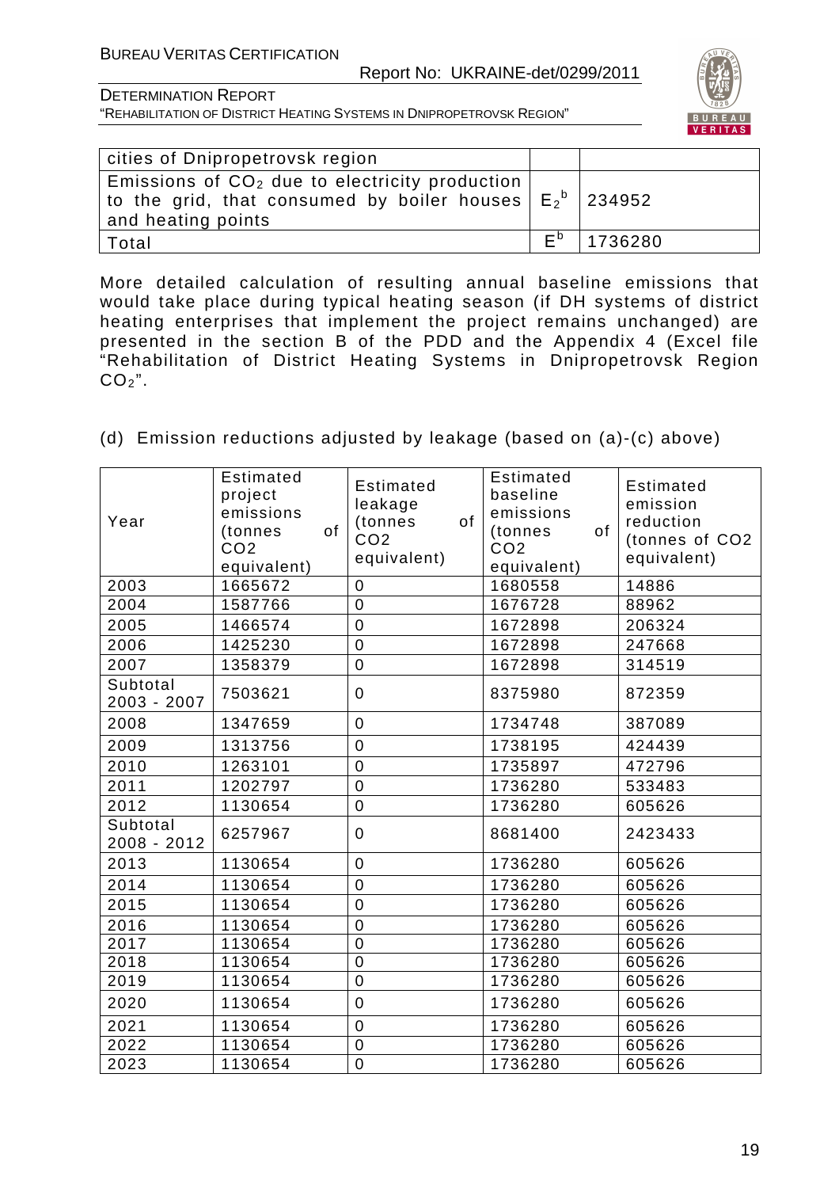| cities of Dnipropetrovsk region | | |
|---|---|---|
| Emissions of $CO_2$ due to electricity production to the grid, that consumed by boiler houses and heating points | $E_2^b$ | 234952 |
| Total | $E^b$ | 1736280 |

More detailed calculation of resulting annual baseline emissions that would take place during typical heating season (if DH systems of district heating enterprises that implement the project remains unchanged) are presented in the section B of the PDD and the Appendix 4 (Excel file "Rehabilitation of District Heating Systems in Dnipropetrovsk Region $CO_2$".

(d) Emission reductions adjusted by leakage (based on (a)-(c) above)

| Year | Estimated project emissions (tonnes of CO2 equivalent) | Estimated leakage (tonnes of CO2 equivalent) | Estimated baseline emissions (tonnes of CO2 equivalent) | Estimated emission reduction (tonnes of CO2 equivalent) |
|---|---|---|---|---|
| 2003 | 1665672 | 0 | 1680558 | 14886 |
| 2004 | 1587766 | 0 | 1676728 | 88962 |
| 2005 | 1466574 | 0 | 1672898 | 206324 |
| 2006 | 1425230 | 0 | 1672898 | 247668 |
| 2007 | 1358379 | 0 | 1672898 | 314519 |
| Subtotal 2003 - 2007 | 7503621 | 0 | 8375980 | 872359 |
| 2008 | 1347659 | 0 | 1734748 | 387089 |
| 2009 | 1313756 | 0 | 1738195 | 424439 |
| 2010 | 1263101 | 0 | 1735897 | 472796 |
| 2011 | 1202797 | 0 | 1736280 | 533483 |
| 2012 | 1130654 | 0 | 1736280 | 605626 |
| Subtotal 2008 - 2012 | 6257967 | 0 | 8681400 | 2423433 |
| 2013 | 1130654 | 0 | 1736280 | 605626 |
| 2014 | 1130654 | 0 | 1736280 | 605626 |
| 2015 | 1130654 | 0 | 1736280 | 605626 |
| 2016 | 1130654 | 0 | 1736280 | 605626 |
| 2017 | 1130654 | 0 | 1736280 | 605626 |
| 2018 | 1130654 | 0 | 1736280 | 605626 |
| 2019 | 1130654 | 0 | 1736280 | 605626 |
| 2020 | 1130654 | 0 | 1736280 | 605626 |
| 2021 | 1130654 | 0 | 1736280 | 605626 |
| 2022 | 1130654 | 0 | 1736280 | 605626 |
| 2023 | 1130654 | 0 | 1736280 | 605626 |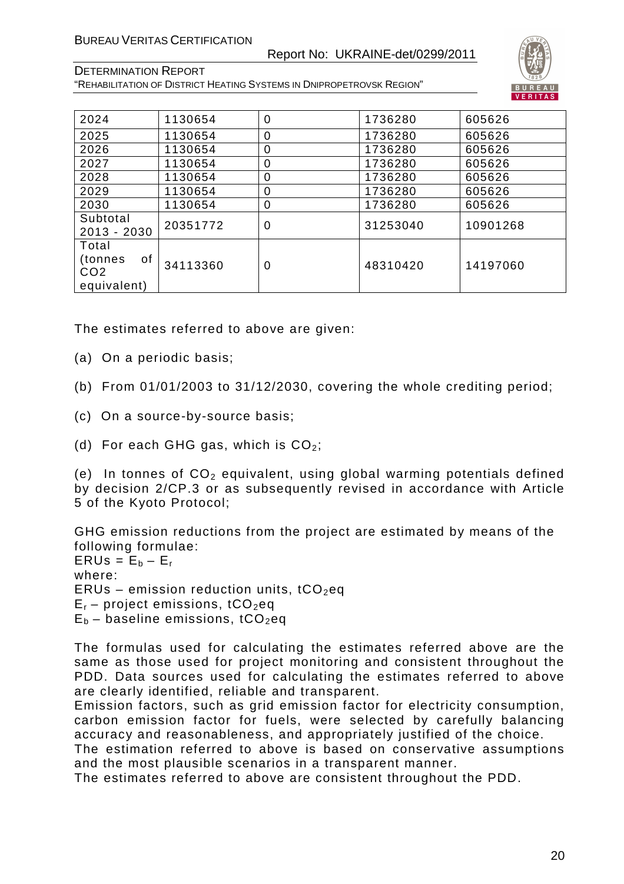| 2024 | 1130654 | 0 | 1736280 | 605626 |
|---|---|---|---|---|
| 2025 | 1130654 | 0 | 1736280 | 605626 |
| 2026 | 1130654 | 0 | 1736280 | 605626 |
| 2027 | 1130654 | 0 | 1736280 | 605626 |
| 2028 | 1130654 | 0 | 1736280 | 605626 |
| 2029 | 1130654 | 0 | 1736280 | 605626 |
| 2030 | 1130654 | 0 | 1736280 | 605626 |
| Subtotal 2013 - 2030 | 20351772 | 0 | 31253040 | 10901268 |
| Total (tonnes of CO2 equivalent) | 34113360 | 0 | 48310420 | 14197060 |

The estimates referred to above are given:

(a) On a periodic basis;

(b) From 01/01/2003 to 31/12/2030, covering the whole crediting period;

(c) On a source-by-source basis;

(d) For each GHG gas, which is $CO_2$;

(e) In tonnes of $CO_2$ equivalent, using global warming potentials defined by decision 2/CP.3 or as subsequently revised in accordance with Article 5 of the Kyoto Protocol;

GHG emission reductions from the project are estimated by means of the following formulae:
$ERUs = E_b – E_r$
where:
ERUs – emission reduction units, $tCO_2eq$
$E_r$ – project emissions, $tCO_2eq$
$E_b$ – baseline emissions, $tCO_2eq$

The formulas used for calculating the estimates referred above are the same as those used for project monitoring and consistent throughout the PDD. Data sources used for calculating the estimates referred to above are clearly identified, reliable and transparent.
Emission factors, such as grid emission factor for electricity consumption, carbon emission factor for fuels, were selected by carefully balancing accuracy and reasonableness, and appropriately justified of the choice.
The estimation referred to above is based on conservative assumptions and the most plausible scenarios in a transparent manner.
The estimates referred to above are consistent throughout the PDD.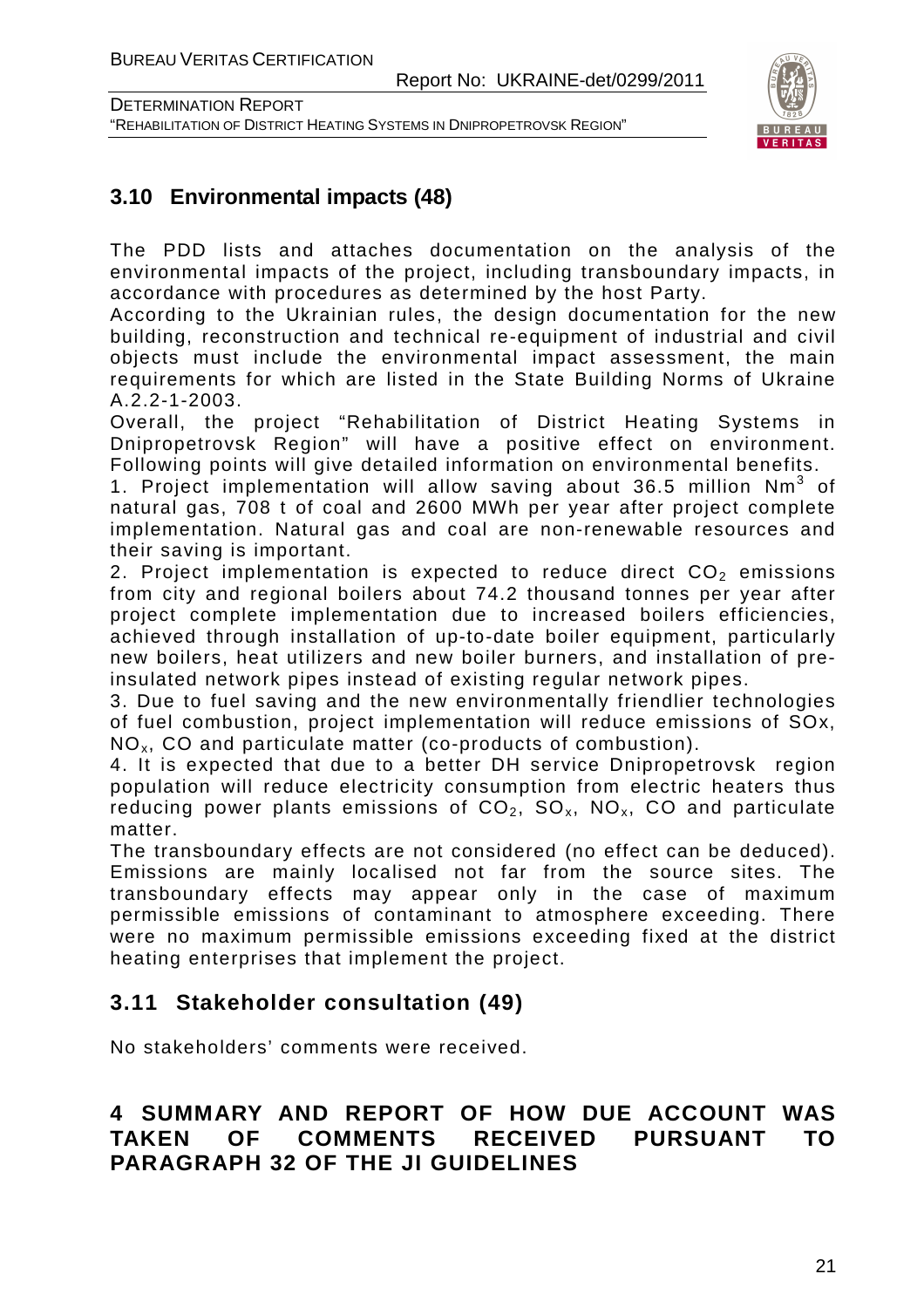## 3.10 Environmental impacts (48)

The PDD lists and attaches documentation on the analysis of the environmental impacts of the project, including transboundary impacts, in accordance with procedures as determined by the host Party.

According to the Ukrainian rules, the design documentation for the new building, reconstruction and technical re-equipment of industrial and civil objects must include the environmental impact assessment, the main requirements for which are listed in the State Building Norms of Ukraine A.2.2-1-2003.

Overall, the project "Rehabilitation of District Heating Systems in Dnipropetrovsk Region" will have a positive effect on environment. Following points will give detailed information on environmental benefits.

1. Project implementation will allow saving about 36.5 million $Nm^3$ of natural gas, 708 t of coal and 2600 MWh per year after project complete implementation. Natural gas and coal are non-renewable resources and their saving is important.

2. Project implementation is expected to reduce direct $CO_2$ emissions from city and regional boilers about 74.2 thousand tonnes per year after project complete implementation due to increased boilers efficiencies, achieved through installation of up-to-date boiler equipment, particularly new boilers, heat utilizers and new boiler burners, and installation of pre-insulated network pipes instead of existing regular network pipes.

3. Due to fuel saving and the new environmentally friendlier technologies of fuel combustion, project implementation will reduce emissions of SOx, $NO_x$, CO and particulate matter (co-products of combustion).

4. It is expected that due to a better DH service Dnipropetrovsk region population will reduce electricity consumption from electric heaters thus reducing power plants emissions of $CO_2$, $SO_x$, $NO_x$, CO and particulate matter.

The transboundary effects are not considered (no effect can be deduced). Emissions are mainly localised not far from the source sites. The transboundary effects may appear only in the case of maximum permissible emissions of contaminant to atmosphere exceeding. There were no maximum permissible emissions exceeding fixed at the district heating enterprises that implement the project.

## 3.11 Stakeholder consultation (49)

No stakeholders' comments were received.

# 4 SUMMARY AND REPORT OF HOW DUE ACCOUNT WAS TAKEN OF COMMENTS RECEIVED PURSUANT TO PARAGRAPH 32 OF THE JI GUIDELINES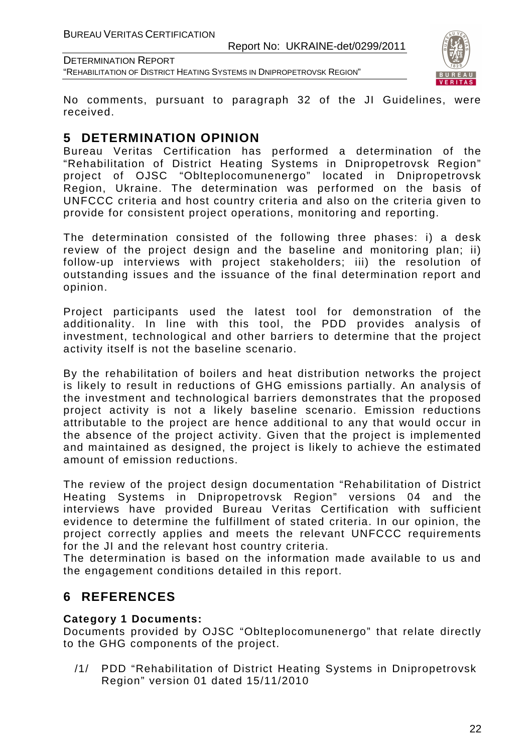No comments, pursuant to paragraph 32 of the JI Guidelines, were received.

## 5 DETERMINATION OPINION

Bureau Veritas Certification has performed a determination of the "Rehabilitation of District Heating Systems in Dnipropetrovsk Region" project of OJSC "Oblteplocomunenergo" located in Dnipropetrovsk Region, Ukraine. The determination was performed on the basis of UNFCCC criteria and host country criteria and also on the criteria given to provide for consistent project operations, monitoring and reporting.

The determination consisted of the following three phases: i) a desk review of the project design and the baseline and monitoring plan; ii) follow-up interviews with project stakeholders; iii) the resolution of outstanding issues and the issuance of the final determination report and opinion.

Project participants used the latest tool for demonstration of the additionality. In line with this tool, the PDD provides analysis of investment, technological and other barriers to determine that the project activity itself is not the baseline scenario.

By the rehabilitation of boilers and heat distribution networks the project is likely to result in reductions of GHG emissions partially. An analysis of the investment and technological barriers demonstrates that the proposed project activity is not a likely baseline scenario. Emission reductions attributable to the project are hence additional to any that would occur in the absence of the project activity. Given that the project is implemented and maintained as designed, the project is likely to achieve the estimated amount of emission reductions.

The review of the project design documentation "Rehabilitation of District Heating Systems in Dnipropetrovsk Region" versions 04 and the interviews have provided Bureau Veritas Certification with sufficient evidence to determine the fulfillment of stated criteria. In our opinion, the project correctly applies and meets the relevant UNFCCC requirements for the JI and the relevant host country criteria.
The determination is based on the information made available to us and the engagement conditions detailed in this report.

## 6 REFERENCES

**Category 1 Documents:**
Documents provided by OJSC "Oblteplocomunenergo" that relate directly to the GHG components of the project.

/1/ PDD "Rehabilitation of District Heating Systems in Dnipropetrovsk Region" version 01 dated 15/11/2010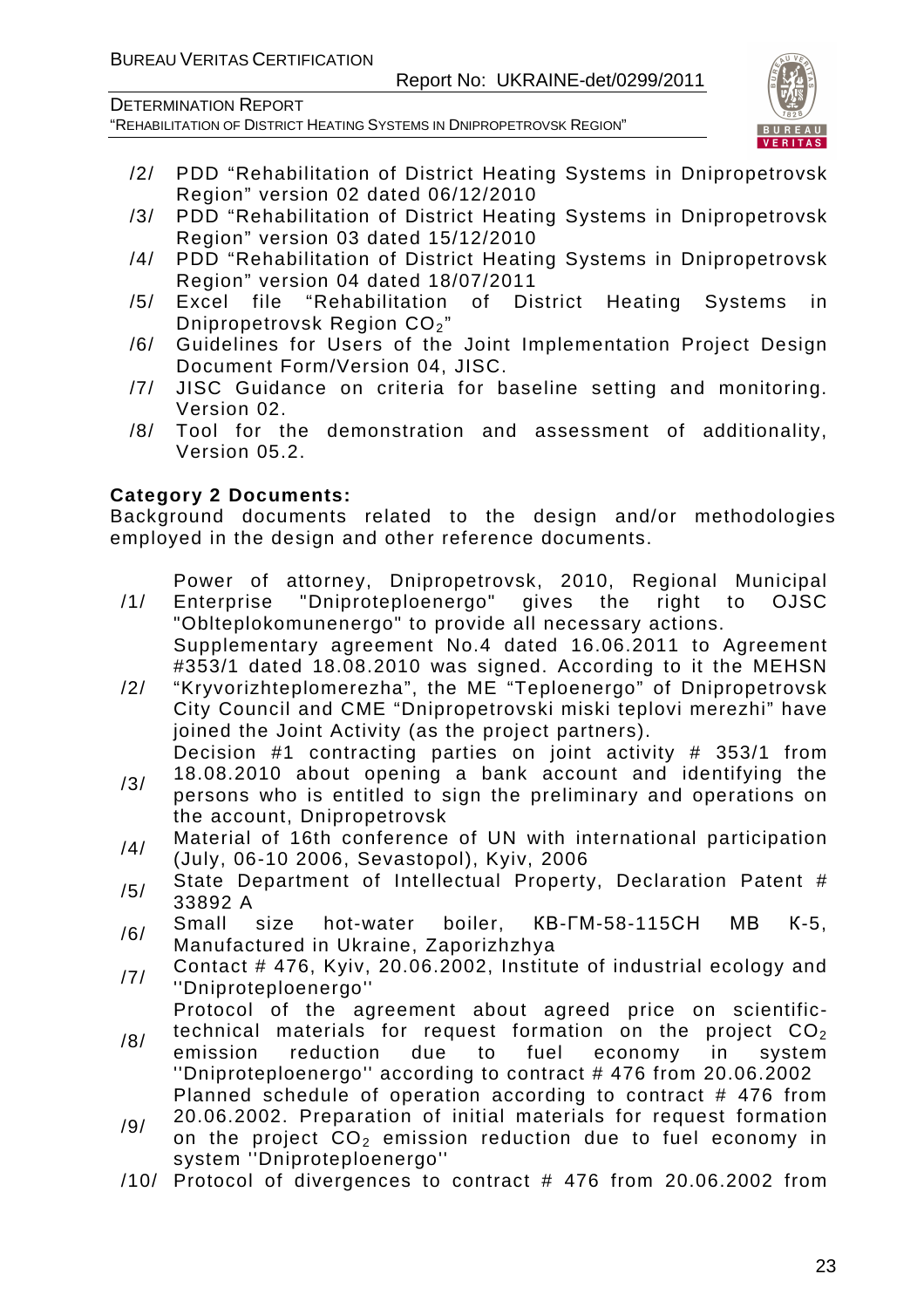/2/ PDD "Rehabilitation of District Heating Systems in Dnipropetrovsk Region" version 02 dated 06/12/2010

/3/ PDD "Rehabilitation of District Heating Systems in Dnipropetrovsk Region" version 03 dated 15/12/2010

/4/ PDD "Rehabilitation of District Heating Systems in Dnipropetrovsk Region" version 04 dated 18/07/2011

/5/ Excel file "Rehabilitation of District Heating Systems in Dnipropetrovsk Region $CO_2$"

/6/ Guidelines for Users of the Joint Implementation Project Design Document Form/Version 04, JISC.

/7/ JISC Guidance on criteria for baseline setting and monitoring. Version 02.

/8/ Tool for the demonstration and assessment of additionality, Version 05.2.

**Category 2 Documents:**

Background documents related to the design and/or methodologies employed in the design and other reference documents.

/1/ Power of attorney, Dnipropetrovsk, 2010, Regional Municipal Enterprise "Dniproteploenergo" gives the right to OJSC "Oblteplokomunenergo" to provide all necessary actions.

/2/ Supplementary agreement No.4 dated 16.06.2011 to Agreement #353/1 dated 18.08.2010 was signed. According to it the MEHSN "Kryvorizhteplomerezha", the ME "Teploenergo" of Dnipropetrovsk City Council and CME "Dnipropetrovski miski teplovi merezhi" have joined the Joint Activity (as the project partners).

/3/ Decision #1 contracting parties on joint activity # 353/1 from 18.08.2010 about opening a bank account and identifying the persons who is entitled to sign the preliminary and operations on the account, Dnipropetrovsk

/4/ Material of 16th conference of UN with international participation (July, 06-10 2006, Sevastopol), Kyiv, 2006

/5/ State Department of Intellectual Property, Declaration Patent # 33892 A

/6/ Small size hot-water boiler, КВ-ГМ-58-115СН МВ К-5, Manufactured in Ukraine, Zaporizhzhya

/7/ Contact # 476, Kyiv, 20.06.2002, Institute of industrial ecology and ''Dniproteploenergo''

/8/ Protocol of the agreement about agreed price on scientific-technical materials for request formation on the project $CO_2$ emission reduction due to fuel economy in system ''Dniproteploenergo'' according to contract # 476 from 20.06.2002

/9/ Planned schedule of operation according to contract # 476 from 20.06.2002. Preparation of initial materials for request formation on the project $CO_2$ emission reduction due to fuel economy in system ''Dniproteploenergo''

/10/ Protocol of divergences to contract # 476 from 20.06.2002 from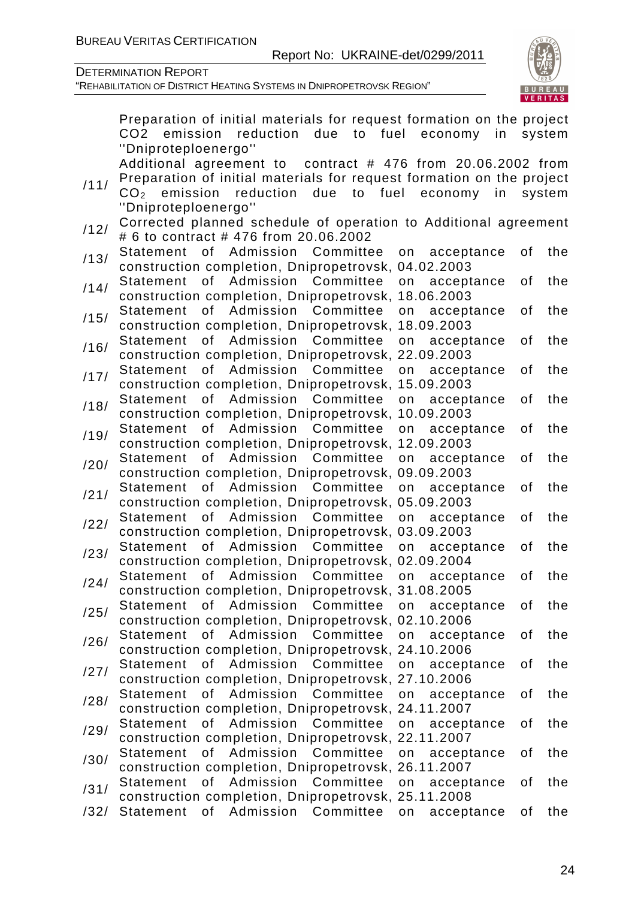| | |
|---|---|
| | Preparation of initial materials for request formation on the project $CO_2$ emission reduction due to fuel economy in system ''Dniproteploenergo'' |
| /11/ | Additional agreement to contract # 476 from 20.06.2002 from Preparation of initial materials for request formation on the project $CO_2$ emission reduction due to fuel economy in system ''Dniproteploenergo'' |
| /12/ | Corrected planned schedule of operation to Additional agreement # 6 to contract # 476 from 20.06.2002 |
| /13/ | Statement of Admission Committee on acceptance of the construction completion, Dnipropetrovsk, 04.02.2003 |
| /14/ | Statement of Admission Committee on acceptance of the construction completion, Dnipropetrovsk, 18.06.2003 |
| /15/ | Statement of Admission Committee on acceptance of the construction completion, Dnipropetrovsk, 18.09.2003 |
| /16/ | Statement of Admission Committee on acceptance of the construction completion, Dnipropetrovsk, 22.09.2003 |
| /17/ | Statement of Admission Committee on acceptance of the construction completion, Dnipropetrovsk, 15.09.2003 |
| /18/ | Statement of Admission Committee on acceptance of the construction completion, Dnipropetrovsk, 10.09.2003 |
| /19/ | Statement of Admission Committee on acceptance of the construction completion, Dnipropetrovsk, 12.09.2003 |
| /20/ | Statement of Admission Committee on acceptance of the construction completion, Dnipropetrovsk, 09.09.2003 |
| /21/ | Statement of Admission Committee on acceptance of the construction completion, Dnipropetrovsk, 05.09.2003 |
| /22/ | Statement of Admission Committee on acceptance of the construction completion, Dnipropetrovsk, 03.09.2003 |
| /23/ | Statement of Admission Committee on acceptance of the construction completion, Dnipropetrovsk, 02.09.2004 |
| /24/ | Statement of Admission Committee on acceptance of the construction completion, Dnipropetrovsk, 31.08.2005 |
| /25/ | Statement of Admission Committee on acceptance of the construction completion, Dnipropetrovsk, 02.10.2006 |
| /26/ | Statement of Admission Committee on acceptance of the construction completion, Dnipropetrovsk, 24.10.2006 |
| /27/ | Statement of Admission Committee on acceptance of the construction completion, Dnipropetrovsk, 27.10.2006 |
| /28/ | Statement of Admission Committee on acceptance of the construction completion, Dnipropetrovsk, 24.11.2007 |
| /29/ | Statement of Admission Committee on acceptance of the construction completion, Dnipropetrovsk, 22.11.2007 |
| /30/ | Statement of Admission Committee on acceptance of the construction completion, Dnipropetrovsk, 26.11.2007 |
| /31/ | Statement of Admission Committee on acceptance of the construction completion, Dnipropetrovsk, 25.11.2008 |
| /32/ | Statement of Admission Committee on acceptance of the |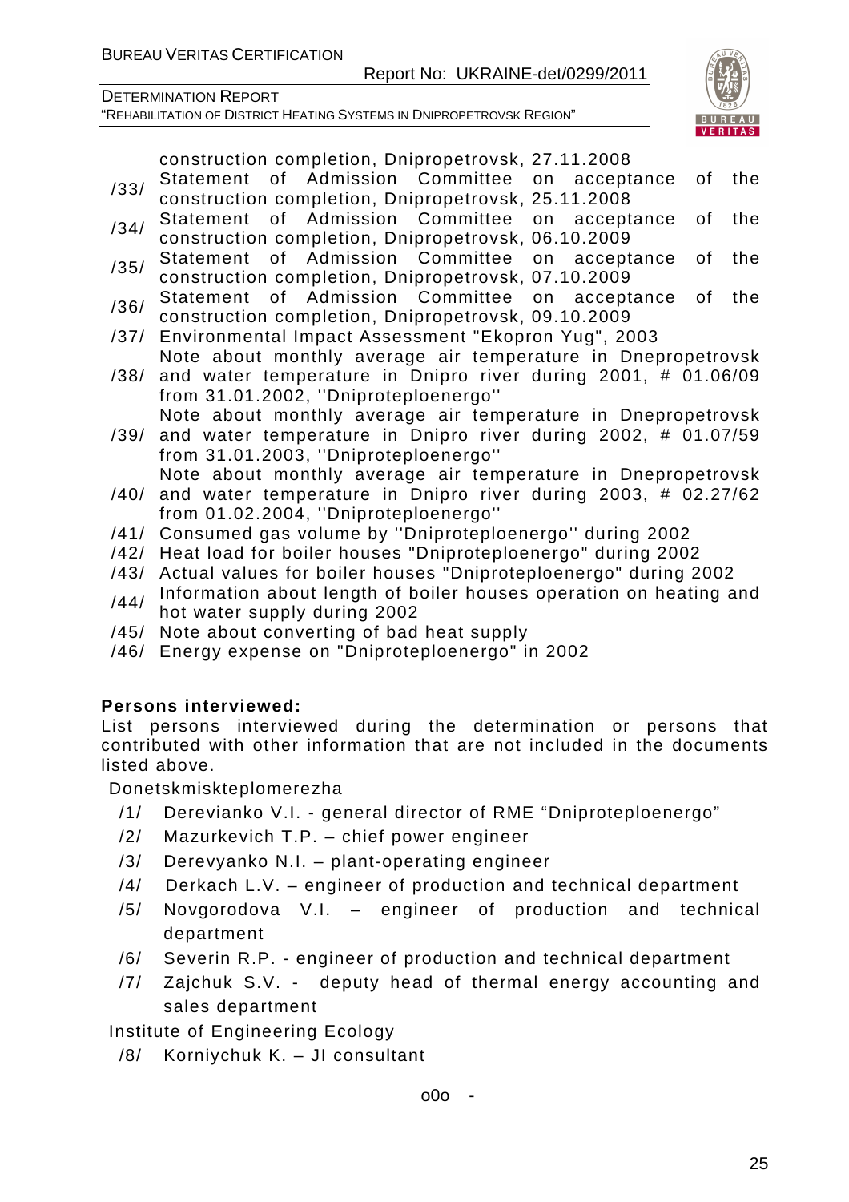construction completion, Dnipropetrovsk, 27.11.2008

/33/ Statement of Admission Committee on acceptance of the construction completion, Dnipropetrovsk, 25.11.2008

/34/ Statement of Admission Committee on acceptance of the construction completion, Dnipropetrovsk, 06.10.2009

/35/ Statement of Admission Committee on acceptance of the construction completion, Dnipropetrovsk, 07.10.2009

/36/ Statement of Admission Committee on acceptance of the construction completion, Dnipropetrovsk, 09.10.2009

/37/ Environmental Impact Assessment "Ekopron Yug", 2003

/38/ Note about monthly average air temperature in Dnepropetrovsk and water temperature in Dnipro river during 2001, # 01.06/09 from 31.01.2002, ''Dniproteploenergo''

/39/ Note about monthly average air temperature in Dnepropetrovsk and water temperature in Dnipro river during 2002, # 01.07/59 from 31.01.2003, ''Dniproteploenergo''

/40/ Note about monthly average air temperature in Dnepropetrovsk and water temperature in Dnipro river during 2003, # 02.27/62 from 01.02.2004, ''Dniproteploenergo''

/41/ Consumed gas volume by ''Dniproteploenergo'' during 2002

/42/ Heat load for boiler houses "Dniproteploenergo" during 2002

/43/ Actual values for boiler houses "Dniproteploenergo" during 2002

/44/ Information about length of boiler houses operation on heating and hot water supply during 2002

/45/ Note about converting of bad heat supply

/46/ Energy expense on "Dniproteploenergo" in 2002

**Persons interviewed:**

List persons interviewed during the determination or persons that contributed with other information that are not included in the documents listed above.

Donetskmiskteplomerezha

/1/ Derevianko V.I. - general director of RME "Dniproteploenergo"

/2/ Mazurkevich T.P. – chief power engineer

/3/ Derevyanko N.I. – plant-operating engineer

/4/ Derkach L.V. – engineer of production and technical department

/5/ Novgorodova V.I. – engineer of production and technical department

/6/ Severin R.P. - engineer of production and technical department

/7/ Zajchuk S.V. - deputy head of thermal energy accounting and sales department

Institute of Engineering Ecology

/8/ Korniychuk K. – JI consultant

o0o -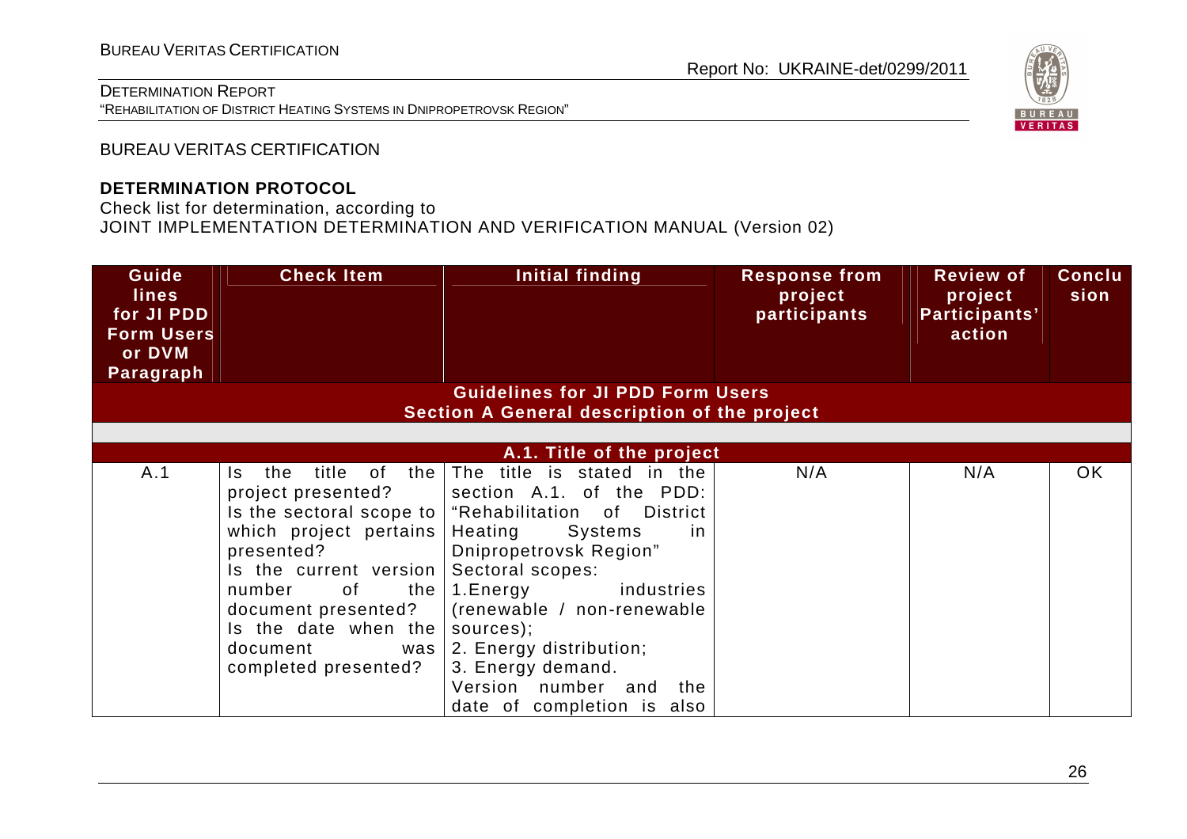BUREAU VERITAS CERTIFICATION

**DETERMINATION PROTOCOL**

Check list for determination, according to
JOINT IMPLEMENTATION DETERMINATION AND VERIFICATION MANUAL (Version 02)

| Guide lines for JI PDD Form Users or DVM Paragraph | Check Item | Initial finding | Response from project participants | Review of project Participants' action | Conclusion |
|---|---|---|---|---|---|
| **Guidelines for JI PDD Form Users** **Section A General description of the project** | | | | | |
| | | | | | |
| **A.1. Title of the project** | | | | | |
| A.1 | Is the title of the project presented? Is the sectoral scope to which project pertains presented? Is the current version number of the document presented? Is the date when the document was completed presented? | The title is stated in the section A.1. of the PDD: "Rehabilitation of District Heating Systems in Dnipropetrovsk Region" Sectoral scopes: 1.Energy industries (renewable / non-renewable sources); 2. Energy distribution; 3. Energy demand. Version number and the date of completion is also | N/A | N/A | OK |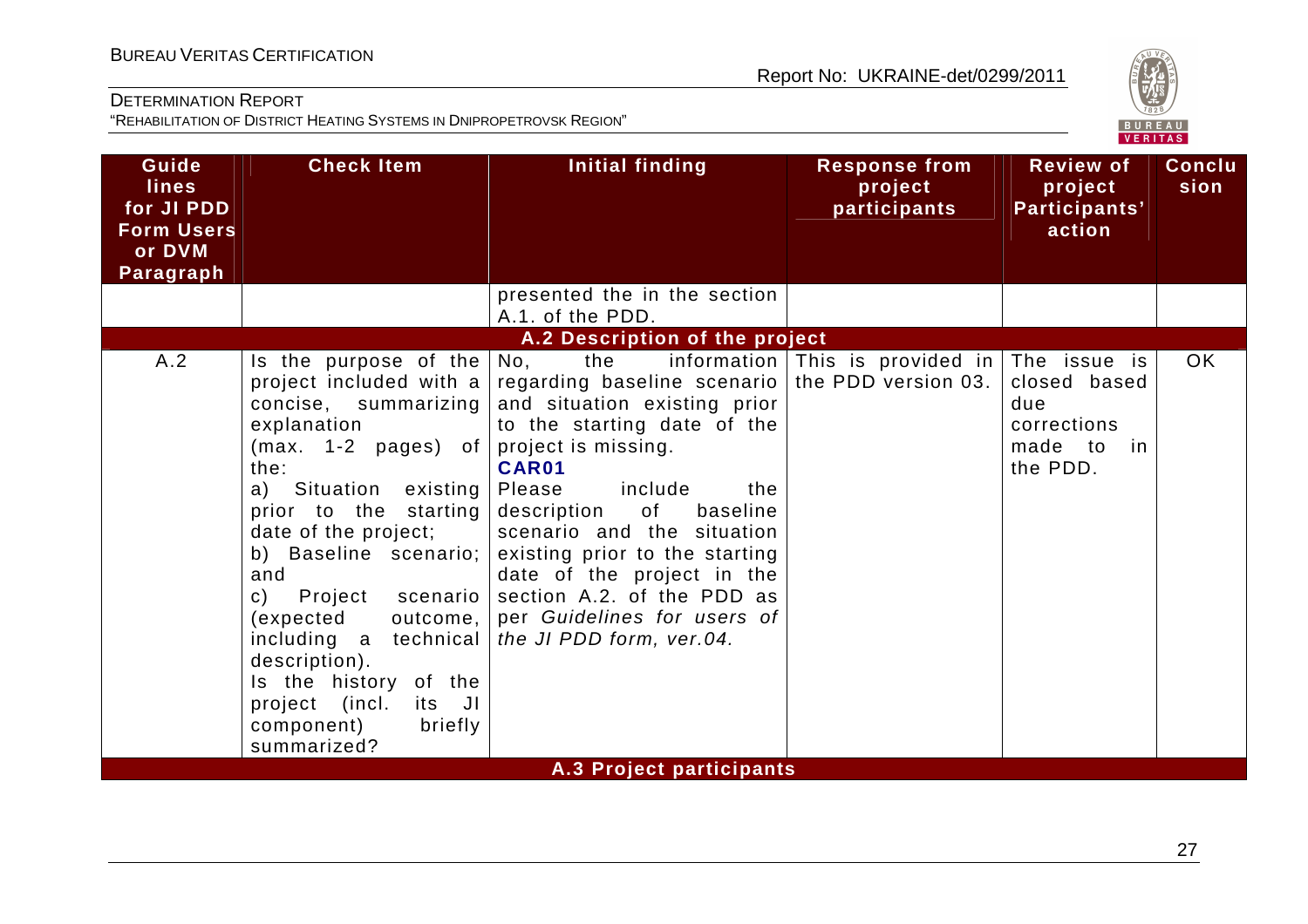| Guide lines for JI PDD Form Users or DVM Paragraph | Check Item | Initial finding | Response from project participants | Review of project Participants' action | Conclusion |
|---|---|---|---|---|---|
| | | presented the in the section A.1. of the PDD. | | | |
| **A.2 Description of the project** | | | | | |
| A.2 | Is the purpose of the project included with a concise, summarizing explanation (max. 1-2 pages) of the:<br>a) Situation existing prior to the starting date of the project;<br>b) Baseline scenario; and<br>c) Project scenario (expected outcome, including a technical description).<br>Is the history of the project (incl. its JI component) briefly summarized? | No, the information regarding baseline scenario and situation existing prior to the starting date of the project is missing.<br>**CAR01**<br>Please include the description of baseline scenario and the situation existing prior to the starting date of the project in the section A.2. of the PDD as per *Guidelines for users of the JI PDD form, ver.04.* | This is provided in the PDD version 03. | The issue is closed based due corrections made to in the PDD. | OK |
| **A.3 Project participants** | | | | | |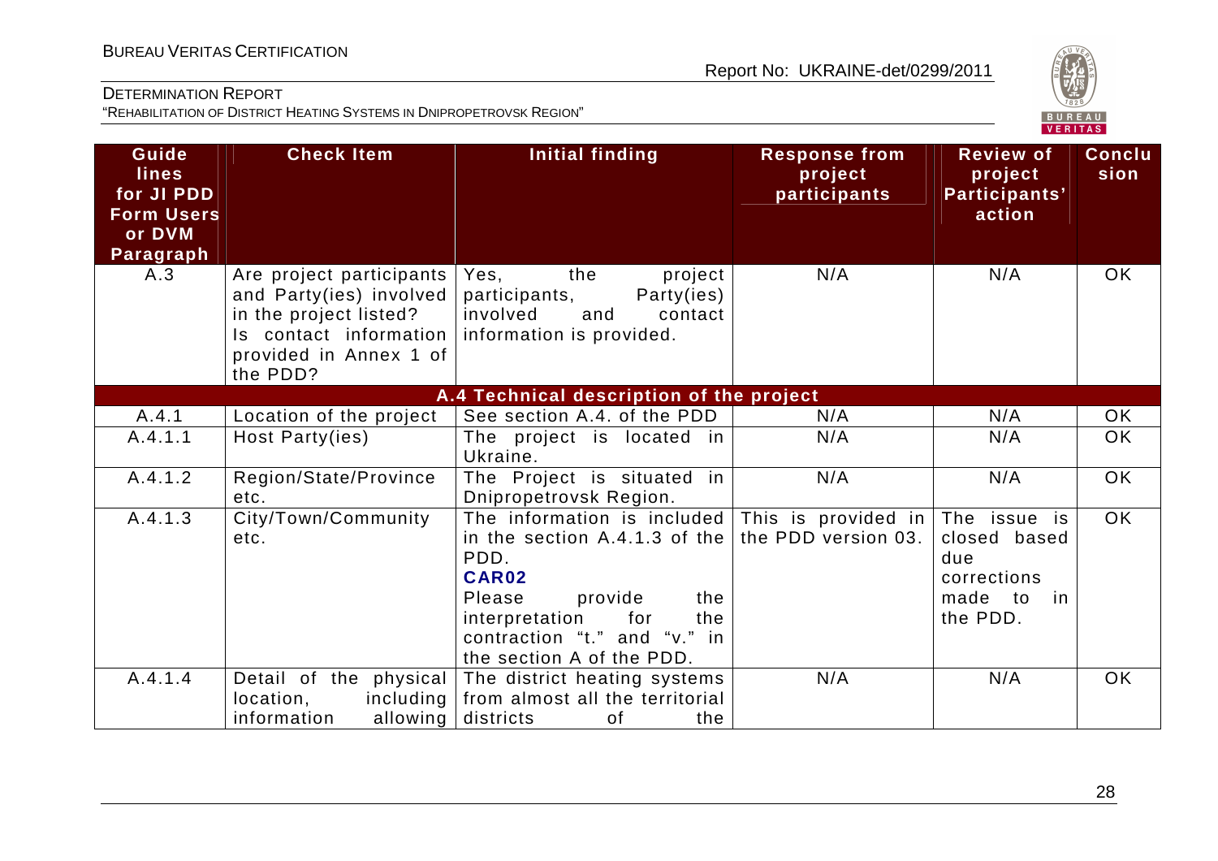| Guide lines for JI PDD Form Users or DVM Paragraph | Check Item | Initial finding | Response from project participants | Review of project Participants' action | Conclusion |
|---|---|---|---|---|---|
| A.3 | Are project participants and Party(ies) involved in the project listed? Is contact information provided in Annex 1 of the PDD? | Yes, the project participants, Party(ies) involved and contact information is provided. | N/A | N/A | OK |
| | | **A.4 Technical description of the project** | | | |
| A.4.1 | Location of the project | See section A.4. of the PDD | N/A | N/A | OK |
| A.4.1.1 | Host Party(ies) | The project is located in Ukraine. | N/A | N/A | OK |
| A.4.1.2 | Region/State/Province etc. | The Project is situated in Dnipropetrovsk Region. | N/A | N/A | OK |
| A.4.1.3 | City/Town/Community etc. | The information is included in the section A.4.1.3 of the PDD.<br>**CAR02**<br>Please provide the interpretation for the contraction "t." and "v." in the section A of the PDD. | This is provided in the PDD version 03. | The issue is closed based due corrections made to in the PDD. | OK |
| A.4.1.4 | Detail of the physical location, including information allowing | The district heating systems from almost all the territorial districts of the | N/A | N/A | OK |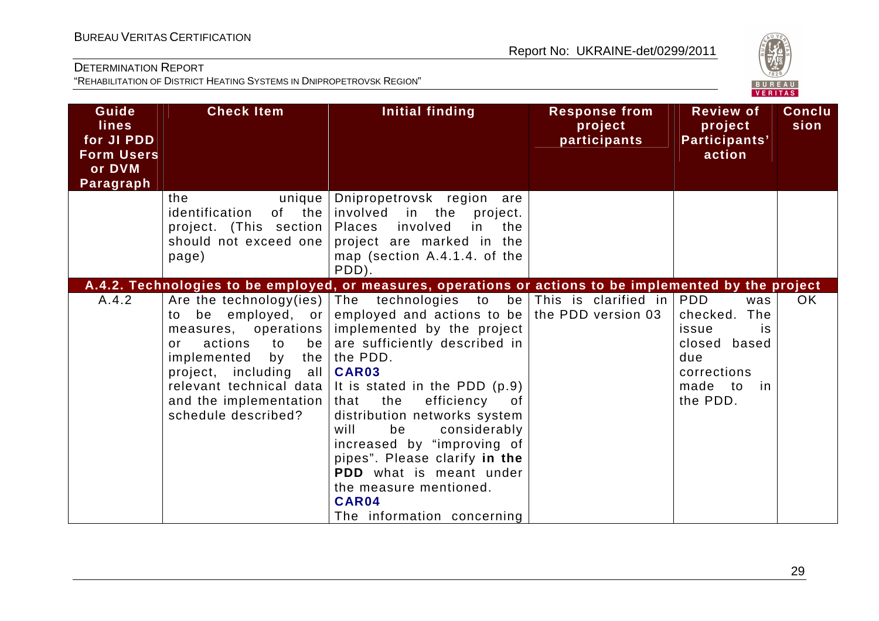| Guide lines for JI PDD Form Users or DVM Paragraph | Check Item | Initial finding | Response from project participants | Review of project Participants' action | Conclusion |
|---|---|---|---|---|---|
| | the unique identification of the project. (This section should not exceed one page) | Dnipropetrovsk region are involved in the project. Places involved in the project are marked in the map (section A.4.1.4. of the PDD). | | | |
| **A.4.2. Technologies to be employed, or measures, operations or actions to be implemented by the project** | | | | | |
| A.4.2 | Are the technology(ies) to be employed, or measures, operations or actions to be implemented by the project, including all relevant technical data and the implementation schedule described? | The technologies to be employed and actions to be implemented by the project are sufficiently described in the PDD.<br>**CAR03**<br>It is stated in the PDD (p.9) that the efficiency of distribution networks system will be considerably increased by "improving of pipes". Please clarify **in the PDD** what is meant under the measure mentioned.<br>**CAR04**<br>The information concerning | This is clarified in the PDD version 03 | PDD was checked. The issue is closed based due corrections made to in the PDD. | OK |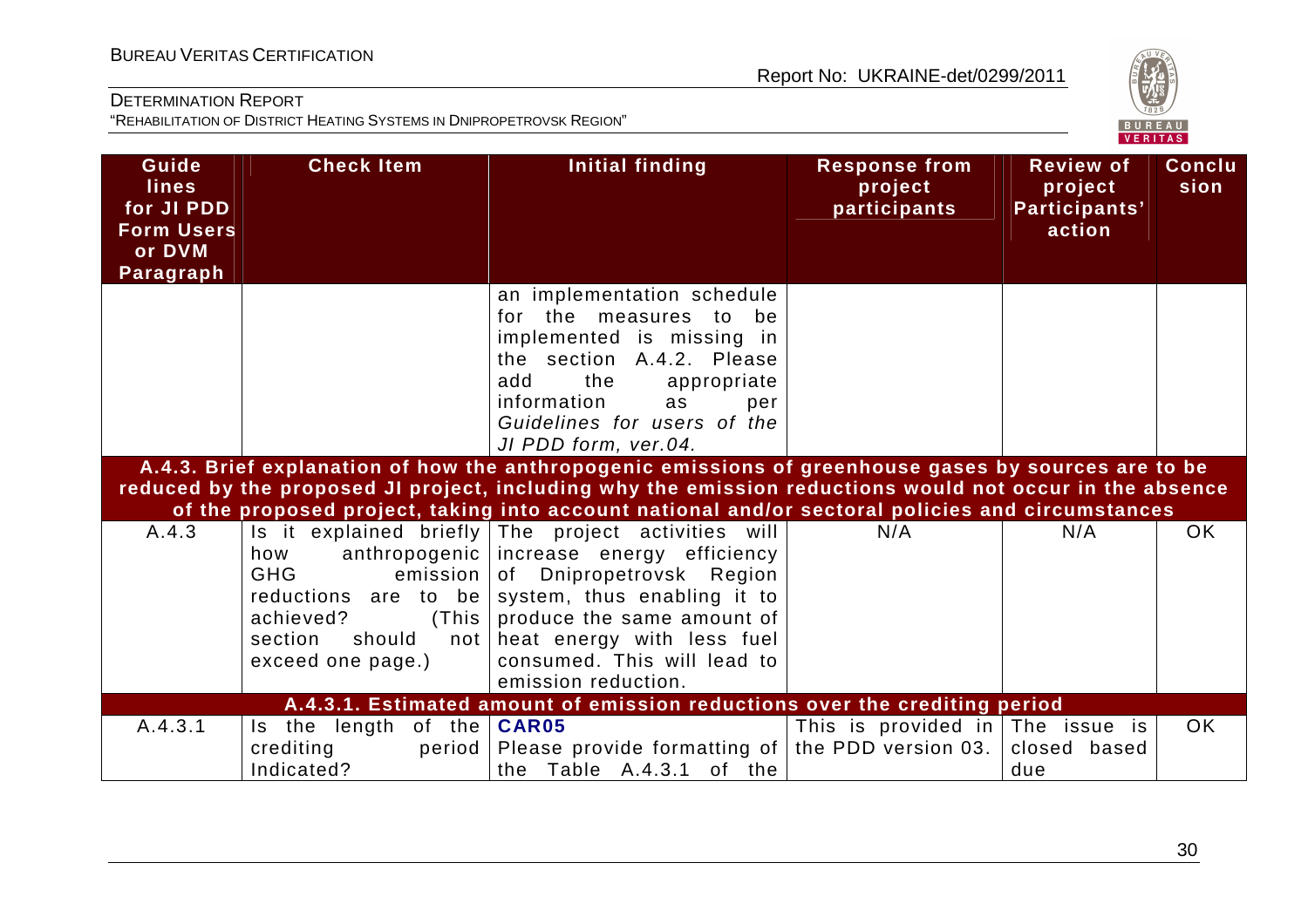| Guide lines for JI PDD Form Users or DVM Paragraph | Check Item | Initial finding | Response from project participants | Review of project Participants' action | Conclu sion |
|---|---|---|---|---|---|
| | | an implementation schedule for the measures to be implemented is missing in the section A.4.2. Please add the appropriate information as per *Guidelines for users of the JI PDD form, ver.04.* | | | |
| **A.4.3. Brief explanation of how the anthropogenic emissions of greenhouse gases by sources are to be reduced by the proposed JI project, including why the emission reductions would not occur in the absence of the proposed project, taking into account national and/or sectoral policies and circumstances** | | | | | |
| A.4.3 | Is it explained briefly how anthropogenic GHG emission reductions are to be achieved? (This section should not exceed one page.) | The project activities will increase energy efficiency of Dnipropetrovsk Region system, thus enabling it to produce the same amount of heat energy with less fuel consumed. This will lead to emission reduction. | N/A | N/A | OK |
| **A.4.3.1. Estimated amount of emission reductions over the crediting period** | | | | | |
| A.4.3.1 | Is the length of the crediting period Indicated? | **CAR05** Please provide formatting of the Table A.4.3.1 of the | This is provided in the PDD version 03. | The issue is closed based due | OK |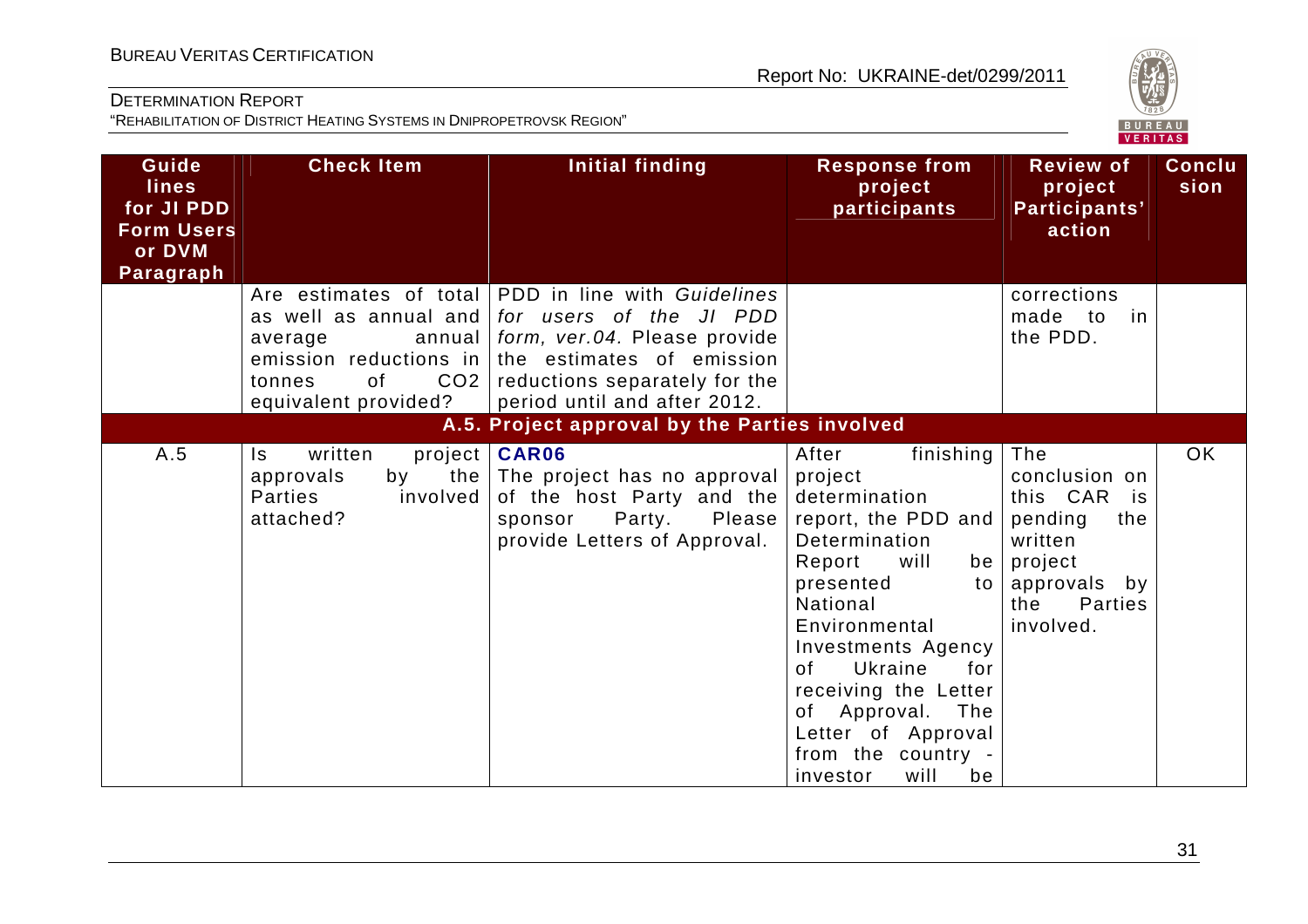| Guide lines for JI PDD Form Users or DVM Paragraph | Check Item | Initial finding | Response from project participants | Review of project Participants' action | Conclusion |
|---|---|---|---|---|---|
| | Are estimates of total as well as annual and average annual emission reductions in tonnes of CO2 equivalent provided? | PDD in line with *Guidelines for users of the JI PDD form, ver.04.* Please provide the estimates of emission reductions separately for the period until and after 2012. | | corrections made to in the PDD. | |
| **A.5. Project approval by the Parties involved** | | | | | |
| A.5 | Is written project approvals by the Parties involved attached? | **CAR06** The project has no approval of the host Party and the sponsor Party. Please provide Letters of Approval. | After finishing project determination report, the PDD and Determination Report will be presented to National Environmental Investments Agency of Ukraine for receiving the Letter of Approval. The Letter of Approval from the country - investor will be | The conclusion on this CAR is pending the written project approvals by the Parties involved. | OK |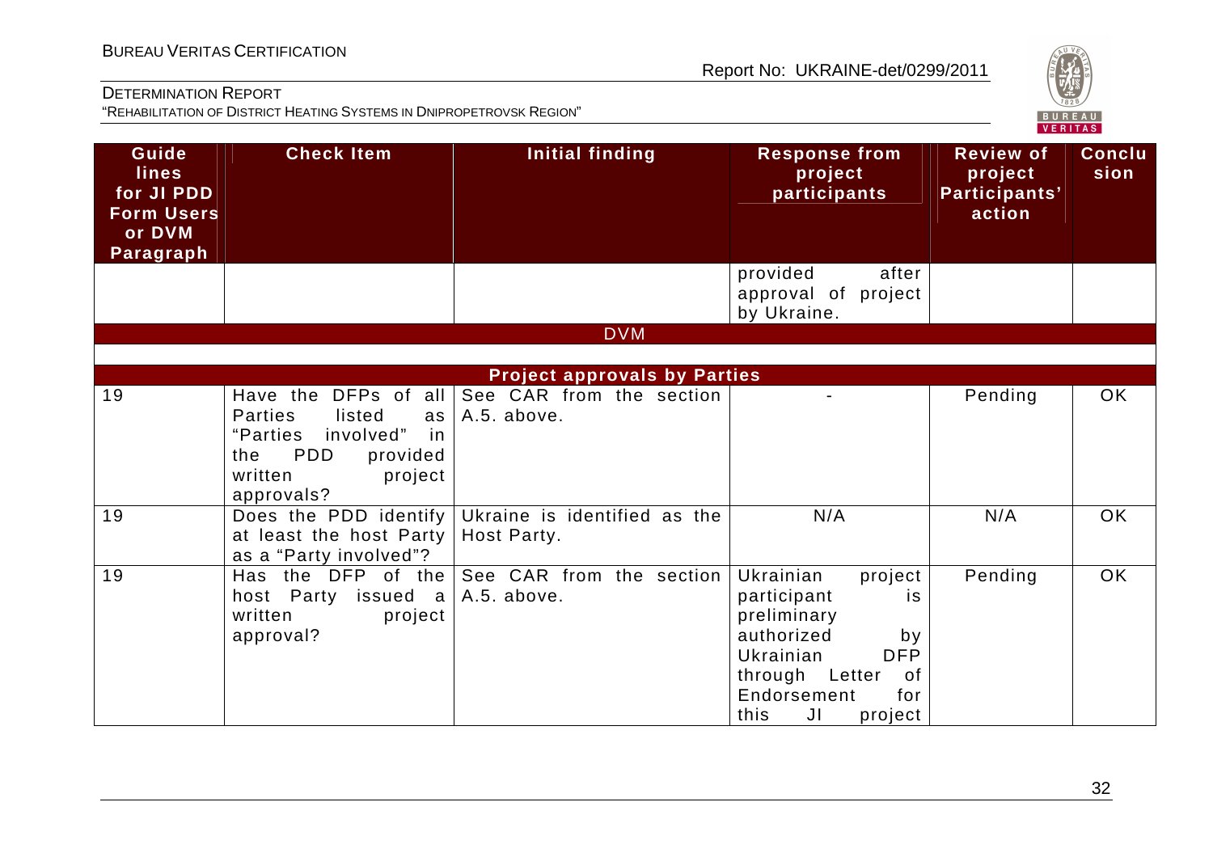| Guidelines for JI PDD Form Users or DVM Paragraph | Check Item | Initial finding | Response from project participants | Review of project Participants' action | Conclusion |
|---|---|---|---|---|---|
| | | | provided after approval of project by Ukraine. | | |
| **DVM** | | | | | |
| **Project approvals by Parties** | | | | | |
| 19 | Have the DFPs of all Parties listed as "Parties involved" in the PDD provided written project approvals? | See CAR from the section A.5. above. | - | Pending | OK |
| 19 | Does the PDD identify at least the host Party as a "Party involved"? | Ukraine is identified as the Host Party. | N/A | N/A | OK |
| 19 | Has the DFP of the host Party issued a written project approval? | See CAR from the section A.5. above. | Ukrainian project participant is preliminary authorized by Ukrainian DFP through Letter of Endorsement for this JI project | Pending | OK |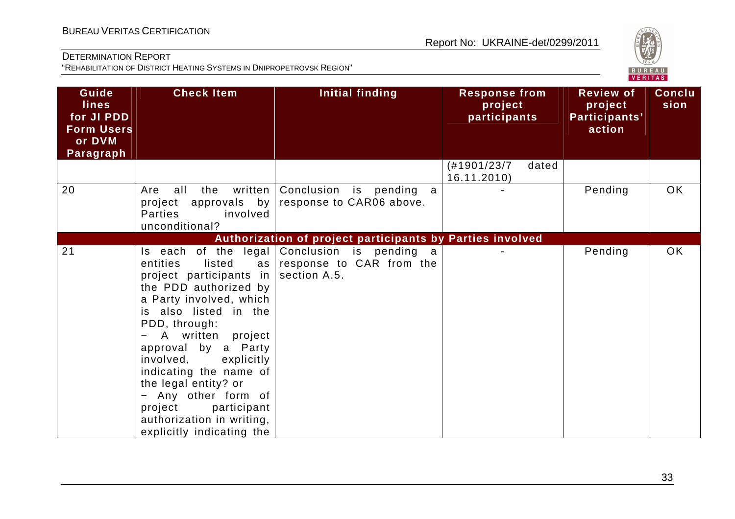| Guidelines for JI PDD Form Users or DVM Paragraph | Check Item | Initial finding | Response from project participants | Review of project Participants' action | Conclusion |
|---|---|---|---|---|---|
| | | | (#1901/23/7 dated 16.11.2010) | | |
| 20 | Are all the written project approvals by Parties involved unconditional? | Conclusion is pending a response to CAR06 above. | - | Pending | OK |
| **Authorization of project participants by Parties involved** | | | | | |
| 21 | Is each of the legal entities listed as project participants in the PDD authorized by a Party involved, which is also listed in the PDD, through:<br>− A written project approval by a Party involved, explicitly indicating the name of the legal entity? or<br>− Any other form of project participant authorization in writing, explicitly indicating the | Conclusion is pending a response to CAR from the section A.5. | - | Pending | OK |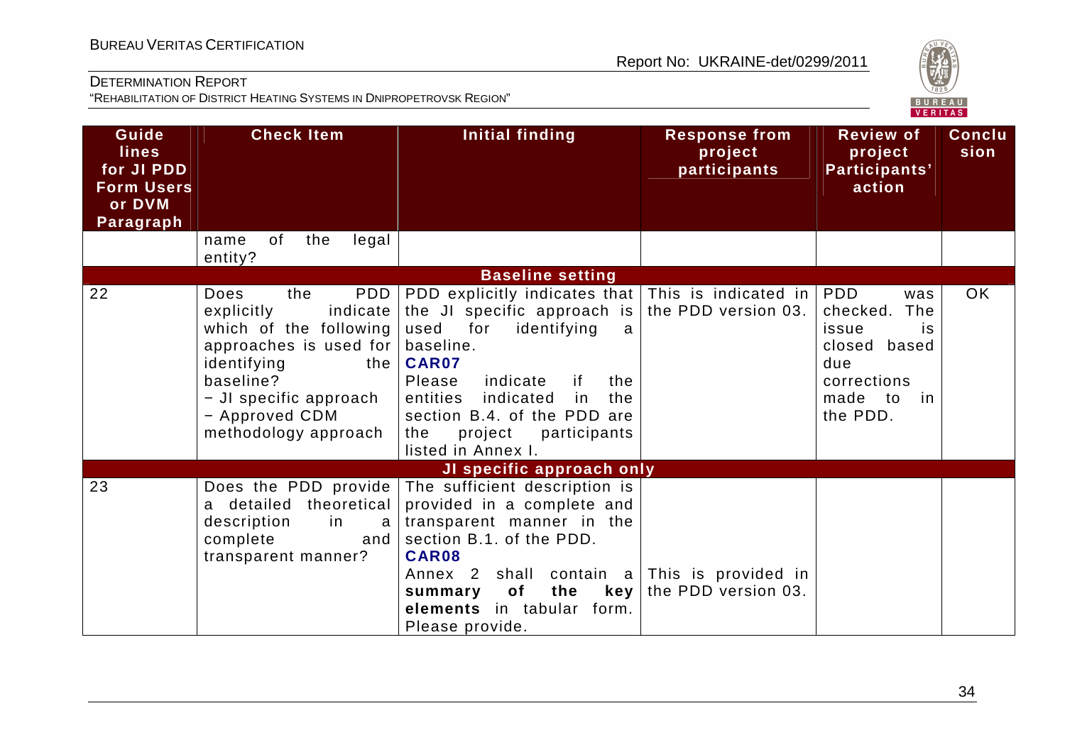| Guidelines for JI PDD Form Users or DVM Paragraph | Check Item | Initial finding | Response from project participants | Review of project Participants' action | Conclusion |
|---|---|---|---|---|---|
| | name of the legal entity? | | | | |
| | | **Baseline setting** | | | |
| 22 | Does the PDD explicitly indicate which of the following approaches is used for identifying the baseline?<br>− JI specific approach<br>− Approved CDM methodology approach | PDD explicitly indicates that the JI specific approach is used for identifying a baseline.<br>**CAR07**<br>Please indicate if the entities indicated in the section B.4. of the PDD are the project participants listed in Annex I. | This is indicated in the PDD version 03. | PDD was checked. The issue is closed based due corrections made to in the PDD. | OK |
| | | **JI specific approach only** | | | |
| 23 | Does the PDD provide a detailed theoretical description in a complete and transparent manner? | The sufficient description is provided in a complete and transparent manner in the section B.1. of the PDD.<br>**CAR08**<br>Annex 2 shall contain a **summary of the key elements** in tabular form. Please provide. | This is provided in the PDD version 03. | | |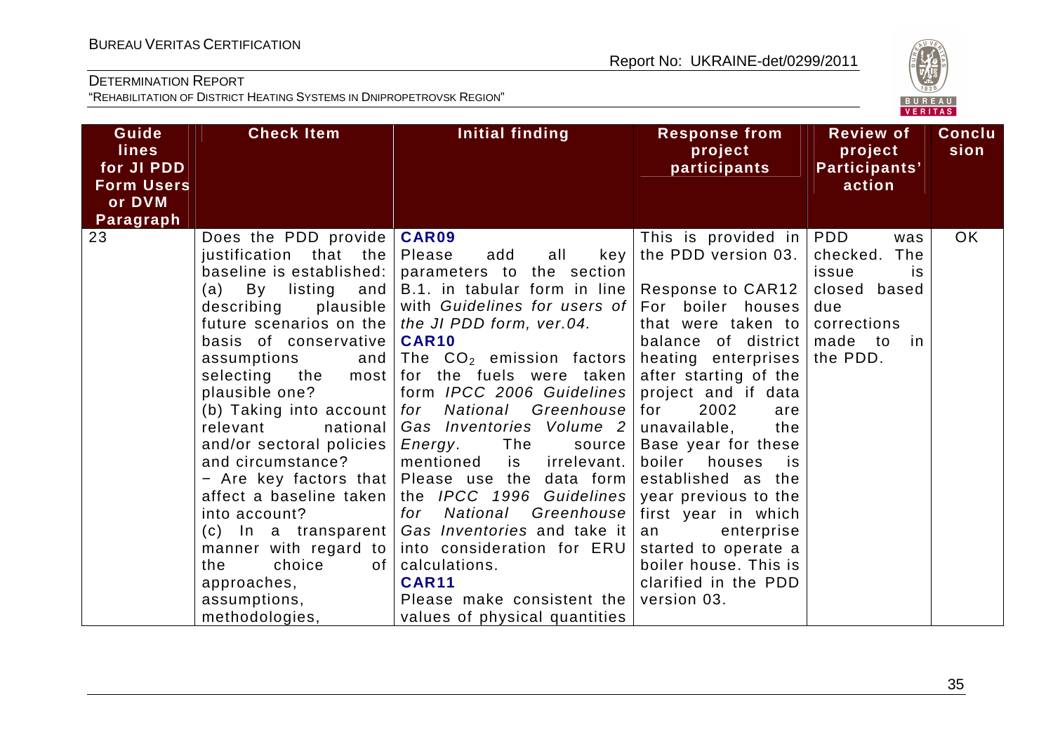| Guide lines for JI PDD Form Users or DVM Paragraph | Check Item | Initial finding | Response from project participants | Review of project Participants' action | Conclusion |
|---|---|---|---|---|---|
| 23 | Does the PDD provide justification that the baseline is established: (a) By listing and describing plausible future scenarios on the basis of conservative assumptions and selecting the most plausible one? (b) Taking into account relevant national and/or sectoral policies and circumstance? − Are key factors that affect a baseline taken into account? (c) In a transparent manner with regard to the choice of approaches, assumptions, methodologies, | **CAR09** Please add all key parameters to the section B.1. in tabular form in line with *Guidelines for users of the JI PDD form, ver.04.* **CAR10** The $CO_2$ emission factors for the fuels were taken form *IPCC 2006 Guidelines for National Greenhouse Gas Inventories Volume 2 Energy*. The source mentioned is irrelevant. Please use the data form the *IPCC 1996 Guidelines for National Greenhouse Gas Inventories* and take it into consideration for ERU calculations. **CAR11** Please make consistent the values of physical quantities | This is provided in the PDD version 03. Response to CAR12 For boiler houses that were taken to balance of district heating enterprises after starting of the project and if data for 2002 are unavailable, the Base year for these boiler houses is established as the year previous to the first year in which an enterprise started to operate a boiler house. This is clarified in the PDD version 03. | PDD was checked. The issue is closed based due corrections made to in the PDD. | OK |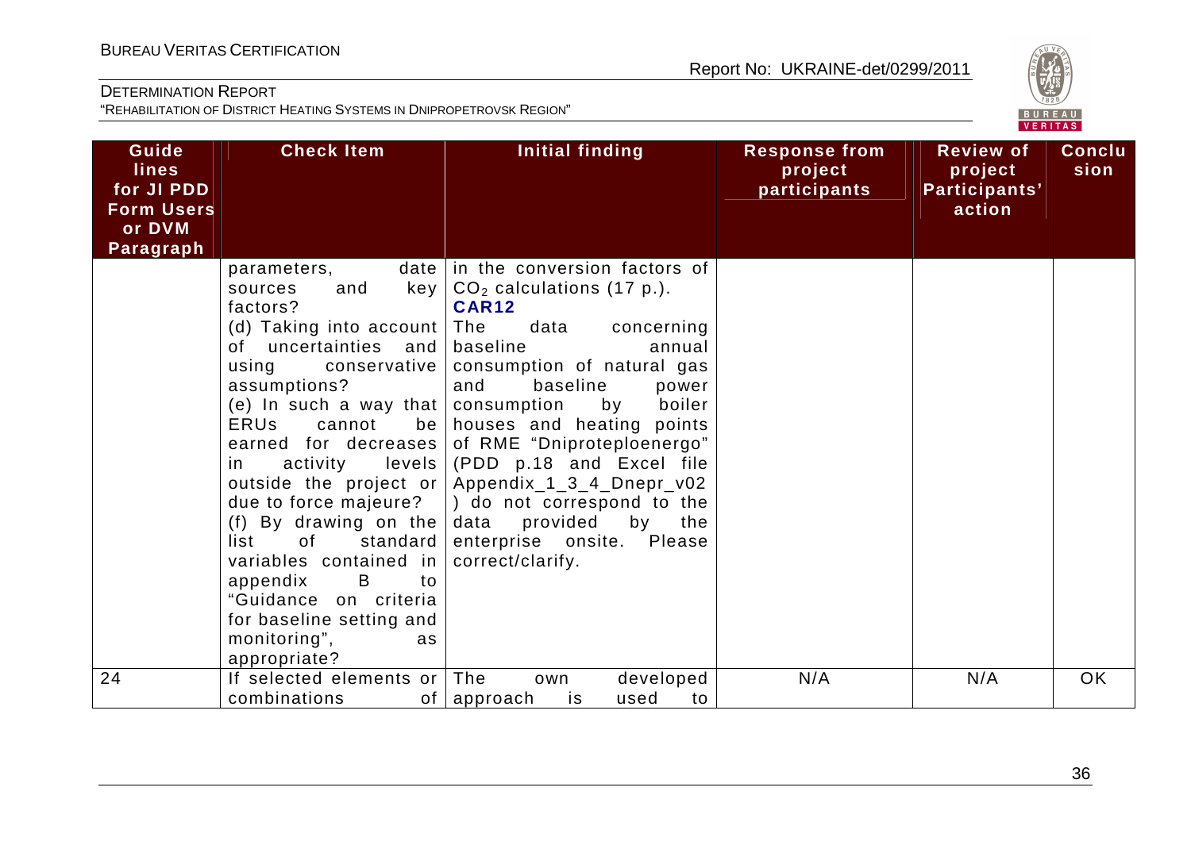| Guide lines for JI PDD Form Users or DVM Paragraph | Check Item | Initial finding | Response from project participants | Review of project Participants' action | Conclusion |
|---|---|---|---|---|---|
| | parameters, date sources and key factors?<br>(d) Taking into account of uncertainties and using conservative assumptions?<br>(e) In such a way that ERUs cannot be earned for decreases in activity levels outside the project or due to force majeure?<br>(f) By drawing on the list of standard variables contained in appendix B to "Guidance on criteria for baseline setting and monitoring", as appropriate? | in the conversion factors of $CO_2$ calculations (17 p.).<br>**CAR12**<br>The data concerning baseline annual consumption of natural gas and baseline power consumption by boiler houses and heating points of RME "Dniproteploenergo" (PDD p.18 and Excel file Appendix_1_3_4_Dnepr_v02) do not correspond to the data provided by the enterprise onsite. Please correct/clarify. | | | |
| 24 | If selected elements or combinations of | The own developed approach is used to | N/A | N/A | OK |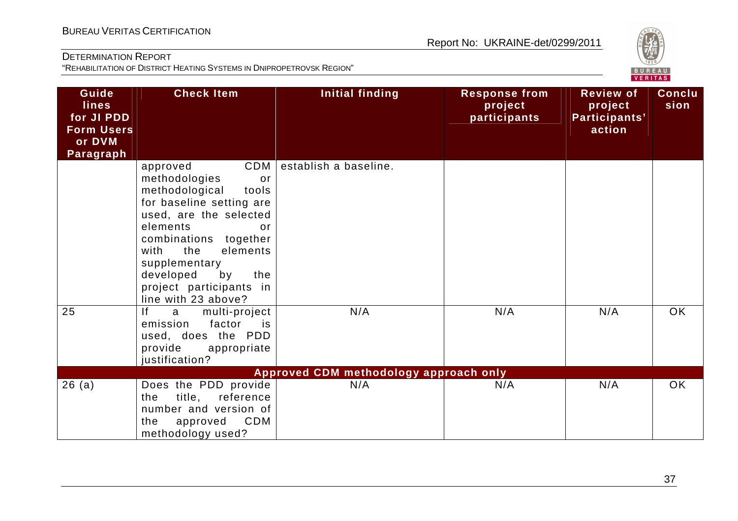| Guidelines for JI PDD Form Users or DVM Paragraph | Check Item | Initial finding | Response from project participants | Review of project Participants' action | Conclusion |
|---|---|---|---|---|---|
| | approved CDM methodologies or methodological tools for baseline setting are used, are the selected elements or combinations together with the elements supplementary developed by the project participants in line with 23 above? | establish a baseline. | | | |
| 25 | If a multi-project emission factor is used, does the PDD provide appropriate justification? | N/A | N/A | N/A | OK |
| **Approved CDM methodology approach only** | | | | | |
| 26 (a) | Does the PDD provide the title, reference number and version of the approved CDM methodology used? | N/A | N/A | N/A | OK |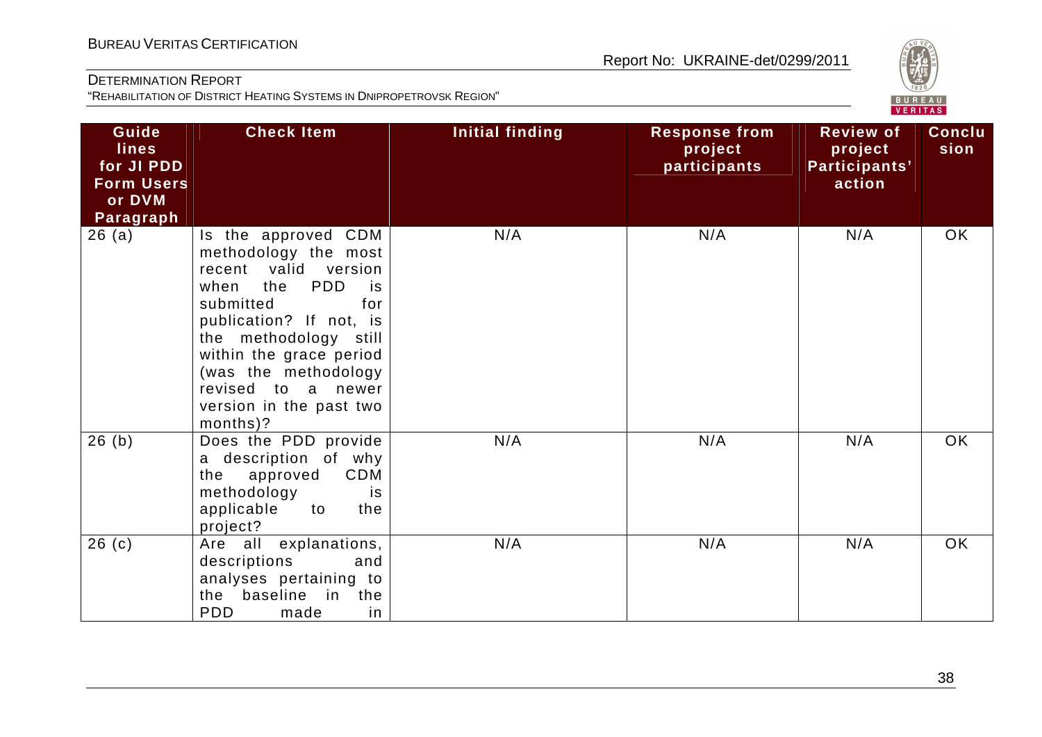| Guidelines for JI PDD Form Users or DVM Paragraph | Check Item | Initial finding | Response from project participants | Review of project Participants' action | Conclusion |
|---|---|---|---|---|---|
| 26 (a) | Is the approved CDM methodology the most recent valid version when the PDD is submitted for publication? If not, is the methodology still within the grace period (was the methodology revised to a newer version in the past two months)? | N/A | N/A | N/A | OK |
| 26 (b) | Does the PDD provide a description of why the approved CDM methodology is applicable to the project? | N/A | N/A | N/A | OK |
| 26 (c) | Are all explanations, descriptions and analyses pertaining to the baseline in the PDD made in | N/A | N/A | N/A | OK |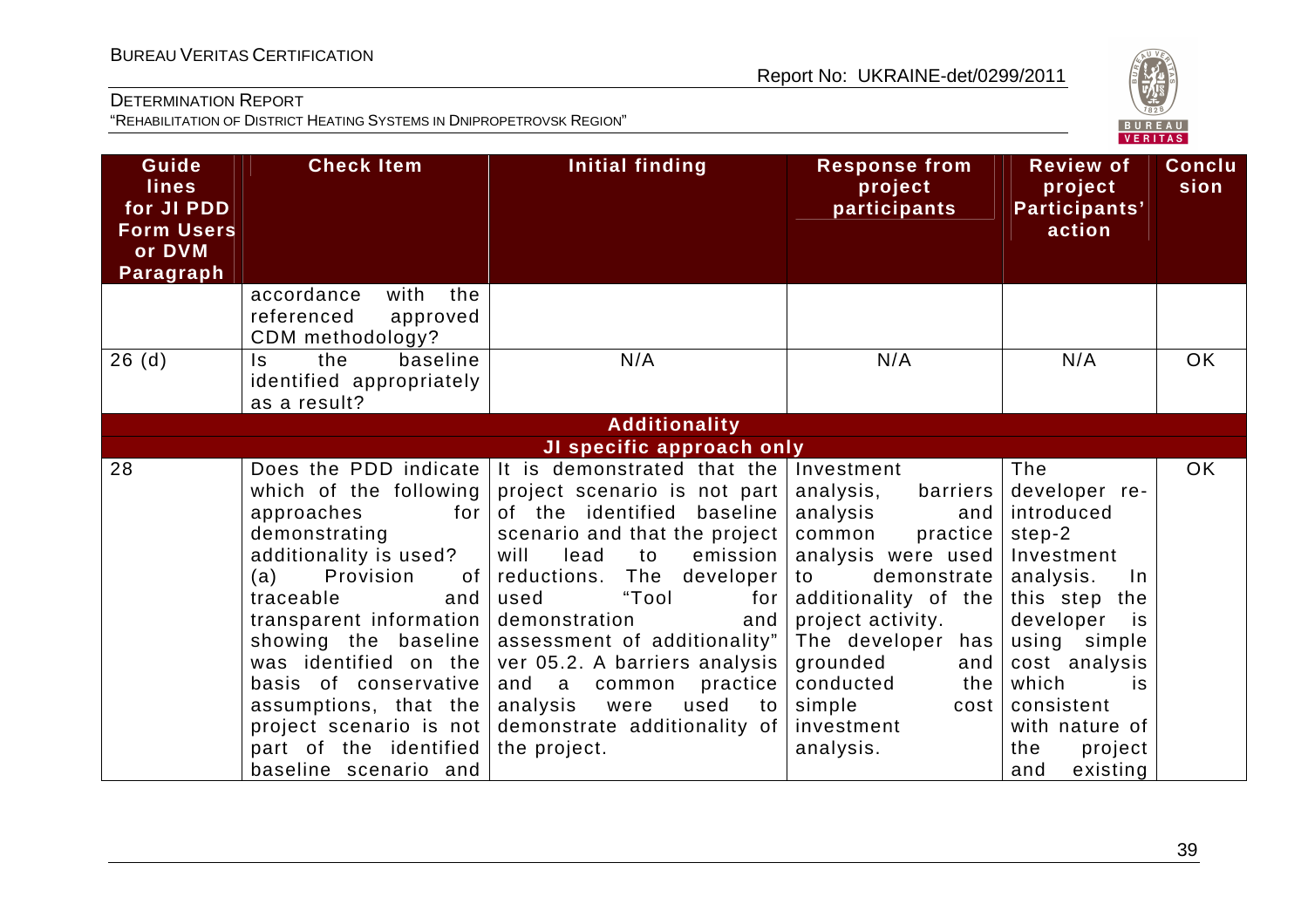| Guidelines for JI PDD Form Users or DVM Paragraph | Check Item | Initial finding | Response from project participants | Review of project Participants' action | Conclusion |
|---|---|---|---|---|---|
| | accordance with the referenced approved CDM methodology? | | | | |
| 26 (d) | Is the baseline identified appropriately as a result? | N/A | N/A | N/A | OK |
| | | **Additionality** | | | |
| | | **JI specific approach only** | | | |
| 28 | Does the PDD indicate which of the following approaches for demonstrating additionality is used? (a) Provision of traceable and transparent information showing the baseline was identified on the basis of conservative assumptions, that the project scenario is not part of the identified baseline scenario and | It is demonstrated that the project scenario is not part of the identified baseline scenario and that the project will lead to emission reductions. The developer used "Tool for demonstration and assessment of additionality" ver 05.2. A barriers analysis and a common practice analysis were used to demonstrate additionality of the project. | Investment analysis, barriers analysis and common practice analysis were used to demonstrate additionality of the project activity. The developer has grounded and conducted the simple cost investment analysis. | The developer re-introduced step-2 Investment analysis. In this step the developer is using simple cost analysis which is consistent with nature of the project and existing | OK |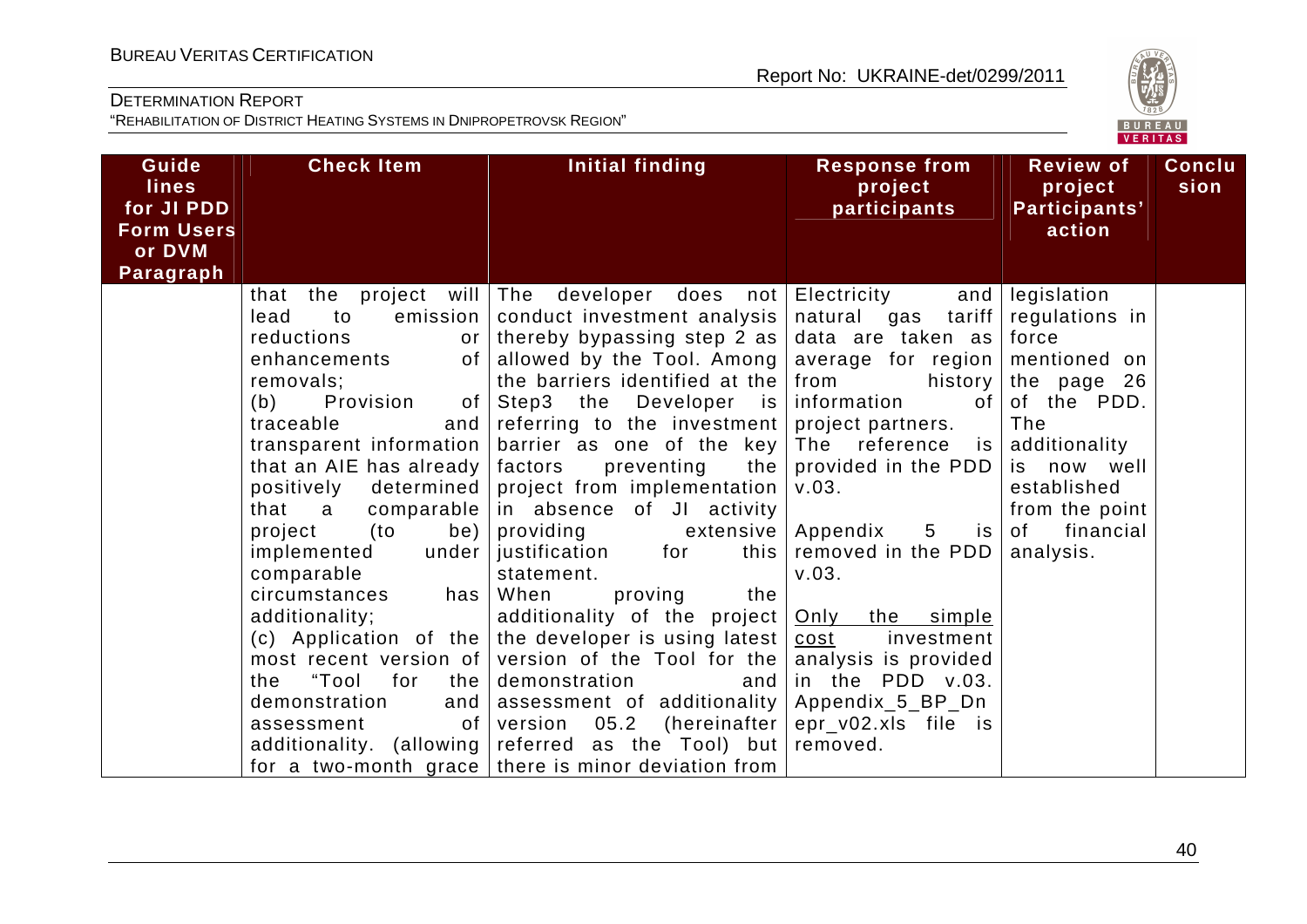| Guidelines for JI PDD Form Users or DVM Paragraph | Check Item | Initial finding | Response from project participants | Review of project Participants' action | Conclusion |
|---|---|---|---|---|---|
| | that the project will lead to emission reductions or enhancements of removals;<br>(b) Provision of traceable and transparent information that an AIE has already positively determined that a comparable project (to be) implemented under comparable circumstances has additionality;<br>(c) Application of the most recent version of the "Tool for the demonstration and assessment of additionality. (allowing for a two-month grace | The developer does not conduct investment analysis thereby bypassing step 2 as allowed by the Tool. Among the barriers identified at the Step3 the Developer is referring to the investment barrier as one of the key factors preventing the project from implementation in absence of JI activity providing extensive justification for this statement.<br>When proving the additionality of the project the developer is using latest version of the Tool for the demonstration and assessment of additionality version 05.2 (hereinafter referred as the Tool) but there is minor deviation from | Electricity and natural gas tariff data are taken as average for region from history information of project partners.<br>The reference is provided in the PDD v.03.<br><br>Appendix 5 is removed in the PDD v.03.<br><br><u>Only the simple cost</u> investment analysis is provided in the PDD v.03. Appendix_5_BP_Dnepr_v02.xls file is removed. | legislation regulations in force mentioned on the page 26 of the PDD. The additionality is now well established from the point of financial analysis. | |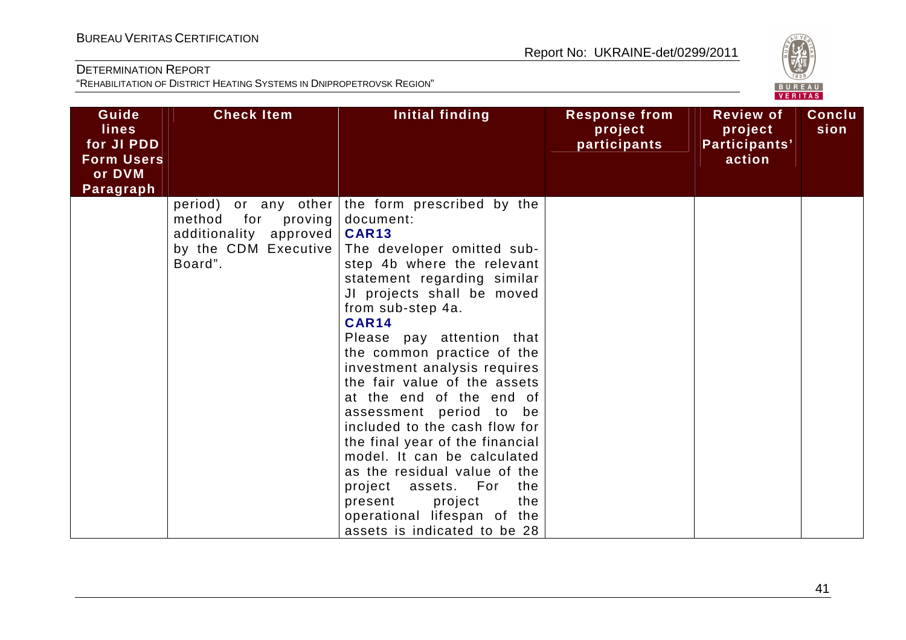| Guide lines for JI PDD Form Users or DVM Paragraph | Check Item | Initial finding | Response from project participants | Review of project Participants' action | Conclusion |
|---|---|---|---|---|---|
| | period) or any other method for proving additionality approved by the CDM Executive Board". | the form prescribed by the document: **CAR13** The developer omitted sub-step 4b where the relevant statement regarding similar JI projects shall be moved from sub-step 4a. **CAR14** Please pay attention that the common practice of the investment analysis requires the fair value of the assets at the end of the end of assessment period to be included to the cash flow for the final year of the financial model. It can be calculated as the residual value of the project assets. For the present project the operational lifespan of the assets is indicated to be 28 | | | |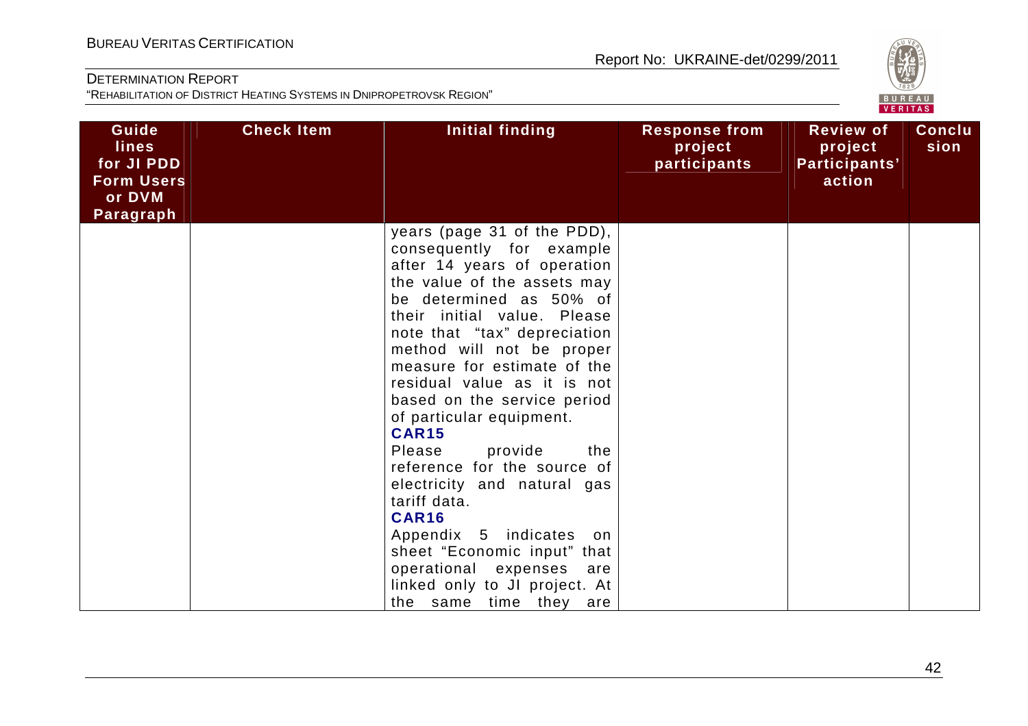| Guide lines for JI PDD Form Users or DVM Paragraph | Check Item | Initial finding | Response from project participants | Review of project Participants' action | Conclusion |
|---|---|---|---|---|---|
| | | years (page 31 of the PDD), consequently for example after 14 years of operation the value of the assets may be determined as 50% of their initial value. Please note that "tax" depreciation method will not be proper measure for estimate of the residual value as it is not based on the service period of particular equipment.<br>**CAR15**<br>Please provide the reference for the source of electricity and natural gas tariff data.<br>**CAR16**<br>Appendix 5 indicates on sheet "Economic input" that operational expenses are linked only to JI project. At the same time they are | | | |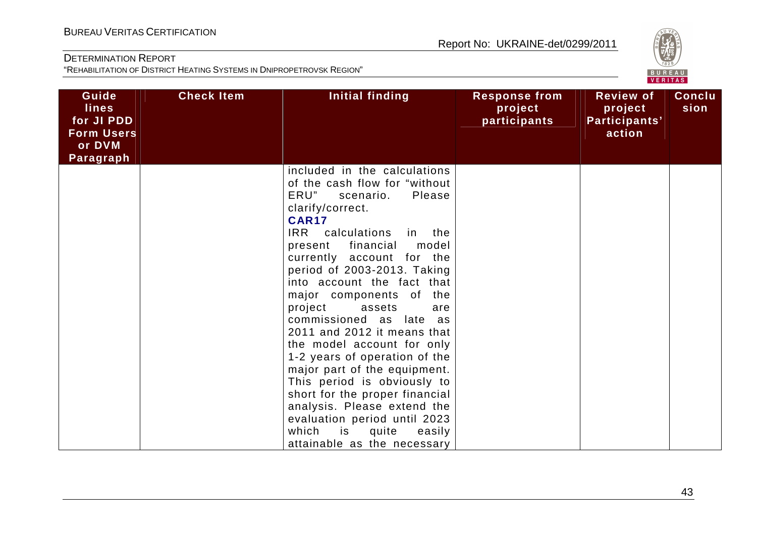| Guide lines for JI PDD Form Users or DVM Paragraph | Check Item | Initial finding | Response from project participants | Review of project Participants' action | Conclusion |
|---|---|---|---|---|---|
| | | included in the calculations of the cash flow for "without ERU" scenario. Please clarify/correct. **CAR17** IRR calculations in the present financial model currently account for the period of 2003-2013. Taking into account the fact that major components of the project assets are commissioned as late as 2011 and 2012 it means that the model account for only 1-2 years of operation of the major part of the equipment. This period is obviously to short for the proper financial analysis. Please extend the evaluation period until 2023 which is quite easily attainable as the necessary | | | |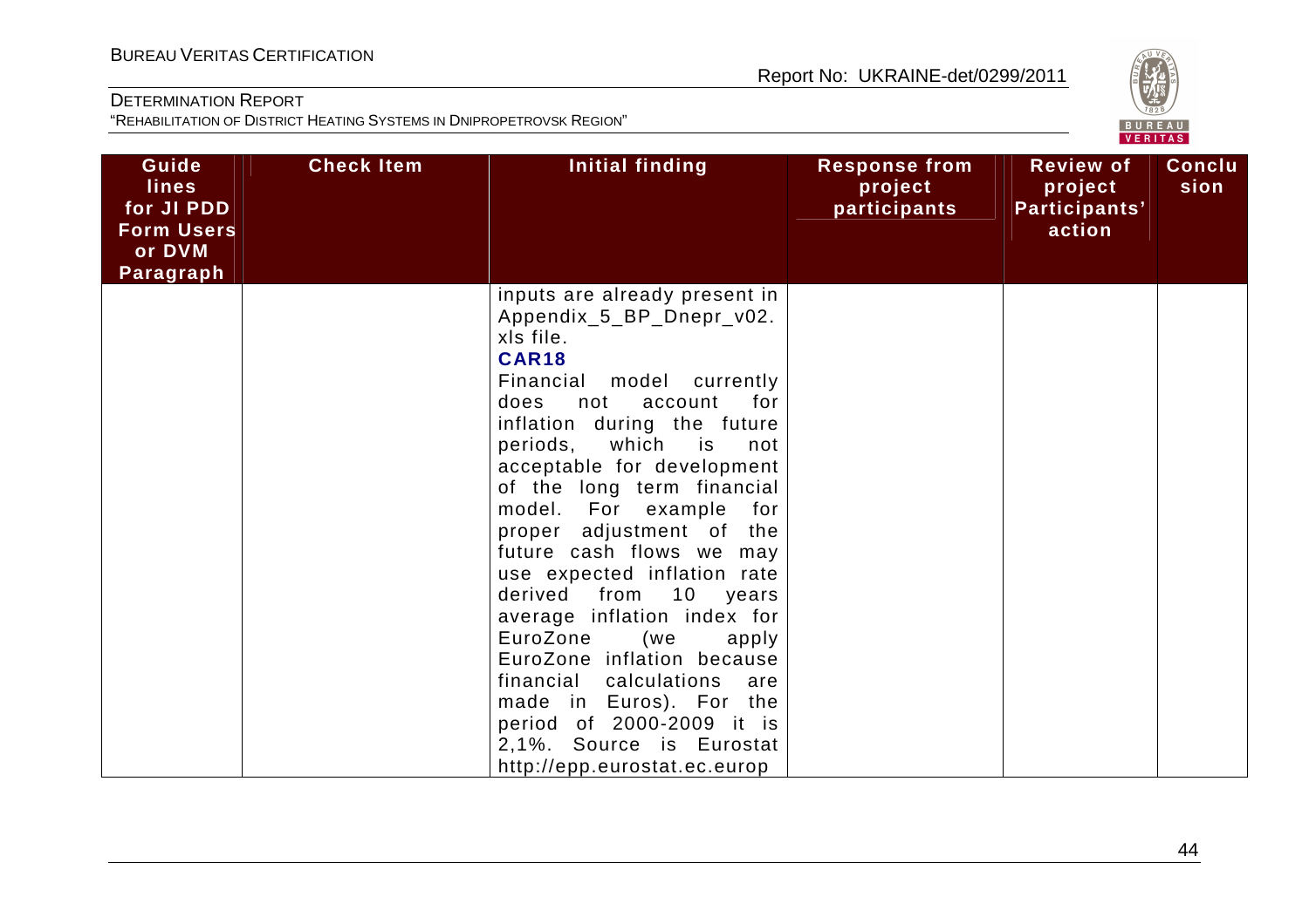| Guidelines for JI PDD Form Users or DVM Paragraph | Check Item | Initial finding | Response from project participants | Review of project Participants' action | Conclusion |
|---|---|---|---|---|---|
| | | inputs are already present in Appendix_5_BP_Dnepr_v02.xls file.<br>**CAR18**<br>Financial model currently does not account for inflation during the future periods, which is not acceptable for development of the long term financial model. For example for proper adjustment of the future cash flows we may use expected inflation rate derived from 10 years average inflation index for EuroZone (we apply EuroZone inflation because financial calculations are made in Euros). For the period of 2000-2009 it is 2,1%. Source is Eurostat http://epp.eurostat.ec.europ | | | |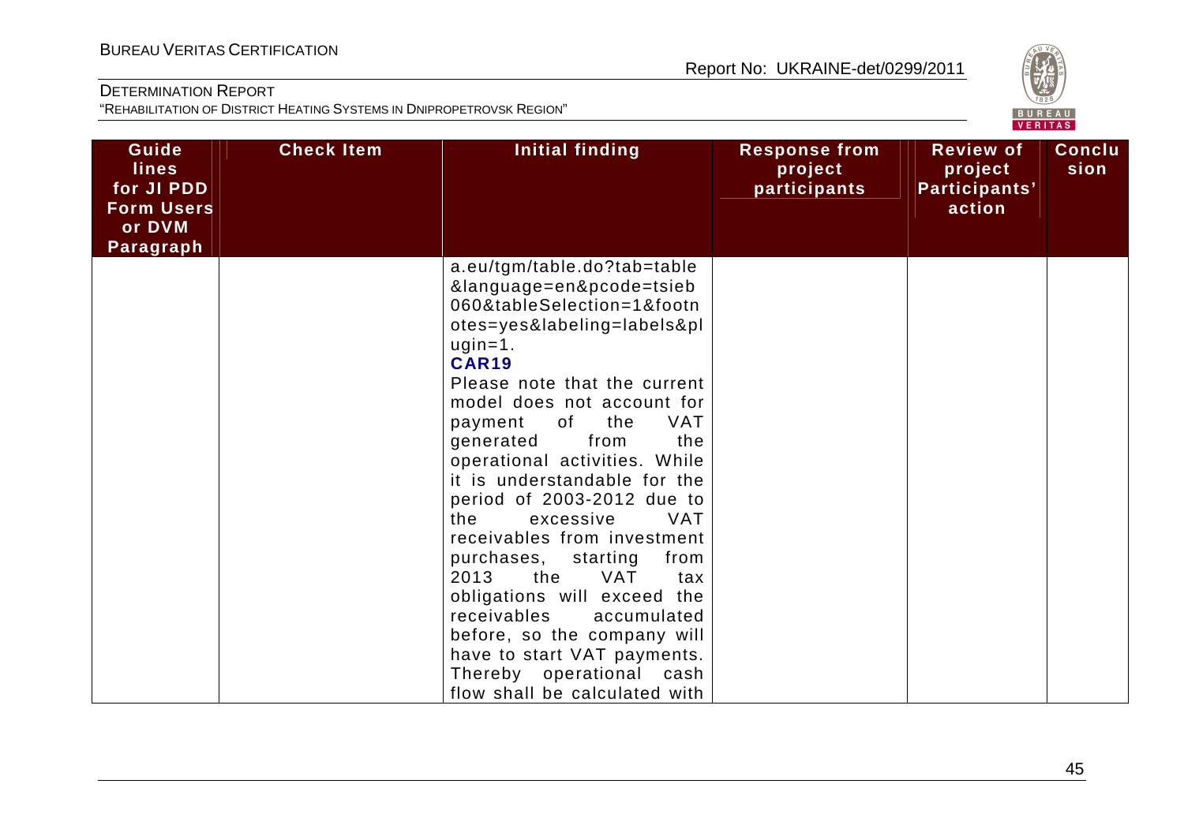| Guide lines for JI PDD Form Users or DVM Paragraph | Check Item | Initial finding | Response from project participants | Review of project Participants' action | Conclusion |
|---|---|---|---|---|---|
| | | a.eu/tgm/table.do?tab=table&language=en&pcode=tsieb060&tableSelection=1&footnotes=yes&labeling=labels&plugin=1.<br>**CAR19**<br>Please note that the current model does not account for payment of the VAT generated from the operational activities. While it is understandable for the period of 2003-2012 due to the excessive VAT receivables from investment purchases, starting from 2013 the VAT tax obligations will exceed the receivables accumulated before, so the company will have to start VAT payments. Thereby operational cash flow shall be calculated with | | | |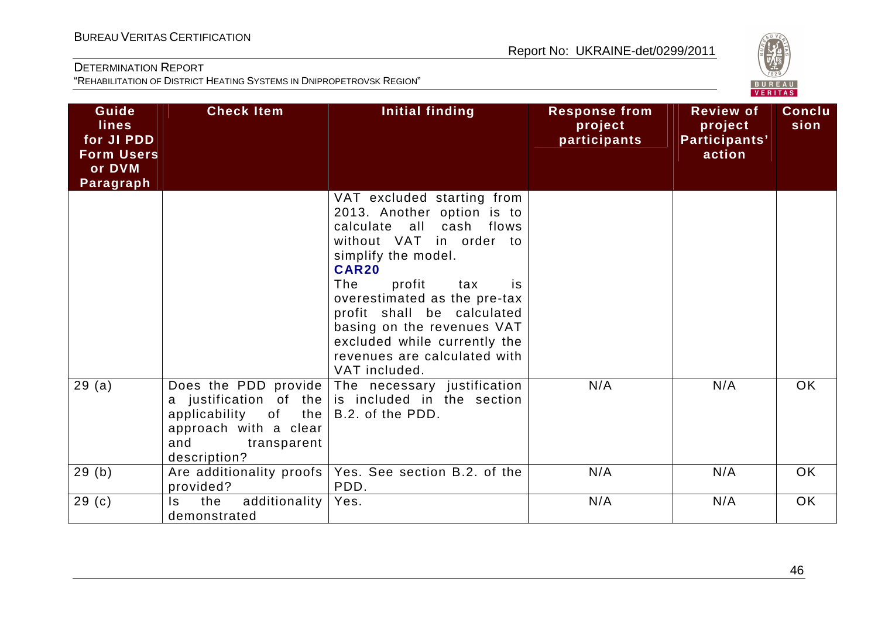| Guidelines for JI PDD Form Users or DVM Paragraph | Check Item | Initial finding | Response from project participants | Review of project Participants' action | Conclusion |
|---|---|---|---|---|---|
| | | VAT excluded starting from 2013. Another option is to calculate all cash flows without VAT in order to simplify the model. **CAR20** The profit tax is overestimated as the pre-tax profit shall be calculated basing on the revenues VAT excluded while currently the revenues are calculated with VAT included. | | | |
| 29 (a) | Does the PDD provide a justification of the applicability of the approach with a clear and transparent description? | The necessary justification is included in the section B.2. of the PDD. | N/A | N/A | OK |
| 29 (b) | Are additionality proofs provided? | Yes. See section B.2. of the PDD. | N/A | N/A | OK |
| 29 (c) | Is the additionality demonstrated | Yes. | N/A | N/A | OK |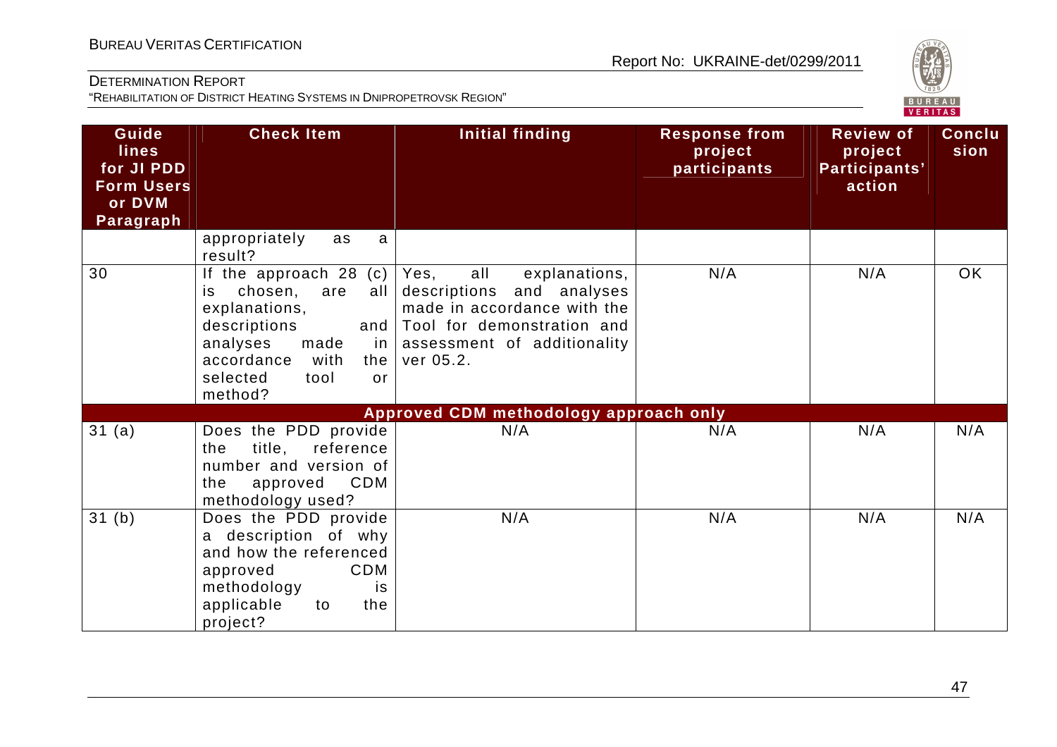| Guidelines for JI PDD Form Users or DVM Paragraph | Check Item | Initial finding | Response from project participants | Review of project Participants' action | Conclusion |
|---|---|---|---|---|---|
| | appropriately as a result? | | | | |
| 30 | If the approach 28 (c) is chosen, are all explanations, descriptions and analyses made in accordance with the selected tool or method? | Yes, all explanations, descriptions and analyses made in accordance with the Tool for demonstration and assessment of additionality ver 05.2. | N/A | N/A | OK |
| **Approved CDM methodology approach only** | | | | | |
| 31 (a) | Does the PDD provide the title, reference number and version of the approved CDM methodology used? | N/A | N/A | N/A | N/A |
| 31 (b) | Does the PDD provide a description of why and how the referenced approved CDM methodology is applicable to the project? | N/A | N/A | N/A | N/A |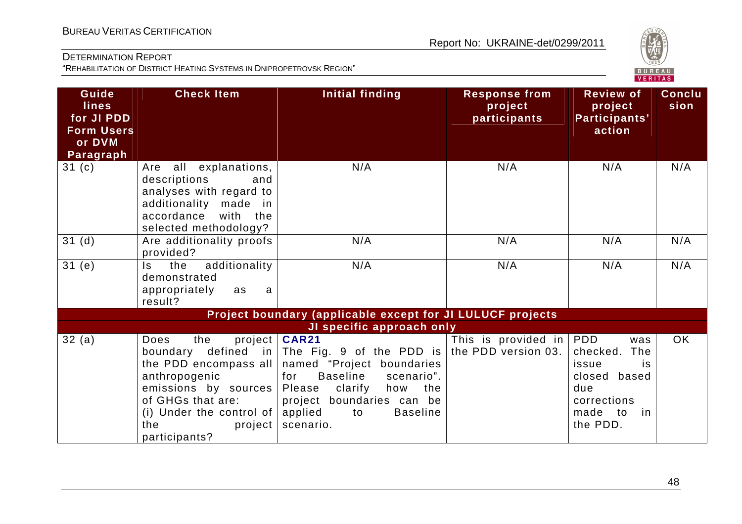| Guidelines for JI PDD Form Users or DVM Paragraph | Check Item | Initial finding | Response from project participants | Review of project Participants' action | Conclusion |
|---|---|---|---|---|---|
| 31 (c) | Are all explanations, descriptions and analyses with regard to additionality made in accordance with the selected methodology? | N/A | N/A | N/A | N/A |
| 31 (d) | Are additionality proofs provided? | N/A | N/A | N/A | N/A |
| 31 (e) | Is the additionality demonstrated appropriately as a result? | N/A | N/A | N/A | N/A |
| **Project boundary (applicable except for JI LULUCF projects** | | | | | |
| **JI specific approach only** | | | | | |
| 32 (a) | Does the project boundary defined in the PDD encompass all anthropogenic emissions by sources of GHGs that are: (i) Under the control of the project participants? | **CAR21** The Fig. 9 of the PDD is named "Project boundaries for Baseline scenario". Please clarify how the project boundaries can be applied to Baseline scenario. | This is provided in the PDD version 03. | PDD was checked. The issue is closed based due corrections made to in the PDD. | OK |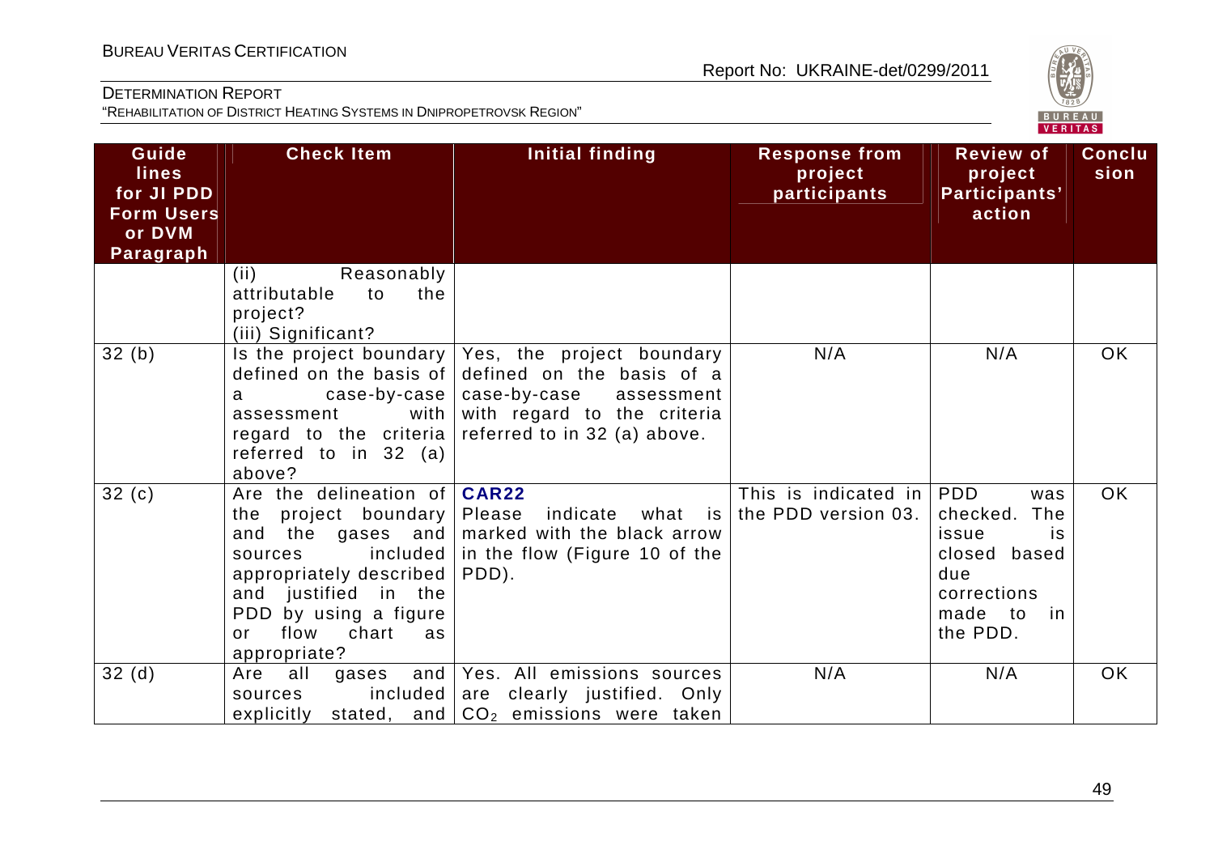| Guidelines for JI PDD Form Users or DVM Paragraph | Check Item | Initial finding | Response from project participants | Review of project Participants' action | Conclusion |
|---|---|---|---|---|---|
| | (ii) Reasonably attributable to the project?<br>(iii) Significant? | | | | |
| 32 (b) | Is the project boundary defined on the basis of a case-by-case assessment with regard to the criteria referred to in 32 (a) above? | Yes, the project boundary defined on the basis of a case-by-case assessment with regard to the criteria referred to in 32 (a) above. | N/A | N/A | OK |
| 32 (c) | Are the delineation of the project boundary and the gases and sources included appropriately described and justified in the PDD by using a figure or flow chart as appropriate? | **CAR22**<br>Please indicate what is marked with the black arrow in the flow (Figure 10 of the PDD). | This is indicated in the PDD version 03. | PDD was checked. The issue is closed based due corrections made to in the PDD. | OK |
| 32 (d) | Are all gases and sources included explicitly stated, and | Yes. All emissions sources are clearly justified. Only $CO_2$ emissions were taken | N/A | N/A | OK |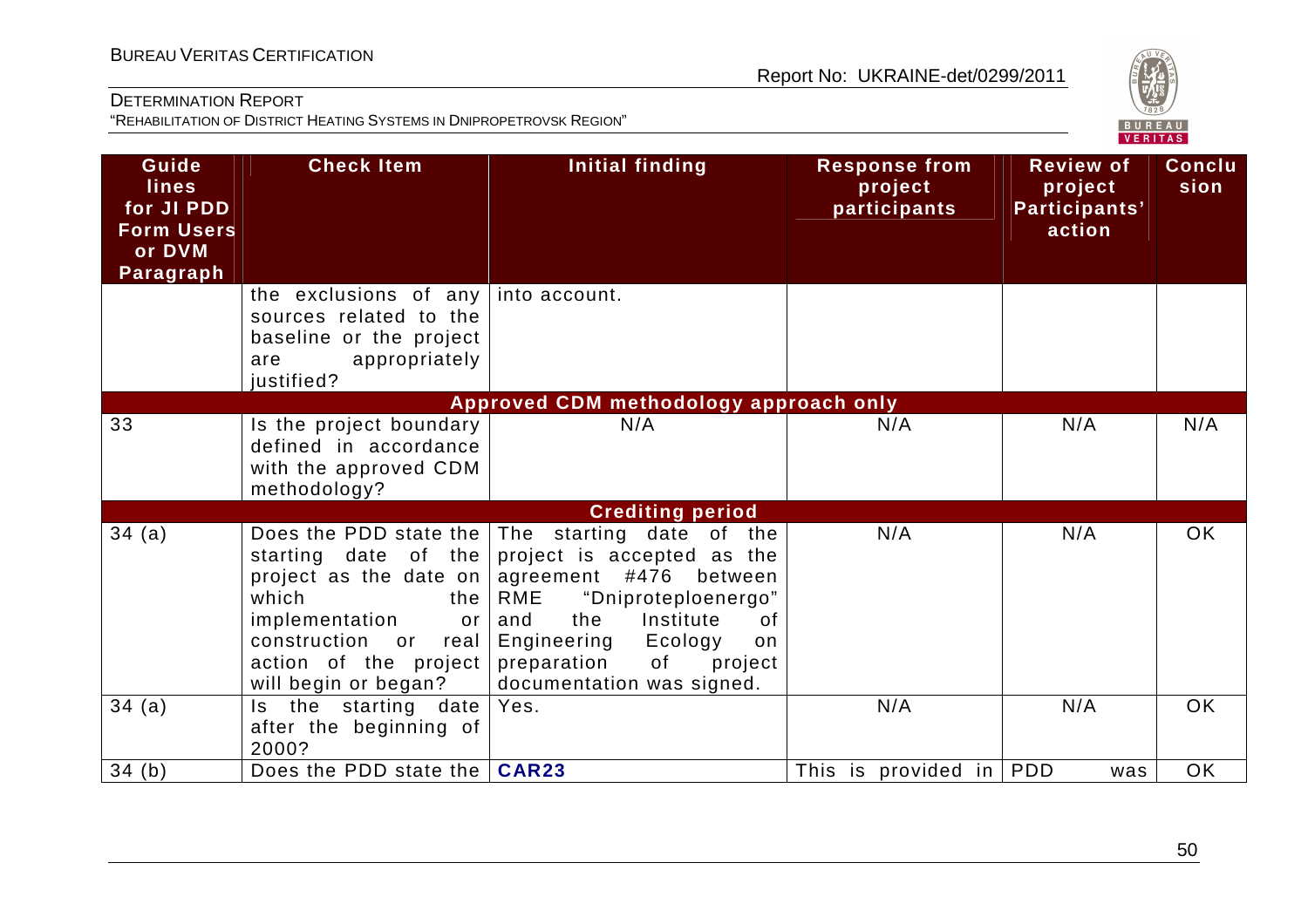| Guidelines for JI PDD Form Users or DVM Paragraph | Check Item | Initial finding | Response from project participants | Review of project Participants' action | Conclusion |
|---|---|---|---|---|---|
| | the exclusions of any sources related to the baseline or the project are appropriately justified? | into account. | | | |
| **Approved CDM methodology approach only** | | | | | |
| 33 | Is the project boundary defined in accordance with the approved CDM methodology? | N/A | N/A | N/A | N/A |
| **Crediting period** | | | | | |
| 34 (a) | Does the PDD state the starting date of the project as the date on which the implementation or construction or real action of the project will begin or began? | The starting date of the project is accepted as the agreement #476 between RME "Dniproteploenergo" and the Institute of Engineering Ecology on preparation of project documentation was signed. | N/A | N/A | OK |
| 34 (a) | Is the starting date after the beginning of 2000? | Yes. | N/A | N/A | OK |
| 34 (b) | Does the PDD state the | **CAR23** | This is provided in | PDD was | OK |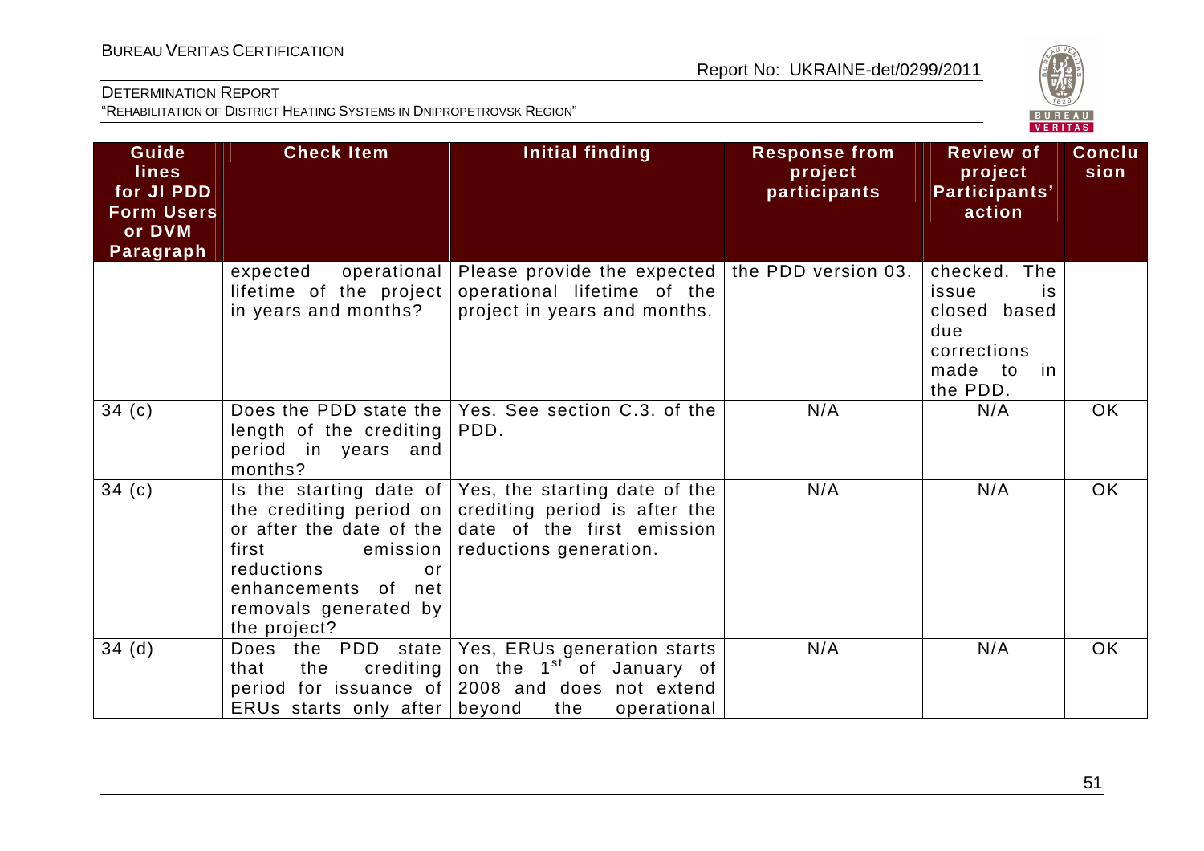| Guidelines for JI PDD Form Users or DVM Paragraph | Check Item | Initial finding | Response from project participants | Review of project Participants' action | Conclusion |
|---|---|---|---|---|---|
| | expected operational lifetime of the project in years and months? | Please provide the expected operational lifetime of the project in years and months. | the PDD version 03. | checked. The issue is closed based due corrections made to in the PDD. | |
| 34 (c) | Does the PDD state the length of the crediting period in years and months? | Yes. See section C.3. of the PDD. | N/A | N/A | OK |
| 34 (c) | Is the starting date of the crediting period on or after the date of the first emission reductions or enhancements of net removals generated by the project? | Yes, the starting date of the crediting period is after the date of the first emission reductions generation. | N/A | N/A | OK |
| 34 (d) | Does the PDD state that the crediting period for issuance of ERUs starts only after | Yes, ERUs generation starts on the 1st of January of 2008 and does not extend beyond the operational | N/A | N/A | OK |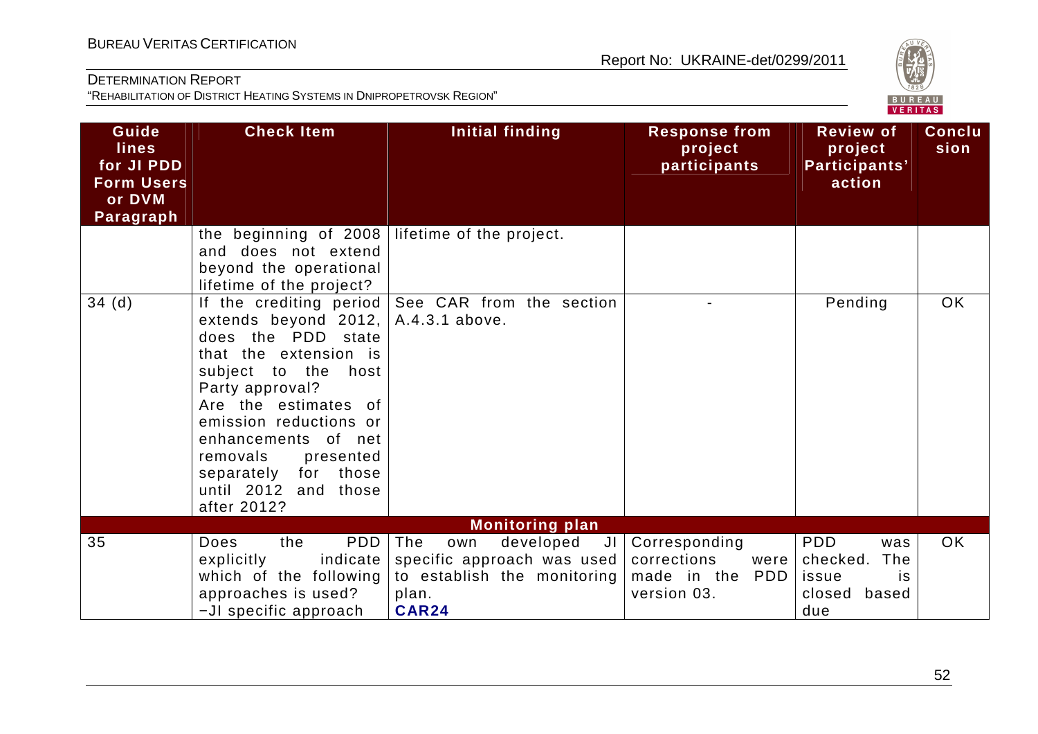| Guidelines for JI PDD Form Users or DVM Paragraph | Check Item | Initial finding | Response from project participants | Review of project Participants' action | Conclusion |
|---|---|---|---|---|---|
| | the beginning of 2008 and does not extend beyond the operational lifetime of the project? | lifetime of the project. | | | |
| 34 (d) | If the crediting period extends beyond 2012, does the PDD state that the extension is subject to the host Party approval? Are the estimates of emission reductions or enhancements of net removals presented separately for those until 2012 and those after 2012? | See CAR from the section A.4.3.1 above. | - | Pending | OK |
| | | **Monitoring plan** | | | |
| 35 | Does the PDD explicitly indicate which of the following approaches is used? −JI specific approach | The own developed JI specific approach was used to establish the monitoring plan. **CAR24** | Corresponding corrections were made in the PDD version 03. | PDD was checked. The issue is closed based due | OK |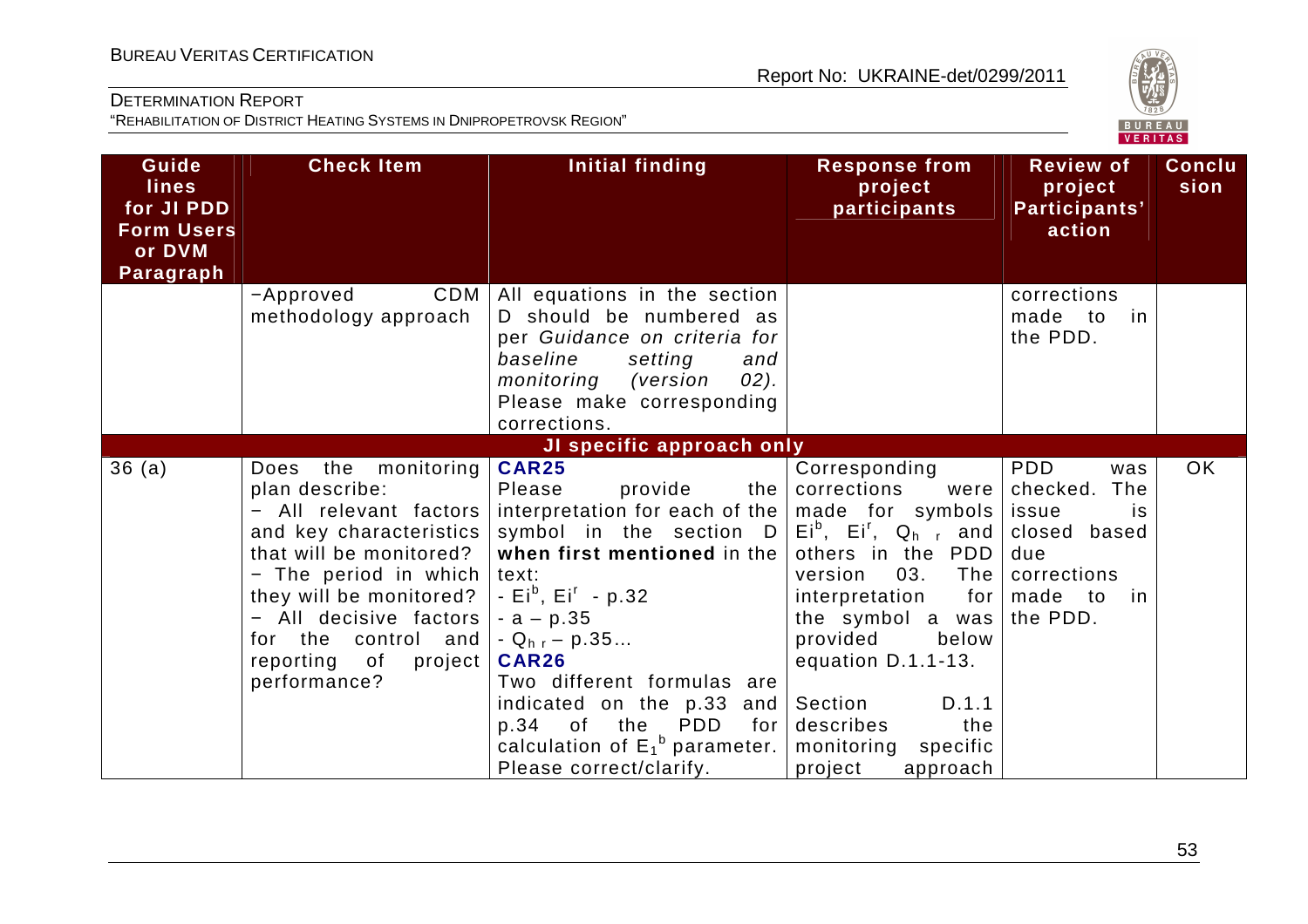| Guide lines for JI PDD Form Users or DVM Paragraph | Check Item | Initial finding | Response from project participants | Review of project Participants' action | Conclusion |
|---|---|---|---|---|---|
| | −Approved CDM methodology approach | All equations in the section D should be numbered as per *Guidance on criteria for baseline setting and monitoring (version 02).* Please make corresponding corrections. | | corrections made to in the PDD. | |
| **JI specific approach only** | | | | | |
| 36 (a) | Does the monitoring plan describe:<br>− All relevant factors and key characteristics that will be monitored?<br>− The period in which they will be monitored?<br>− All decisive factors for the control and reporting of project performance? | **CAR25**<br>Please provide the interpretation for each of the symbol in the section D **when first mentioned** in the text:<br>- $Ei^b$, $Ei^r$ - p.32<br>- a – p.35<br>- $Q_{h\ r}$ – p.35…<br>**CAR26**<br>Two different formulas are indicated on the p.33 and p.34 of the PDD for calculation of $E_1^b$ parameter. Please correct/clarify. | Corresponding corrections were made for symbols $Ei^b$, $Ei^r$, $Q_{h\ r}$ and others in the PDD version 03. The interpretation for the symbol a was provided below equation D.1.1-13.<br><br>Section D.1.1 describes the monitoring specific project approach | PDD was checked. The issue is closed based due corrections made to in the PDD. | OK |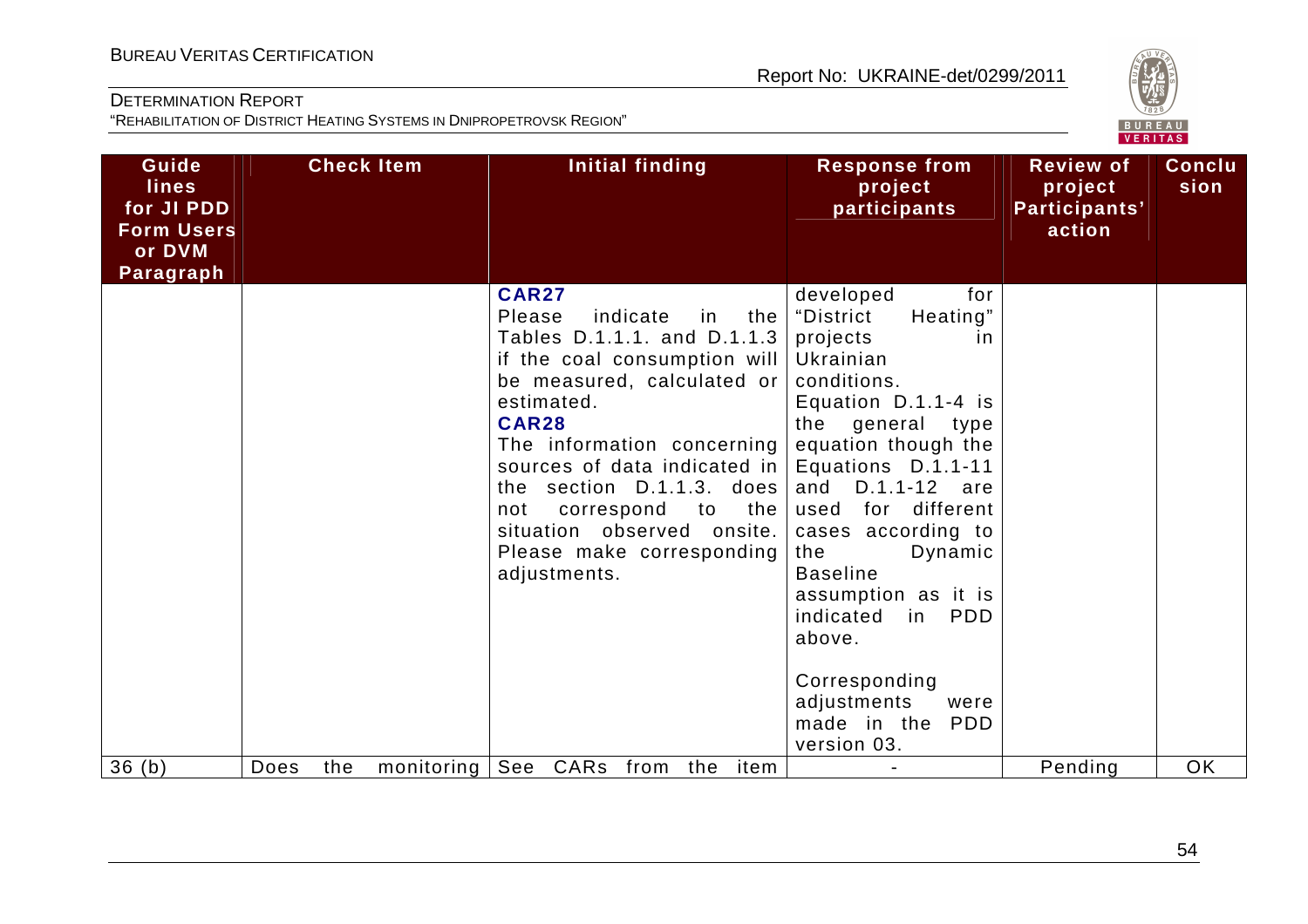| Guidelines for JI PDD Form Users or DVM Paragraph | Check Item | Initial finding | Response from project participants | Review of project Participants' action | Conclusion |
|---|---|---|---|---|---|
| | | **CAR27** Please indicate in the Tables D.1.1.1. and D.1.1.3 if the coal consumption will be measured, calculated or estimated. **CAR28** The information concerning sources of data indicated in the section D.1.1.3. does not correspond to the situation observed onsite. Please make corresponding adjustments. | developed for "District Heating" projects in Ukrainian conditions. Equation D.1.1-4 is the general type equation though the Equations D.1.1-11 and D.1.1-12 are used for different cases according to the Dynamic Baseline assumption as it is indicated in PDD above. Corresponding adjustments were made in the PDD version 03. | | |
| 36 (b) | Does the monitoring | See CARs from the item | - | Pending | OK |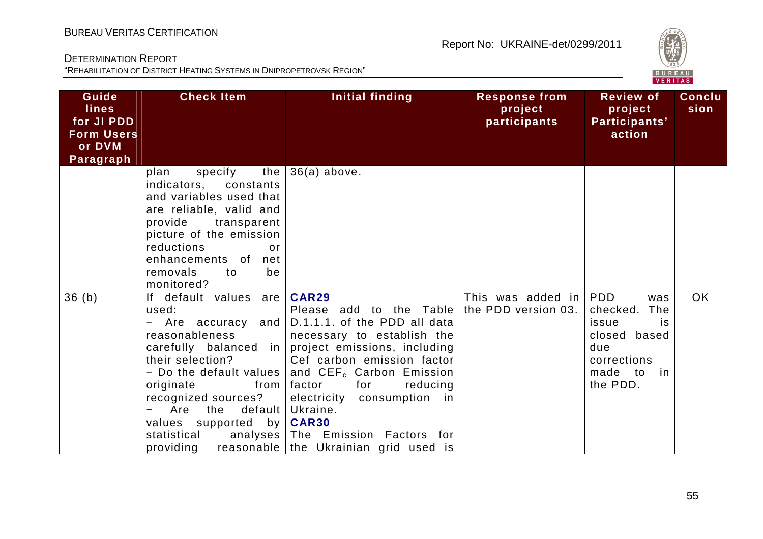| Guidelines for JI PDD Form Users or DVM Paragraph | Check Item | Initial finding | Response from project participants | Review of project Participants' action | Conclusion |
|---|---|---|---|---|---|
| | plan specify the indicators, constants and variables used that are reliable, valid and provide transparent picture of the emission reductions or enhancements of net removals to be monitored? | 36(a) above. | | | |
| 36 (b) | If default values are used:<br>− Are accuracy and reasonableness carefully balanced in their selection?<br>− Do the default values originate from recognized sources?<br>− Are the default values supported by statistical analyses providing reasonable | **CAR29**<br>Please add to the Table D.1.1.1. of the PDD all data necessary to establish the project emissions, including Cef carbon emission factor and $CEF_c$ Carbon Emission factor for reducing electricity consumption in Ukraine.<br>**CAR30**<br>The Emission Factors for the Ukrainian grid used is | This was added in the PDD version 03. | PDD was checked. The issue is closed based due corrections made to in the PDD. | OK |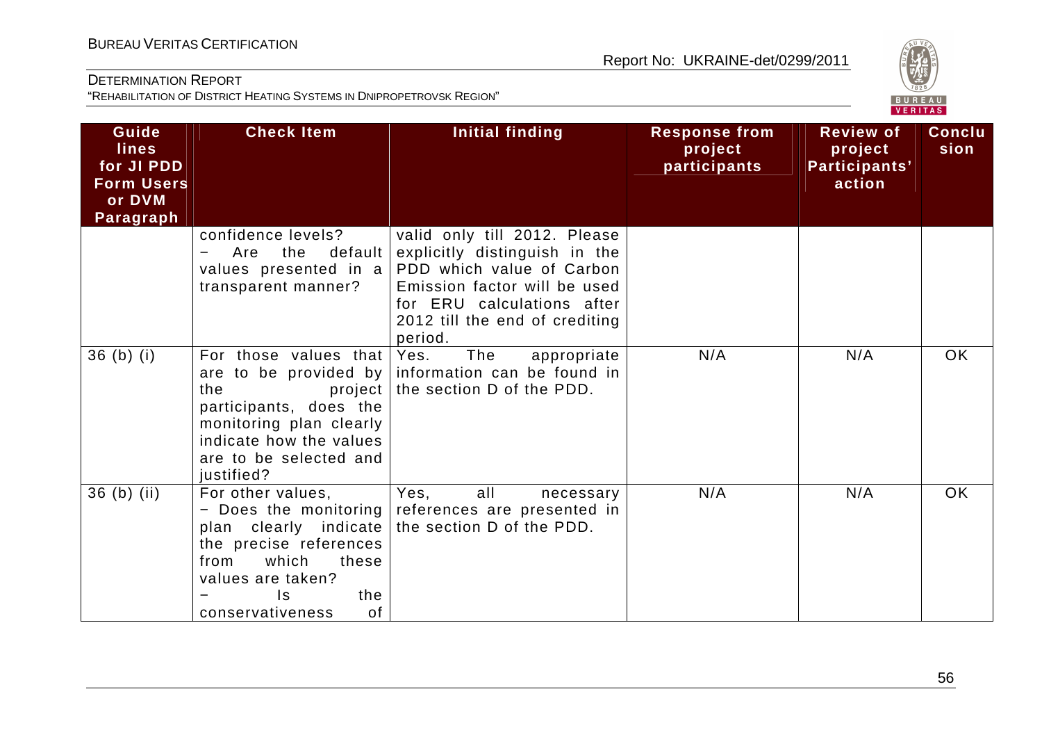| Guidelines for JI PDD Form Users or DVM Paragraph | Check Item | Initial finding | Response from project participants | Review of project Participants' action | Conclusion |
|---|---|---|---|---|---|
| | confidence levels?<br>− Are the default values presented in a transparent manner? | valid only till 2012. Please explicitly distinguish in the PDD which value of Carbon Emission factor will be used for ERU calculations after 2012 till the end of crediting period. | | | |
| 36 (b) (i) | For those values that are to be provided by the project participants, does the monitoring plan clearly indicate how the values are to be selected and justified? | Yes. The appropriate information can be found in the section D of the PDD. | N/A | N/A | OK |
| 36 (b) (ii) | For other values,<br>− Does the monitoring plan clearly indicate the precise references from which these values are taken?<br>− Is the conservativeness of | Yes, all necessary references are presented in the section D of the PDD. | N/A | N/A | OK |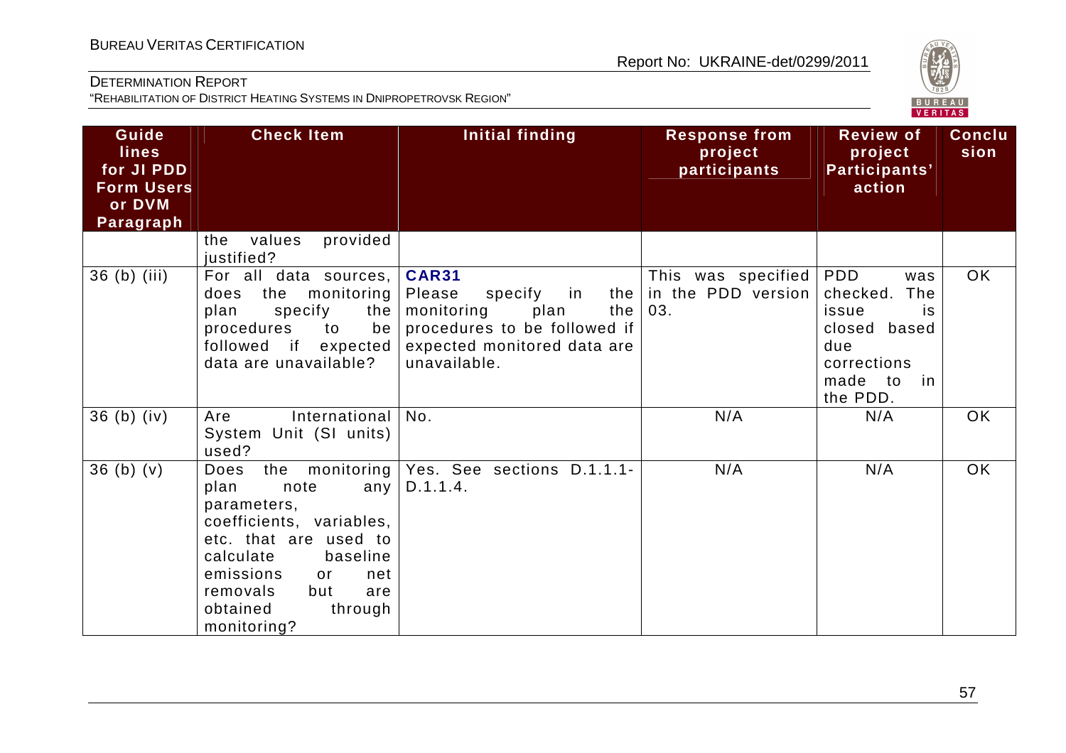| Guide lines for JI PDD Form Users or DVM Paragraph | Check Item | Initial finding | Response from project participants | Review of project Participants' action | Conclusion |
|---|---|---|---|---|---|
| | the values provided justified? | | | | |
| 36 (b) (iii) | For all data sources, does the monitoring plan specify the procedures to be followed if expected data are unavailable? | **CAR31** Please specify in the monitoring plan the procedures to be followed if expected monitored data are unavailable. | This was specified in the PDD version 03. | PDD was checked. The issue is closed based due corrections made to in the PDD. | OK |
| 36 (b) (iv) | Are International System Unit (SI units) used? | No. | N/A | N/A | OK |
| 36 (b) (v) | Does the monitoring plan note any parameters, coefficients, variables, etc. that are used to calculate baseline emissions or net removals but are obtained through monitoring? | Yes. See sections D.1.1.1-D.1.1.4. | N/A | N/A | OK |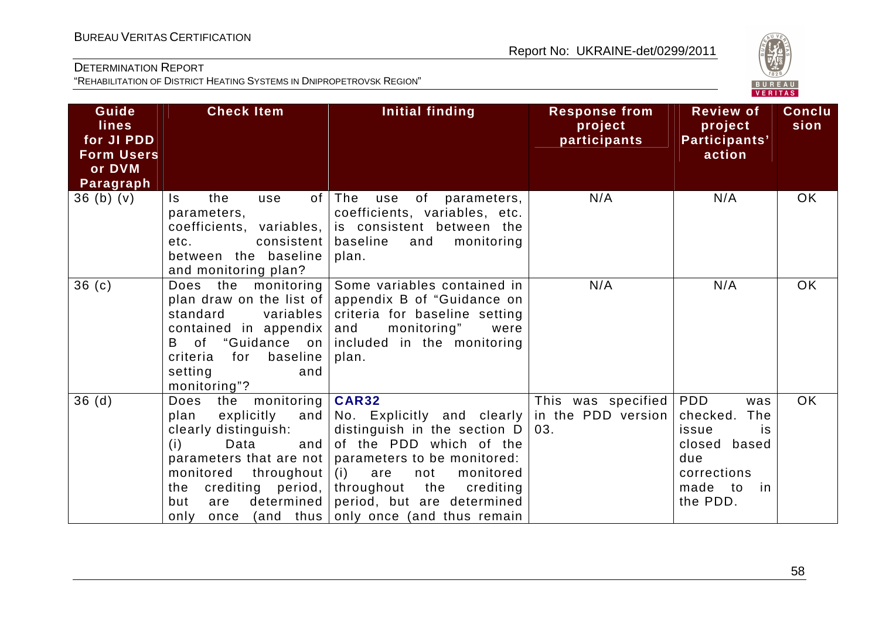| Guidelines for JI PDD Form Users or DVM Paragraph | Check Item | Initial finding | Response from project participants | Review of project Participants' action | Conclusion |
|---|---|---|---|---|---|
| 36 (b) (v) | Is the use of parameters, coefficients, variables, etc. consistent between the baseline and monitoring plan? | The use of parameters, coefficients, variables, etc. is consistent between the baseline and monitoring plan. | N/A | N/A | OK |
| 36 (c) | Does the monitoring plan draw on the list of standard variables contained in appendix B of "Guidance on criteria for baseline setting and monitoring"? | Some variables contained in appendix B of "Guidance on criteria for baseline setting and monitoring" were included in the monitoring plan. | N/A | N/A | OK |
| 36 (d) | Does the monitoring plan explicitly and clearly distinguish:<br>(i) Data and parameters that are not monitored throughout the crediting period, but are determined only once (and thus | **CAR32**<br>No. Explicitly and clearly distinguish in the section D of the PDD which of the parameters to be monitored:<br>(i) are not monitored throughout the crediting period, but are determined only once (and thus remain | This was specified in the PDD version 03. | PDD was checked. The issue is closed based due corrections made to in the PDD. | OK |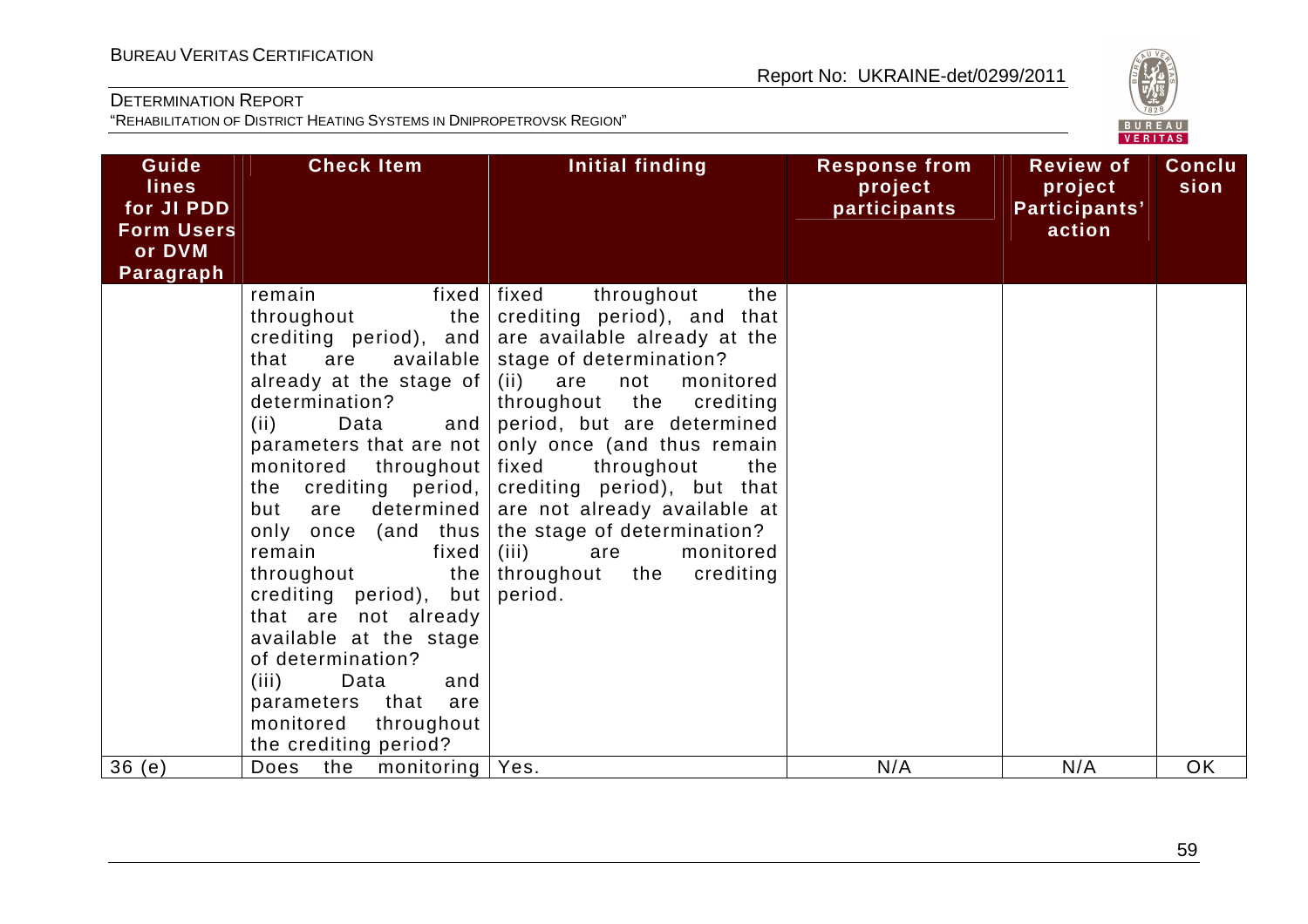| Guidelines for JI PDD Form Users or DVM Paragraph | Check Item | Initial finding | Response from project participants | Review of project Participants' action | Conclusion |
|---|---|---|---|---|---|
| | remain fixed throughout the crediting period), and that are available already at the stage of determination?<br>(ii) Data and parameters that are not monitored throughout the crediting period, but are determined only once (and thus remain fixed throughout the crediting period), but that are not already available at the stage of determination?<br>(iii) Data and parameters that are monitored throughout the crediting period? | fixed throughout the crediting period), and that are available already at the stage of determination?<br>(ii) are not monitored throughout the crediting period, but are determined only once (and thus remain fixed throughout the crediting period), but that are not already available at the stage of determination?<br>(iii) are monitored throughout the crediting period. | | | |
| 36 (e) | Does the monitoring | Yes. | N/A | N/A | OK |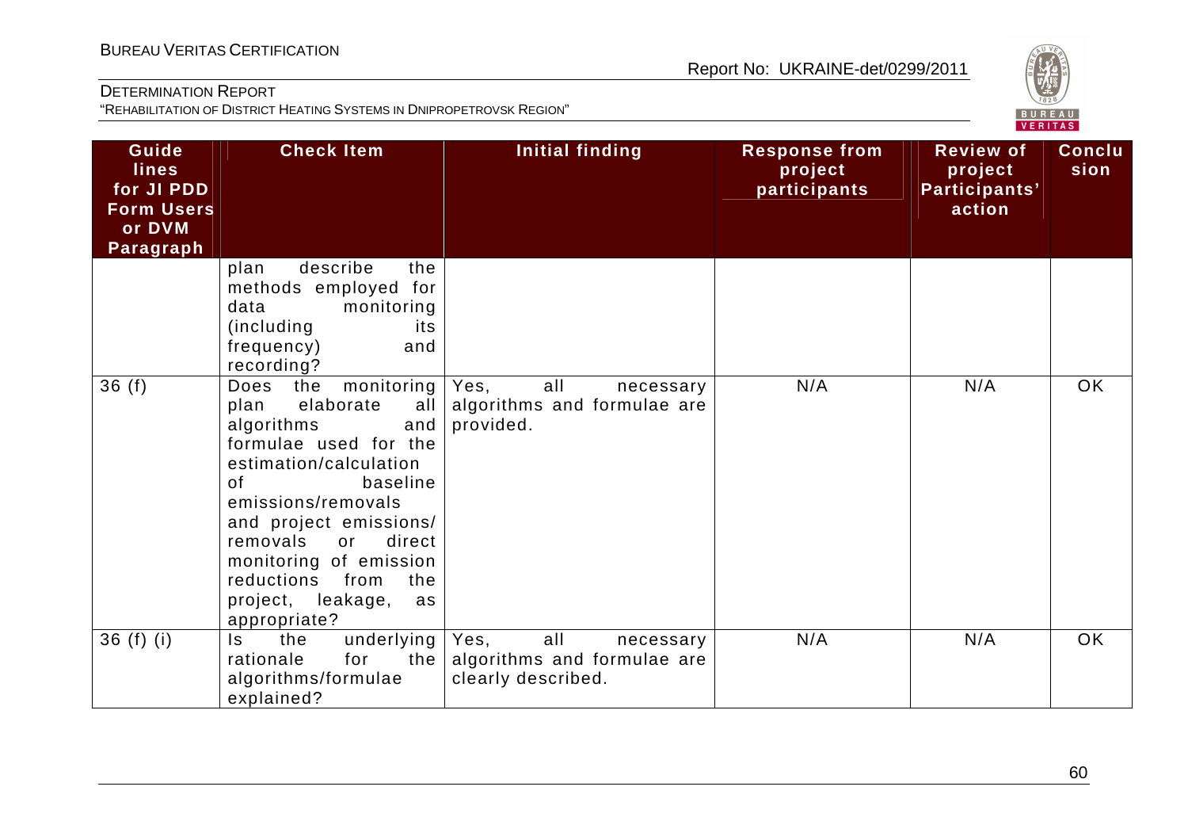| Guidelines for JI PDD Form Users or DVM Paragraph | Check Item | Initial finding | Response from project participants | Review of project Participants' action | Conclusion |
|---|---|---|---|---|---|
| | plan describe the methods employed for data monitoring (including its frequency) and recording? | | | | |
| 36 (f) | Does the monitoring plan elaborate all algorithms and formulae used for the estimation/calculation of baseline emissions/removals and project emissions/ removals or direct monitoring of emission reductions from the project, leakage, as appropriate? | Yes, all necessary algorithms and formulae are provided. | N/A | N/A | OK |
| 36 (f) (i) | Is the underlying rationale for the algorithms/formulae explained? | Yes, all necessary algorithms and formulae are clearly described. | N/A | N/A | OK |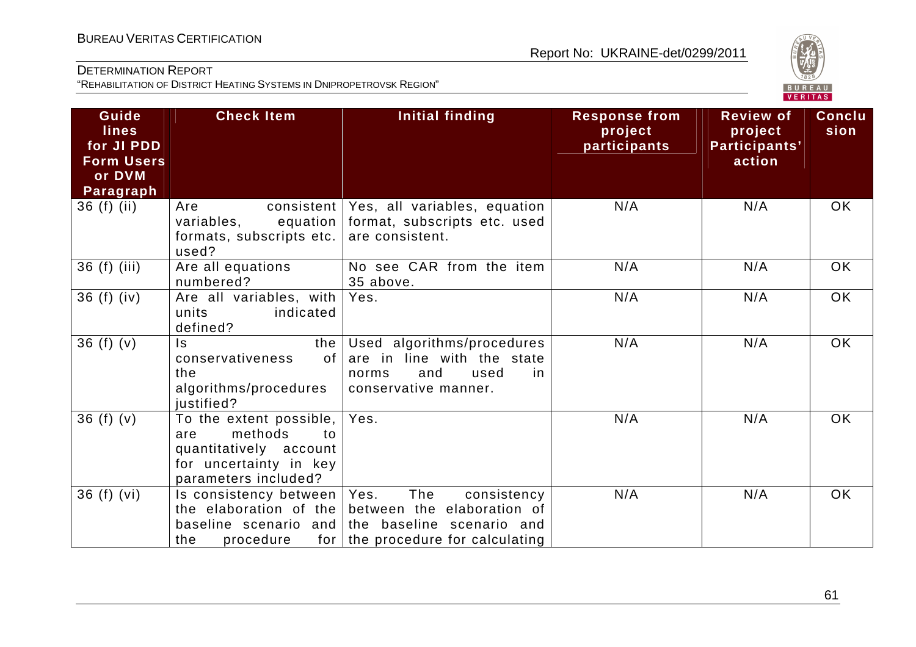| Guide lines for JI PDD Form Users or DVM Paragraph | Check Item | Initial finding | Response from project participants | Review of project Participants' action | Conclusion |
|---|---|---|---|---|---|
| 36 (f) (ii) | Are consistent variables, equation formats, subscripts etc. used? | Yes, all variables, equation format, subscripts etc. used are consistent. | N/A | N/A | OK |
| 36 (f) (iii) | Are all equations numbered? | No see CAR from the item 35 above. | N/A | N/A | OK |
| 36 (f) (iv) | Are all variables, with units indicated defined? | Yes. | N/A | N/A | OK |
| 36 (f) (v) | Is the conservativeness of the algorithms/procedures justified? | Used algorithms/procedures are in line with the state norms and used in conservative manner. | N/A | N/A | OK |
| 36 (f) (v) | To the extent possible, are methods to quantitatively account for uncertainty in key parameters included? | Yes. | N/A | N/A | OK |
| 36 (f) (vi) | Is consistency between the elaboration of the baseline scenario and the procedure for | Yes. The consistency between the elaboration of the baseline scenario and the procedure for calculating | N/A | N/A | OK |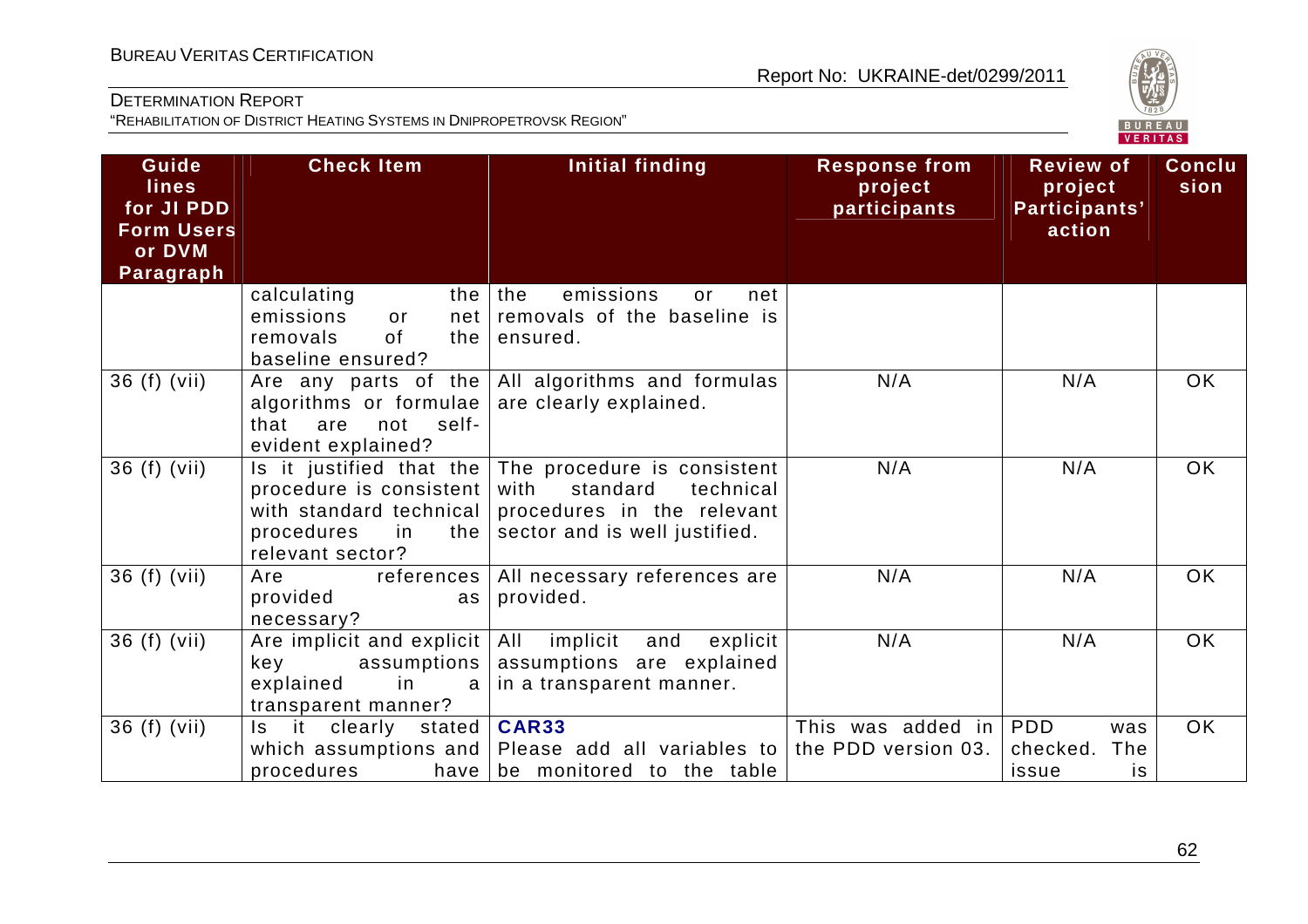| Guide lines for JI PDD Form Users or DVM Paragraph | Check Item | Initial finding | Response from project participants | Review of project Participants' action | Conclusion |
|---|---|---|---|---|---|
| | calculating the emissions or net removals of the baseline ensured? | the emissions or net removals of the baseline is ensured. | | | |
| 36 (f) (vii) | Are any parts of the algorithms or formulae that are not self-evident explained? | All algorithms and formulas are clearly explained. | N/A | N/A | OK |
| 36 (f) (vii) | Is it justified that the procedure is consistent with standard technical procedures in the relevant sector? | The procedure is consistent with standard technical procedures in the relevant sector and is well justified. | N/A | N/A | OK |
| 36 (f) (vii) | Are references provided as necessary? | All necessary references are provided. | N/A | N/A | OK |
| 36 (f) (vii) | Are implicit and explicit key assumptions explained in a transparent manner? | All implicit and explicit assumptions are explained in a transparent manner. | N/A | N/A | OK |
| 36 (f) (vii) | Is it clearly stated which assumptions and procedures have | **CAR33** Please add all variables to be monitored to the table | This was added in the PDD version 03. | PDD was checked. The issue is | OK |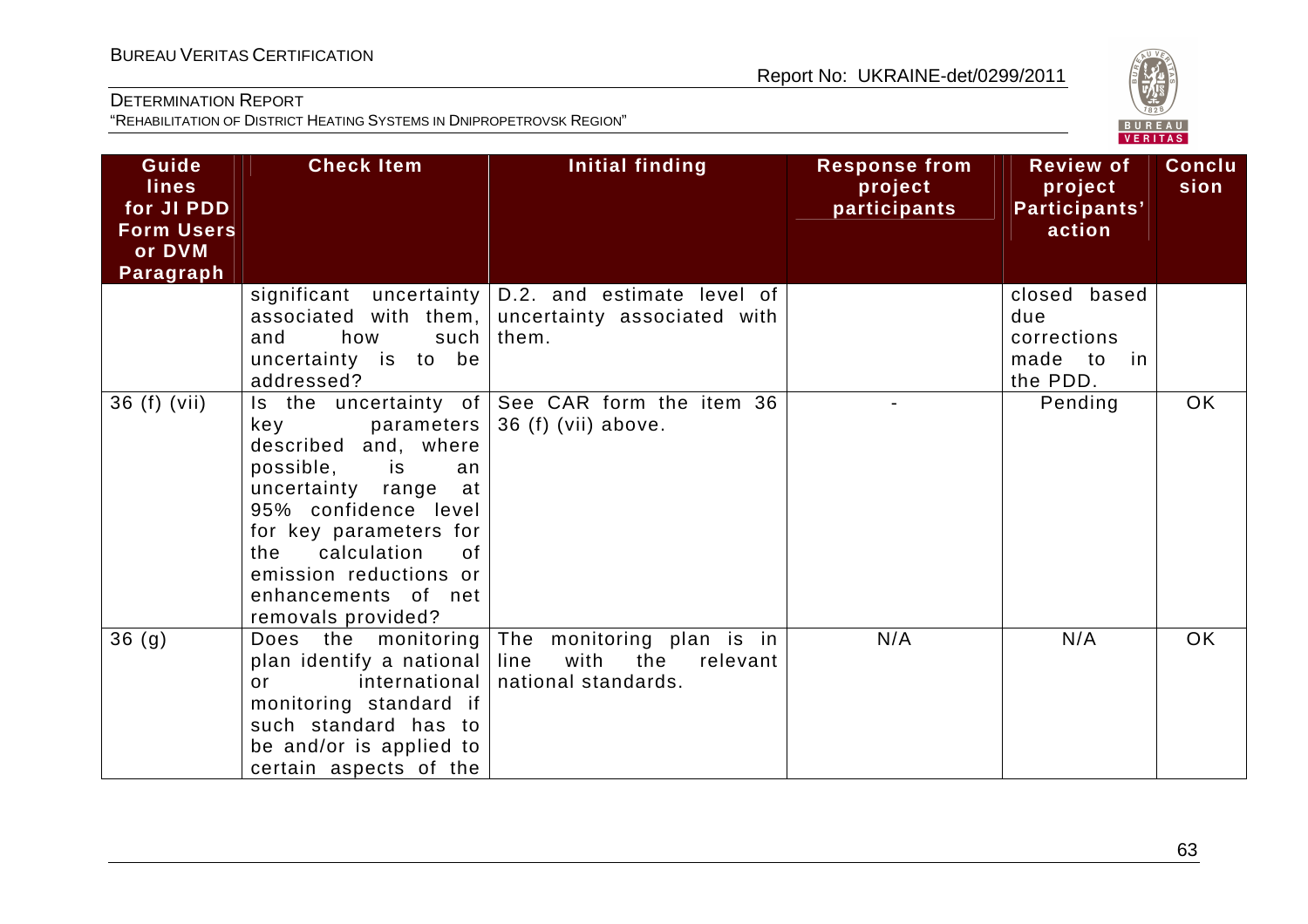| Guide lines for JI PDD Form Users or DVM Paragraph | Check Item | Initial finding | Response from project participants | Review of project Participants' action | Conclusion |
|---|---|---|---|---|---|
| | significant uncertainty associated with them, and how such uncertainty is to be addressed? | D.2. and estimate level of uncertainty associated with them. | | closed based due corrections made to in the PDD. | |
| 36 (f) (vii) | Is the uncertainty of key parameters described and, where possible, is an uncertainty range at 95% confidence level for key parameters for the calculation of emission reductions or enhancements of net removals provided? | See CAR form the item 36 36 (f) (vii) above. | - | Pending | OK |
| 36 (g) | Does the monitoring plan identify a national or international monitoring standard if such standard has to be and/or is applied to certain aspects of the | The monitoring plan is in line with the relevant national standards. | N/A | N/A | OK |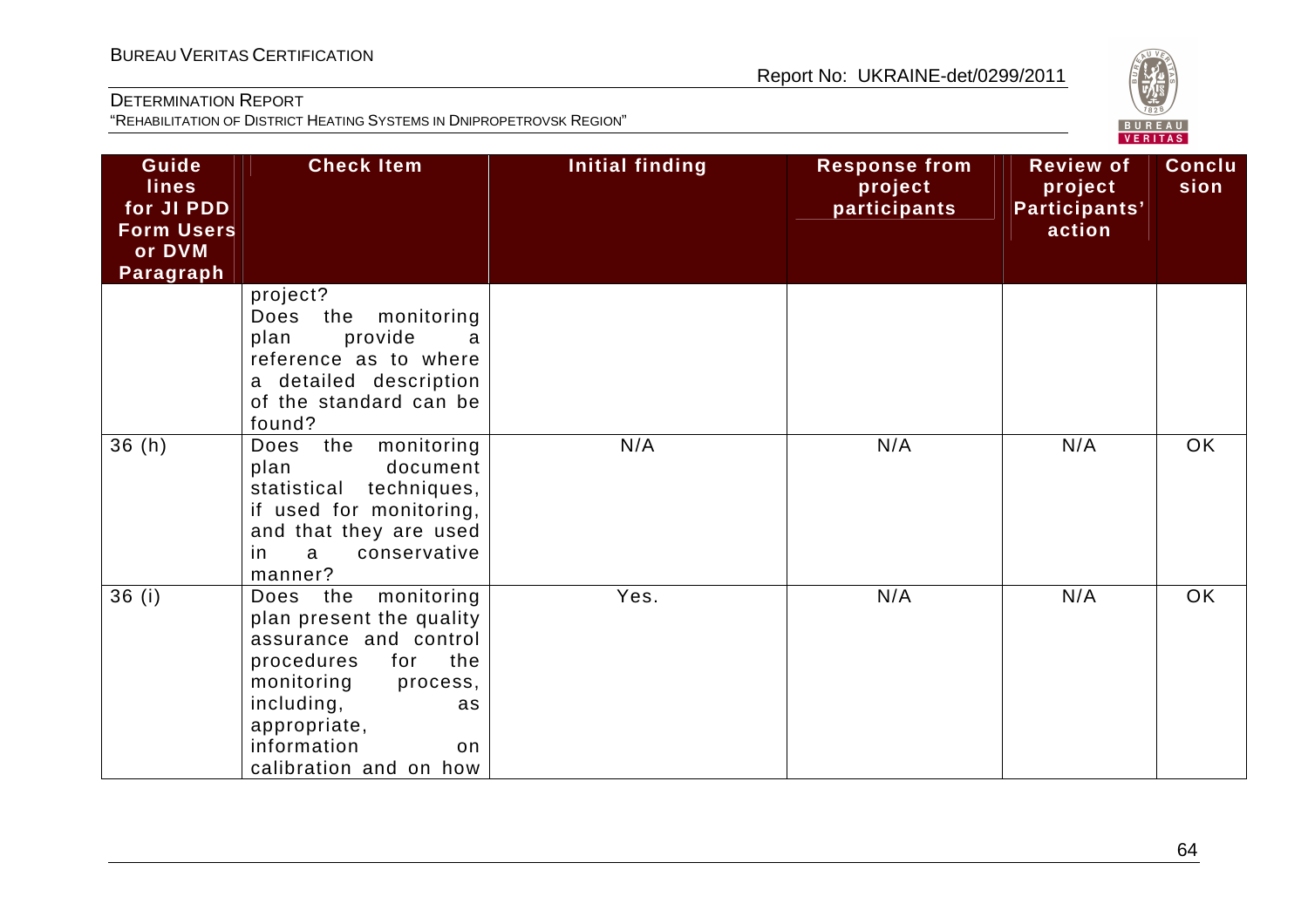| Guide lines for JI PDD Form Users or DVM Paragraph | Check Item | Initial finding | Response from project participants | Review of project Participants' action | Conclusion |
|---|---|---|---|---|---|
| | project? Does the monitoring plan provide a reference as to where a detailed description of the standard can be found? | | | | |
| 36 (h) | Does the monitoring plan document statistical techniques, if used for monitoring, and that they are used in a conservative manner? | N/A | N/A | N/A | OK |
| 36 (i) | Does the monitoring plan present the quality assurance and control procedures for the monitoring process, including, as appropriate, information on calibration and on how | Yes. | N/A | N/A | OK |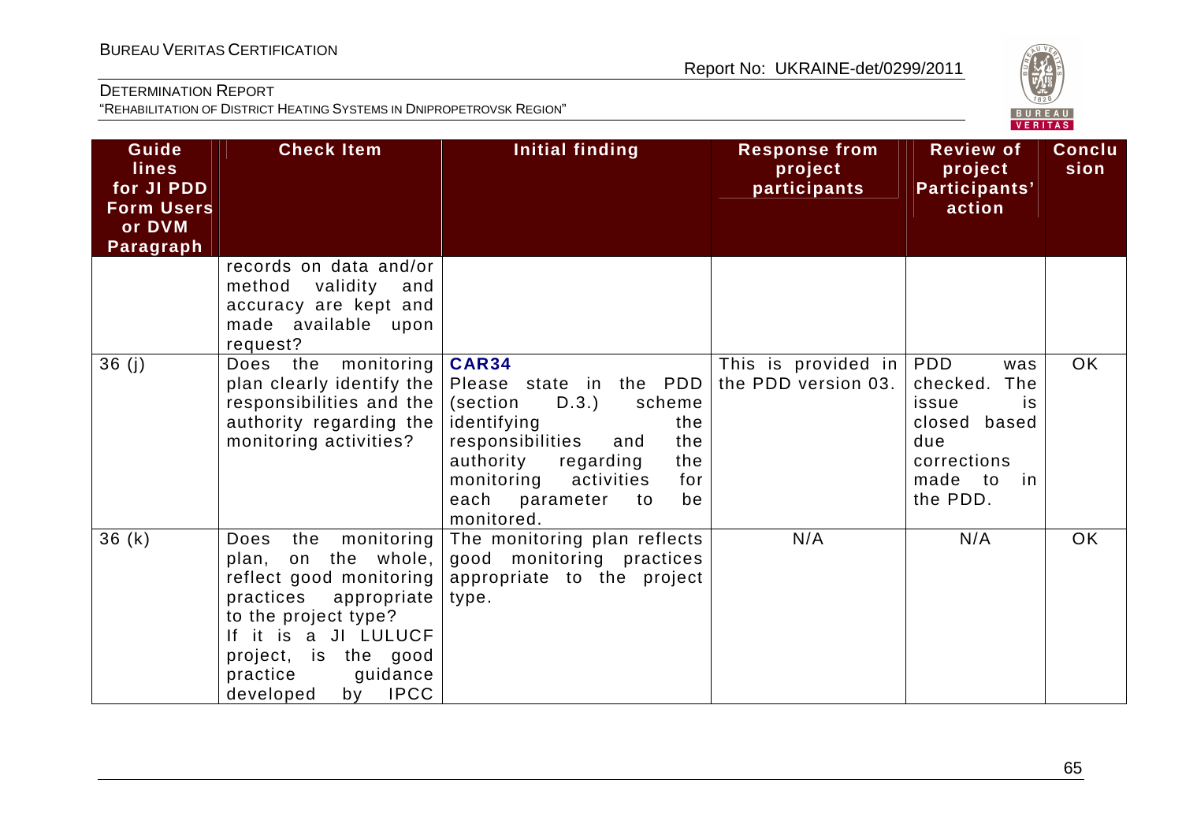| Guidelines for JI PDD Form Users or DVM Paragraph | Check Item | Initial finding | Response from project participants | Review of project Participants' action | Conclusion |
|---|---|---|---|---|---|
| | records on data and/or method validity and accuracy are kept and made available upon request? | | | | |
| 36 (j) | Does the monitoring plan clearly identify the responsibilities and the authority regarding the monitoring activities? | **CAR34** Please state in the PDD (section D.3.) scheme identifying the responsibilities and the authority regarding the monitoring activities for each parameter to be monitored. | This is provided in the PDD version 03. | PDD was checked. The issue is closed based due corrections made to in the PDD. | OK |
| 36 (k) | Does the monitoring plan, on the whole, reflect good monitoring practices appropriate to the project type? If it is a JI LULUCF project, is the good practice guidance developed by IPCC | The monitoring plan reflects good monitoring practices appropriate to the project type. | N/A | N/A | OK |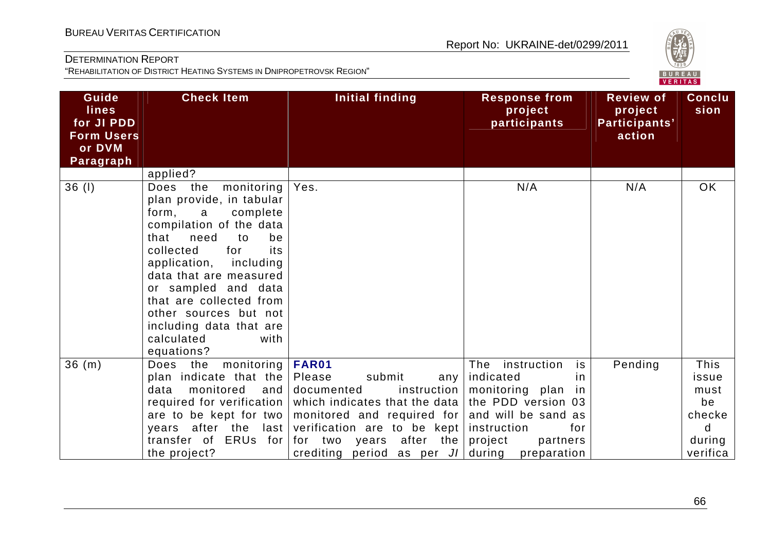| Guidelines for JI PDD Form Users or DVM Paragraph | Check Item | Initial finding | Response from project participants | Review of project Participants' action | Conclusion |
|---|---|---|---|---|---|
| | applied? | | | | |
| 36 (l) | Does the monitoring plan provide, in tabular form, a complete compilation of the data that need to be collected for its application, including data that are measured or sampled and data that are collected from other sources but not including data that are calculated with equations? | Yes. | N/A | N/A | OK |
| 36 (m) | Does the monitoring plan indicate that the data monitored and required for verification are to be kept for two years after the last transfer of ERUs for the project? | **FAR01** Please submit any documented instruction which indicates that the data monitored and required for verification are to be kept for two years after the crediting period as per *JI* | The instruction is indicated in monitoring plan in the PDD version 03 and will be sand as instruction for project partners during preparation | Pending | This issue must be checked during verifica |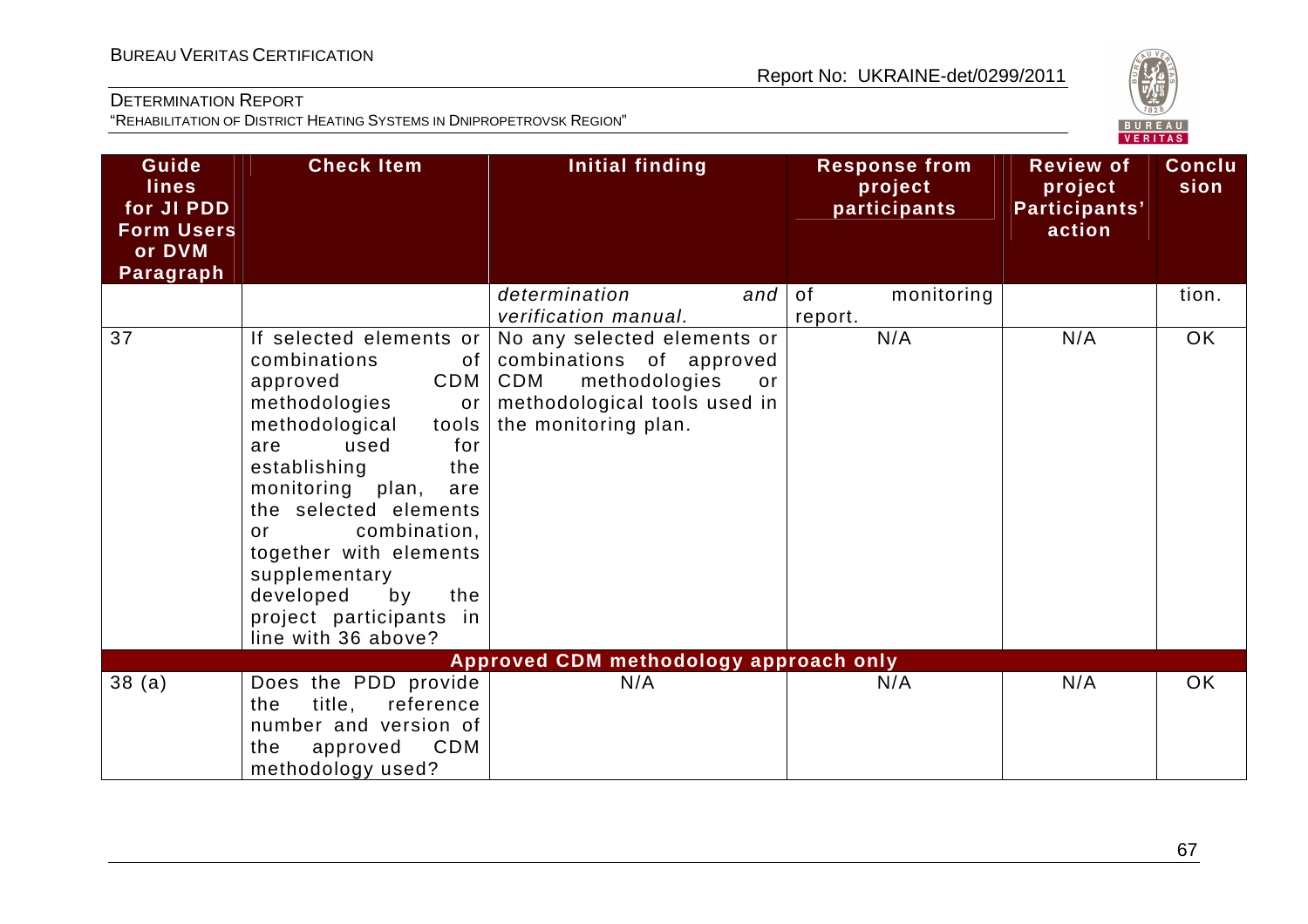| Guide lines for JI PDD Form Users or DVM Paragraph | Check Item | Initial finding | Response from project participants | Review of project Participants' action | Conclusion |
|---|---|---|---|---|---|
| | | *determination and verification manual.* | of monitoring report. | | tion. |
| 37 | If selected elements or combinations of approved CDM methodologies or methodological tools are used for establishing the monitoring plan, are the selected elements or combination, together with elements supplementary developed by the project participants in line with 36 above? | No any selected elements or combinations of approved CDM methodologies or methodological tools used in the monitoring plan. | N/A | N/A | OK |
| **Approved CDM methodology approach only** | | | | | |
| 38 (a) | Does the PDD provide the title, reference number and version of the approved CDM methodology used? | N/A | N/A | N/A | OK |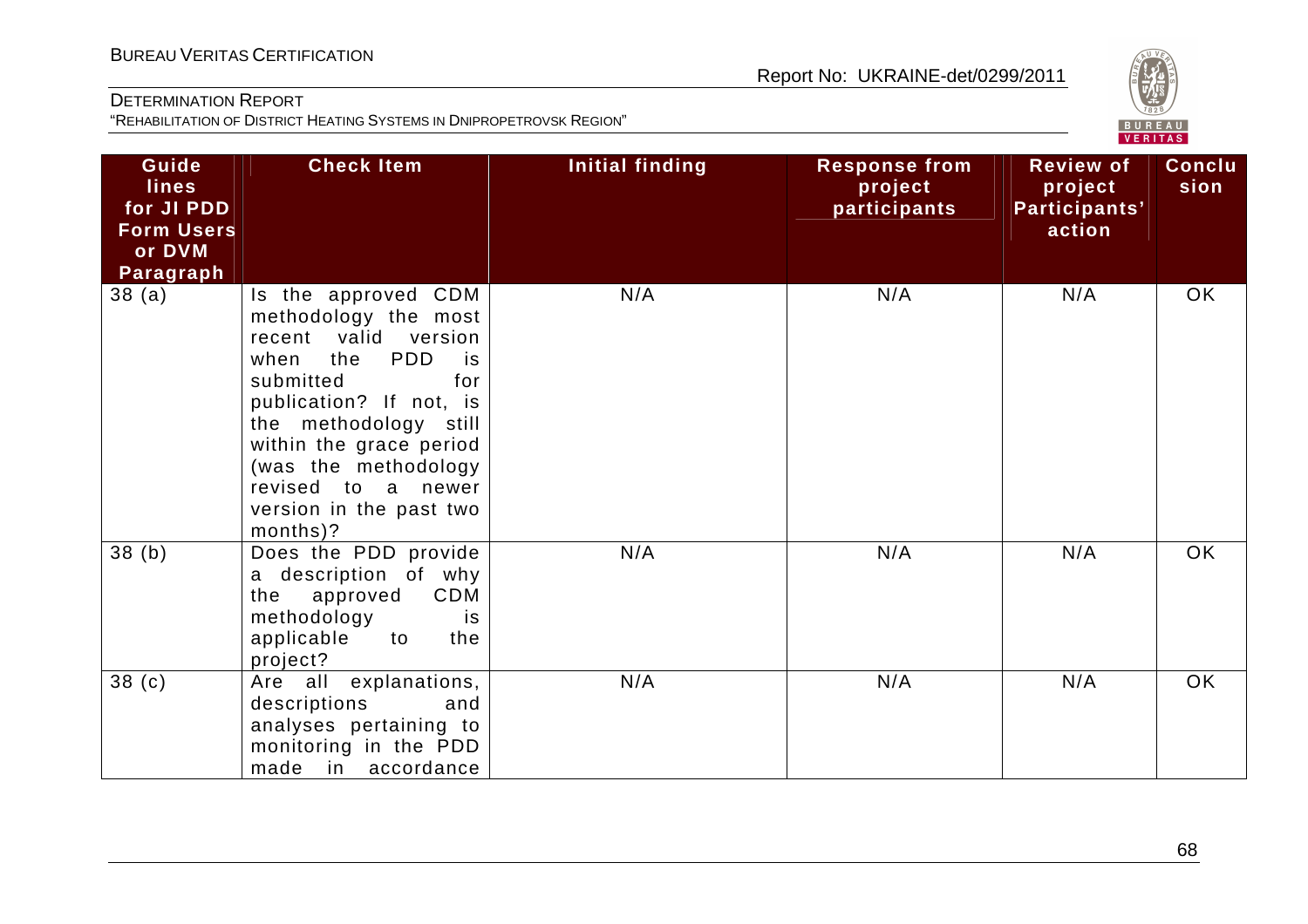| Guidelines for JI PDD Form Users or DVM Paragraph | Check Item | Initial finding | Response from project participants | Review of project Participants' action | Conclusion |
|---|---|---|---|---|---|
| 38 (a) | Is the approved CDM methodology the most recent valid version when the PDD is submitted for publication? If not, is the methodology still within the grace period (was the methodology revised to a newer version in the past two months)? | N/A | N/A | N/A | OK |
| 38 (b) | Does the PDD provide a description of why the approved CDM methodology is applicable to the project? | N/A | N/A | N/A | OK |
| 38 (c) | Are all explanations, descriptions and analyses pertaining to monitoring in the PDD made in accordance | N/A | N/A | N/A | OK |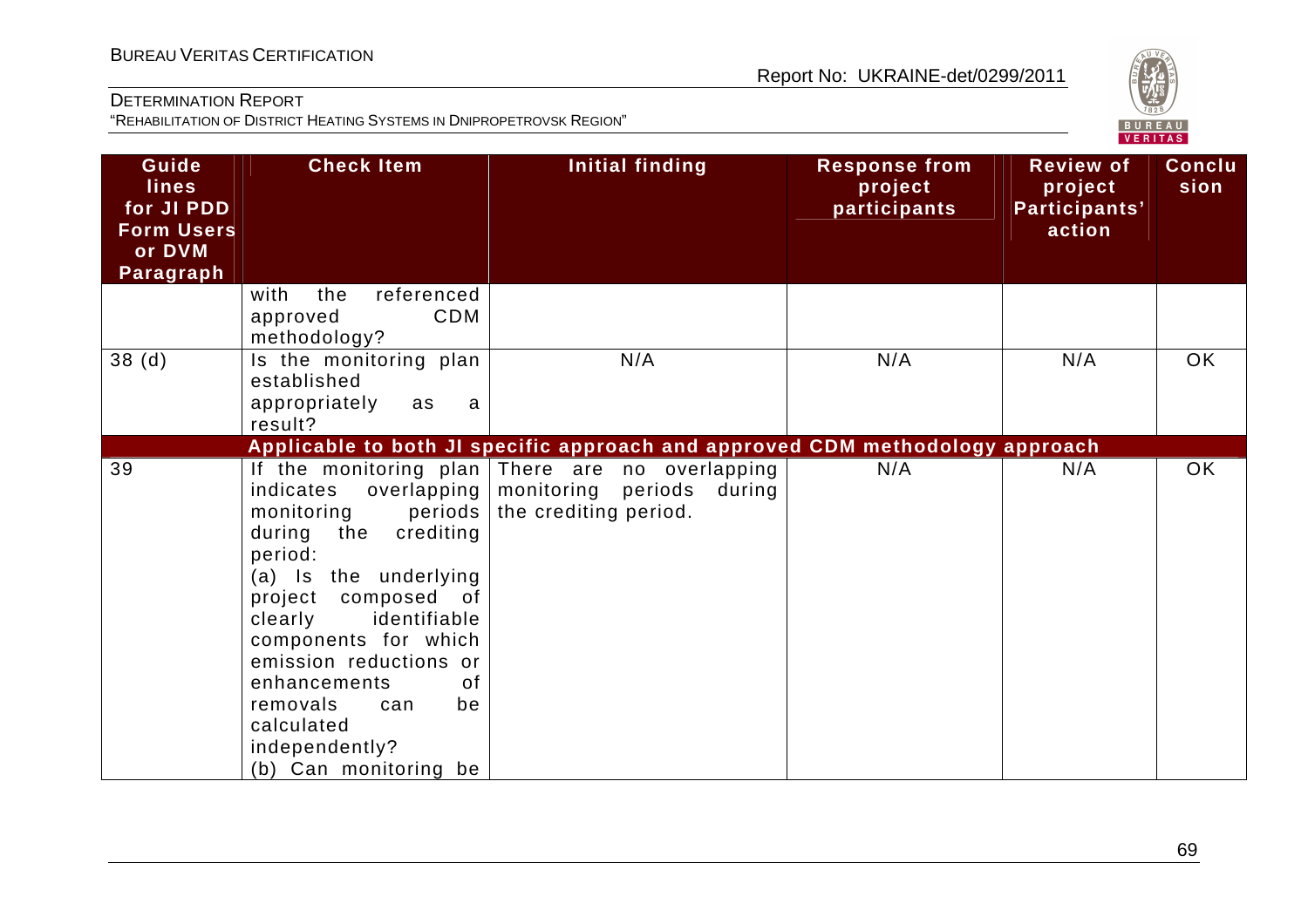| Guidelines for JI PDD Form Users or DVM Paragraph | Check Item | Initial finding | Response from project participants | Review of project Participants' action | Conclusion |
|---|---|---|---|---|---|
| | with the referenced approved CDM methodology? | | | | |
| 38 (d) | Is the monitoring plan established appropriately as a result? | N/A | N/A | N/A | OK |
| | **Applicable to both JI specific approach and approved CDM methodology approach** | | | | |
| 39 | If the monitoring plan indicates overlapping monitoring periods during the crediting period:<br>(a) Is the underlying project composed of clearly identifiable components for which emission reductions or enhancements of removals can be calculated independently?<br>(b) Can monitoring be | There are no overlapping monitoring periods during the crediting period. | N/A | N/A | OK |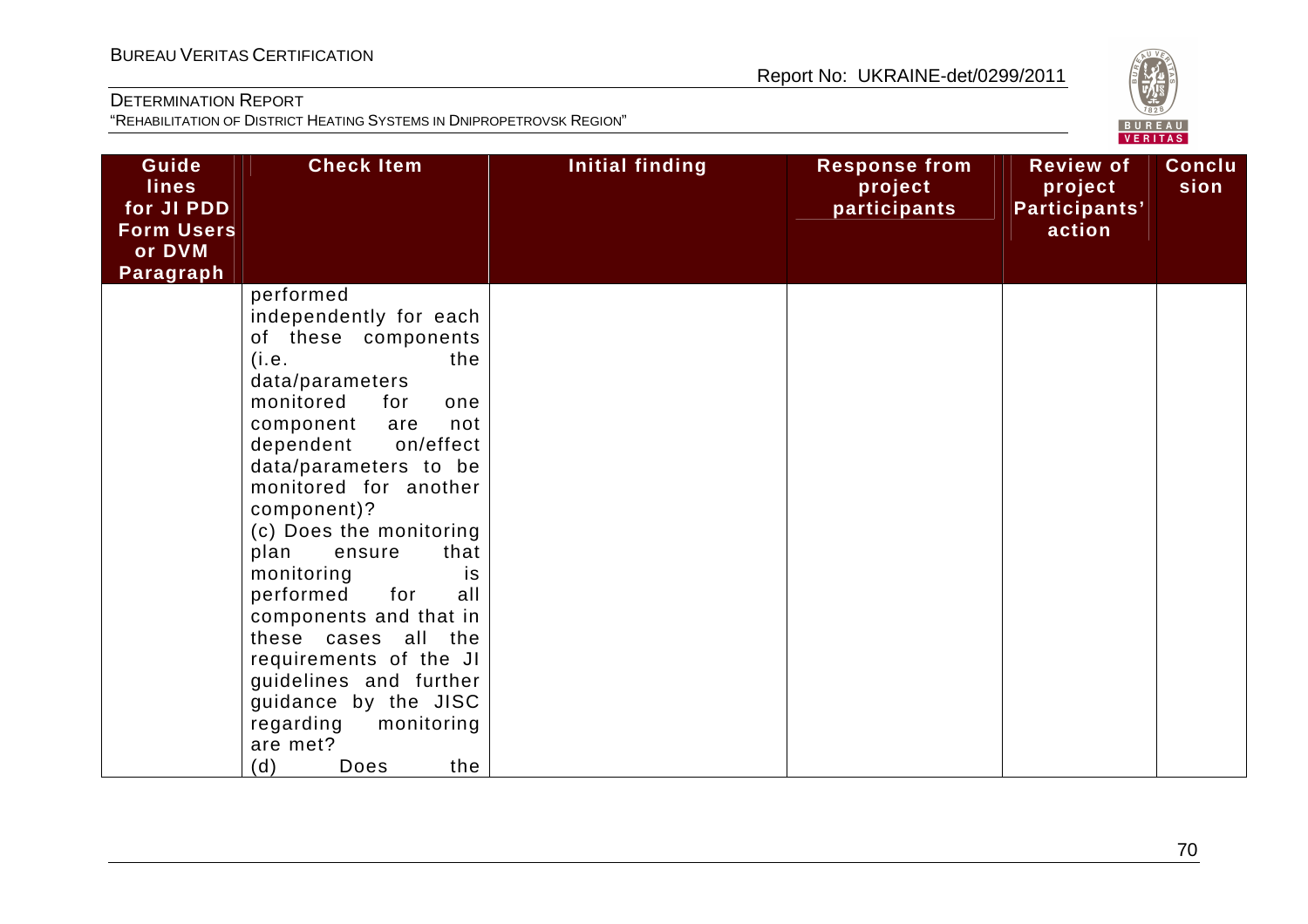| Guide lines for JI PDD Form Users or DVM Paragraph | Check Item | Initial finding | Response from project participants | Review of project Participants' action | Conclusion |
|---|---|---|---|---|---|
| | performed independently for each of these components (i.e. the data/parameters monitored for one component are not dependent on/effect data/parameters to be monitored for another component)? (c) Does the monitoring plan ensure that monitoring is performed for all components and that in these cases all the requirements of the JI guidelines and further guidance by the JISC regarding monitoring are met? (d) Does the | | | | |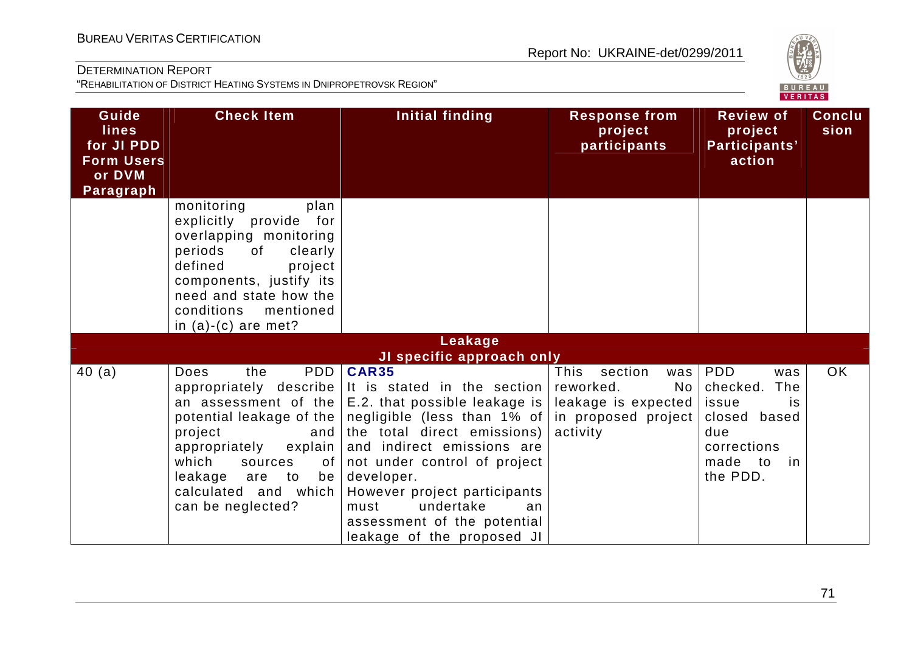| Guidelines for JI PDD Form Users or DVM Paragraph | Check Item | Initial finding | Response from project participants | Review of project Participants' action | Conclusion |
|---|---|---|---|---|---|
| | monitoring plan explicitly provide for overlapping monitoring periods of clearly defined project components, justify its need and state how the conditions mentioned in (a)-(c) are met? | | | | |
| **Leakage** | | | | | |
| **JI specific approach only** | | | | | |
| 40 (a) | Does the PDD appropriately describe an assessment of the potential leakage of the project and appropriately explain which sources of leakage are to be calculated and which can be neglected? | **CAR35** It is stated in the section E.2. that possible leakage is negligible (less than 1% of the total direct emissions) and indirect emissions are not under control of project developer. However project participants must undertake an assessment of the potential leakage of the proposed JI | This section was reworked. No leakage is expected in proposed project activity | PDD was checked. The issue is closed based due corrections made to in the PDD. | OK |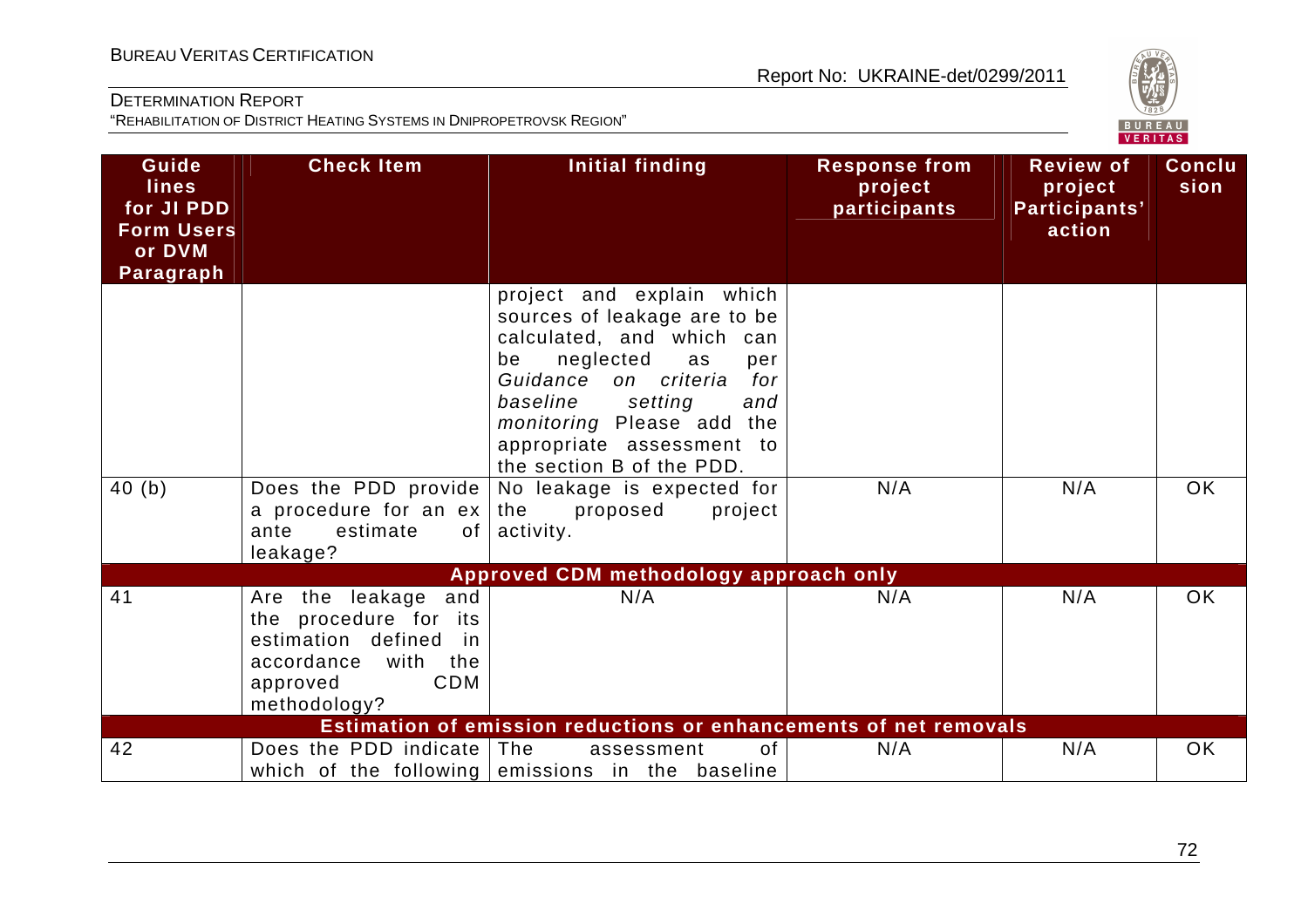| Guidelines for JI PDD Form Users or DVM Paragraph | Check Item | Initial finding | Response from project participants | Review of project Participants' action | Conclusion |
|---|---|---|---|---|---|
| | | project and explain which sources of leakage are to be calculated, and which can be neglected as per *Guidance on criteria for baseline setting and monitoring* Please add the appropriate assessment to the section B of the PDD. | | | |
| 40 (b) | Does the PDD provide a procedure for an ex ante estimate of leakage? | No leakage is expected for the proposed project activity. | N/A | N/A | OK |
| **Approved CDM methodology approach only** | | | | | |
| 41 | Are the leakage and the procedure for its estimation defined in accordance with the approved CDM methodology? | N/A | N/A | N/A | OK |
| **Estimation of emission reductions or enhancements of net removals** | | | | | |
| 42 | Does the PDD indicate which of the following | The assessment of emissions in the baseline | N/A | N/A | OK |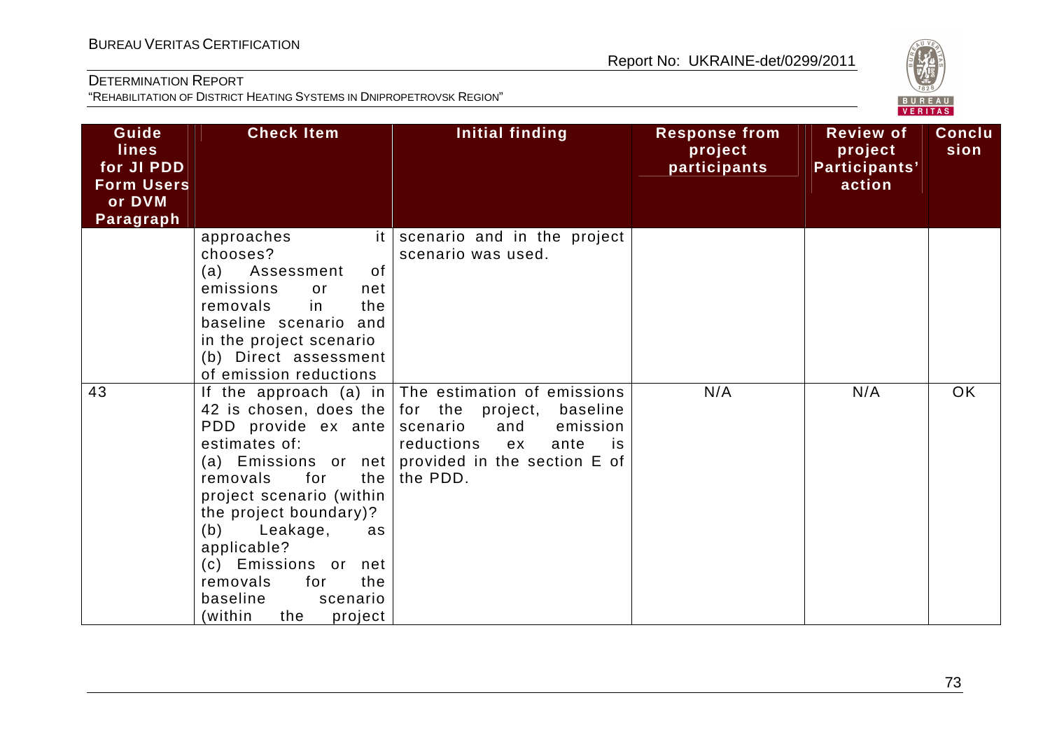| Guide lines for JI PDD Form Users or DVM Paragraph | Check Item | Initial finding | Response from project participants | Review of project Participants' action | Conclu sion |
|---|---|---|---|---|---|
| | approaches it chooses? (a) Assessment of emissions or net removals in the baseline scenario and in the project scenario (b) Direct assessment of emission reductions | scenario and in the project scenario was used. | | | |
| 43 | If the approach (a) in 42 is chosen, does the PDD provide ex ante estimates of: (a) Emissions or net removals for the project scenario (within the project boundary)? (b) Leakage, as applicable? (c) Emissions or net removals for the baseline scenario (within the project | The estimation of emissions for the project, baseline scenario and emission reductions ex ante is provided in the section E of the PDD. | N/A | N/A | OK |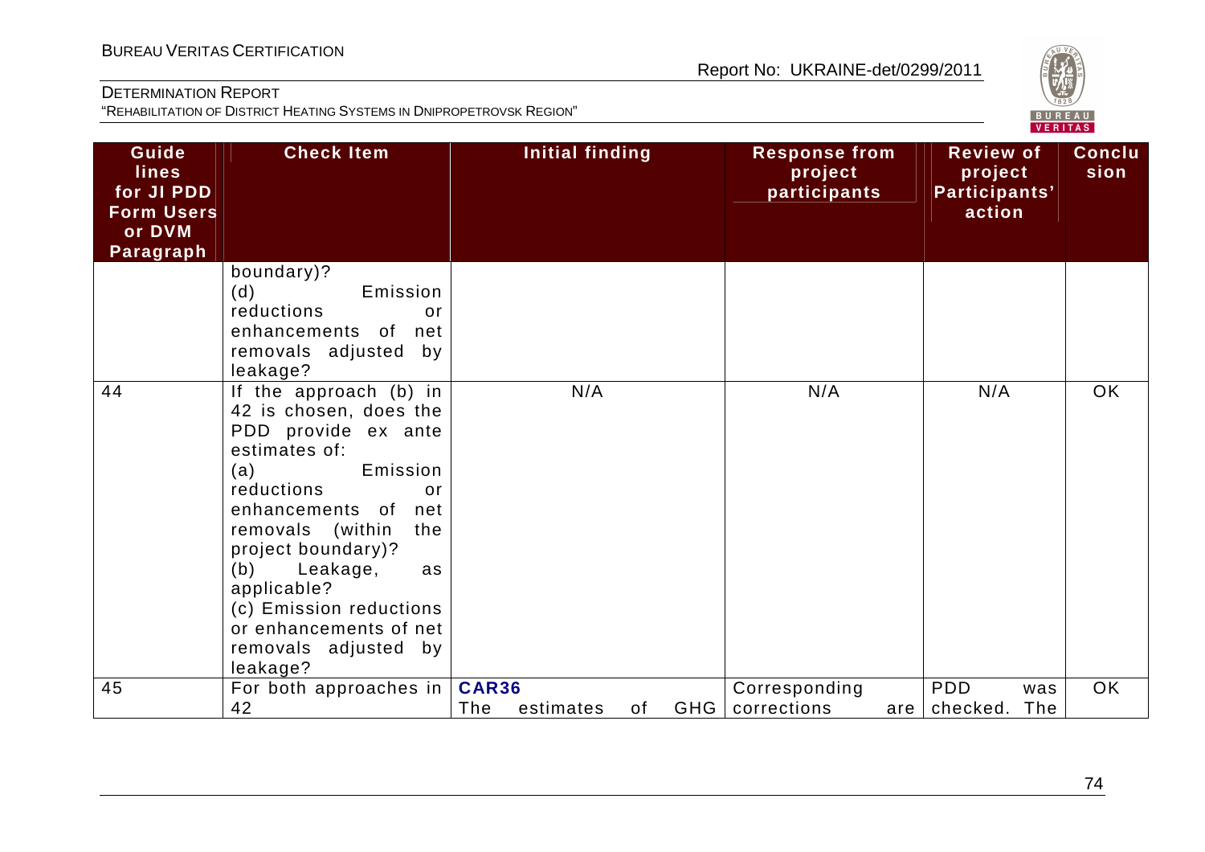| Guidelines for JI PDD Form Users or DVM Paragraph | Check Item | Initial finding | Response from project participants | Review of project Participants' action | Conclusion |
|---|---|---|---|---|---|
| | boundary)?<br>(d) Emission reductions or enhancements of net removals adjusted by leakage? | | | | |
| 44 | If the approach (b) in 42 is chosen, does the PDD provide ex ante estimates of:<br>(a) Emission reductions or enhancements of net removals (within the project boundary)?<br>(b) Leakage, as applicable?<br>(c) Emission reductions or enhancements of net removals adjusted by leakage? | N/A | N/A | N/A | OK |
| 45 | For both approaches in 42 | **CAR36**<br>The estimates of GHG | Corresponding corrections are | PDD was checked. The | OK |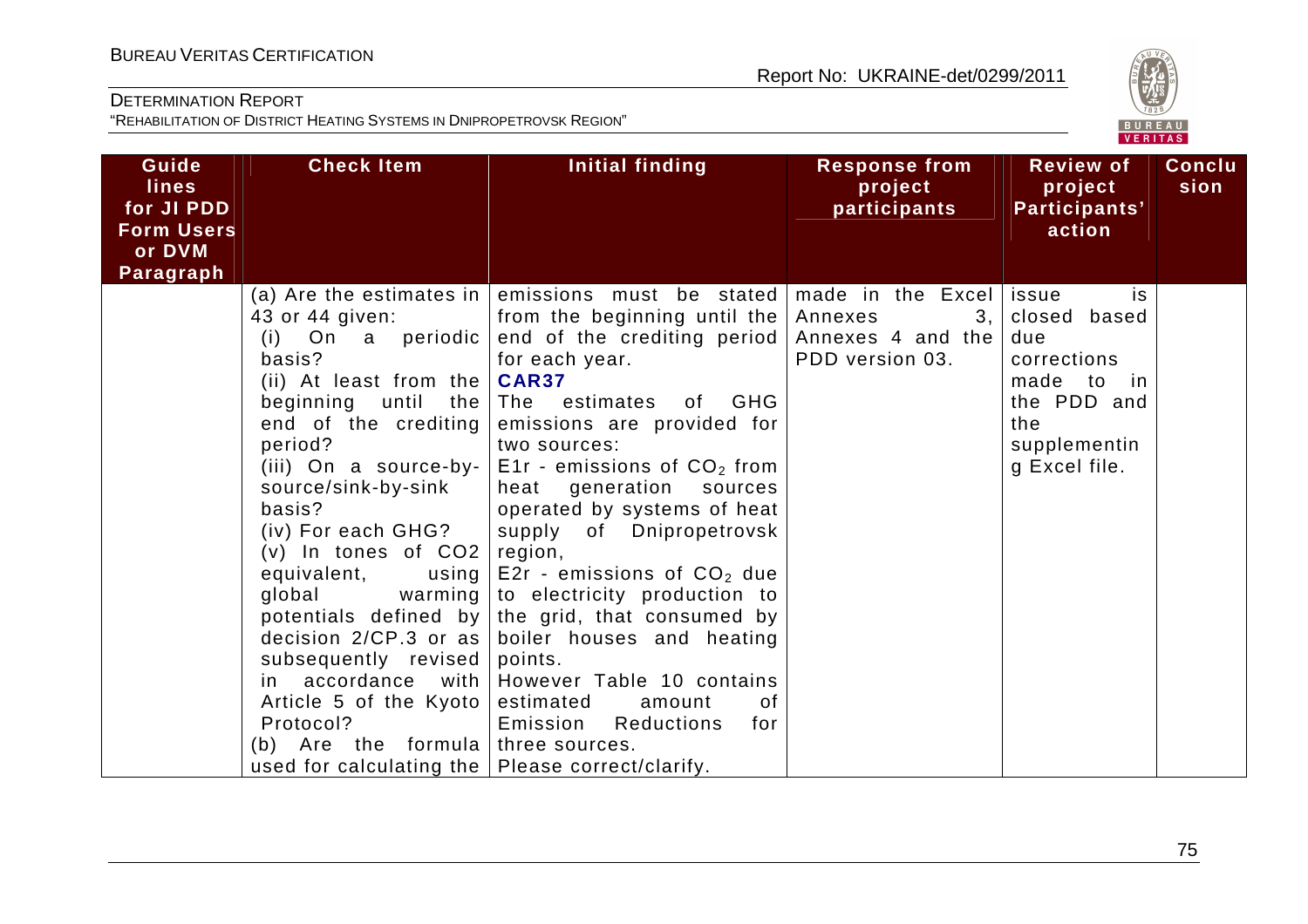| Guide lines for JI PDD Form Users or DVM Paragraph | Check Item | Initial finding | Response from project participants | Review of project Participants' action | Conclusion |
|---|---|---|---|---|---|
| | (a) Are the estimates in 43 or 44 given:<br>(i) On a periodic basis?<br>(ii) At least from the beginning until the end of the crediting period?<br>(iii) On a source-by-source/sink-by-sink basis?<br>(iv) For each GHG?<br>(v) In tones of CO2 equivalent, using global warming potentials defined by decision 2/CP.3 or as subsequently revised in accordance with Article 5 of the Kyoto Protocol?<br>(b) Are the formula used for calculating the | emissions must be stated from the beginning until the end of the crediting period for each year.<br>**CAR37**<br>The estimates of GHG emissions are provided for two sources:<br>E1r - emissions of $CO_2$ from heat generation sources operated by systems of heat supply of Dnipropetrovsk region,<br>E2r - emissions of $CO_2$ due to electricity production to the grid, that consumed by boiler houses and heating points.<br>However Table 10 contains estimated amount of Emission Reductions for three sources.<br>Please correct/clarify. | made in the Excel Annexes 3, Annexes 4 and the PDD version 03. | issue is closed based due corrections made to in the PDD and the supplementing Excel file. | |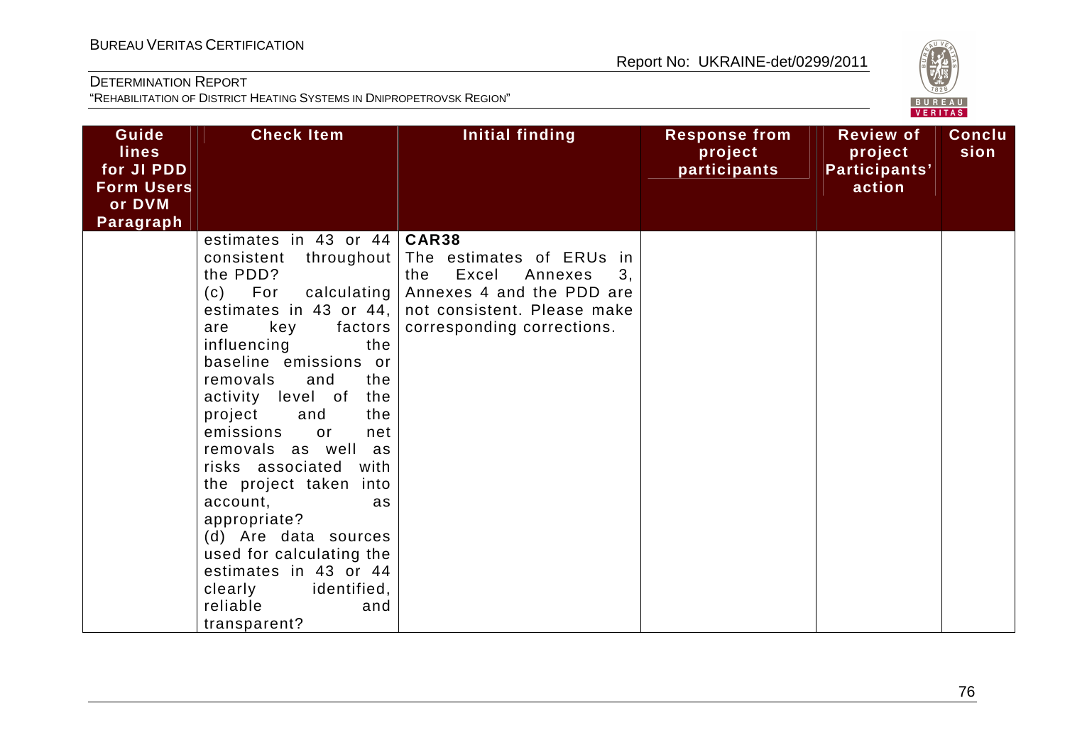| Guidelines for JI PDD Form Users or DVM Paragraph | Check Item | Initial finding | Response from project participants | Review of project Participants' action | Conclusion |
|---|---|---|---|---|---|
| | estimates in 43 or 44 consistent throughout the PDD?<br>(c) For calculating estimates in 43 or 44, are key factors influencing the baseline emissions or removals and the activity level of the project and the emissions or net removals as well as risks associated with the project taken into account, as appropriate?<br>(d) Are data sources used for calculating the estimates in 43 or 44 clearly identified, reliable and transparent? | **CAR38**<br>The estimates of ERUs in the Excel Annexes 3, Annexes 4 and the PDD are not consistent. Please make corresponding corrections. | | | |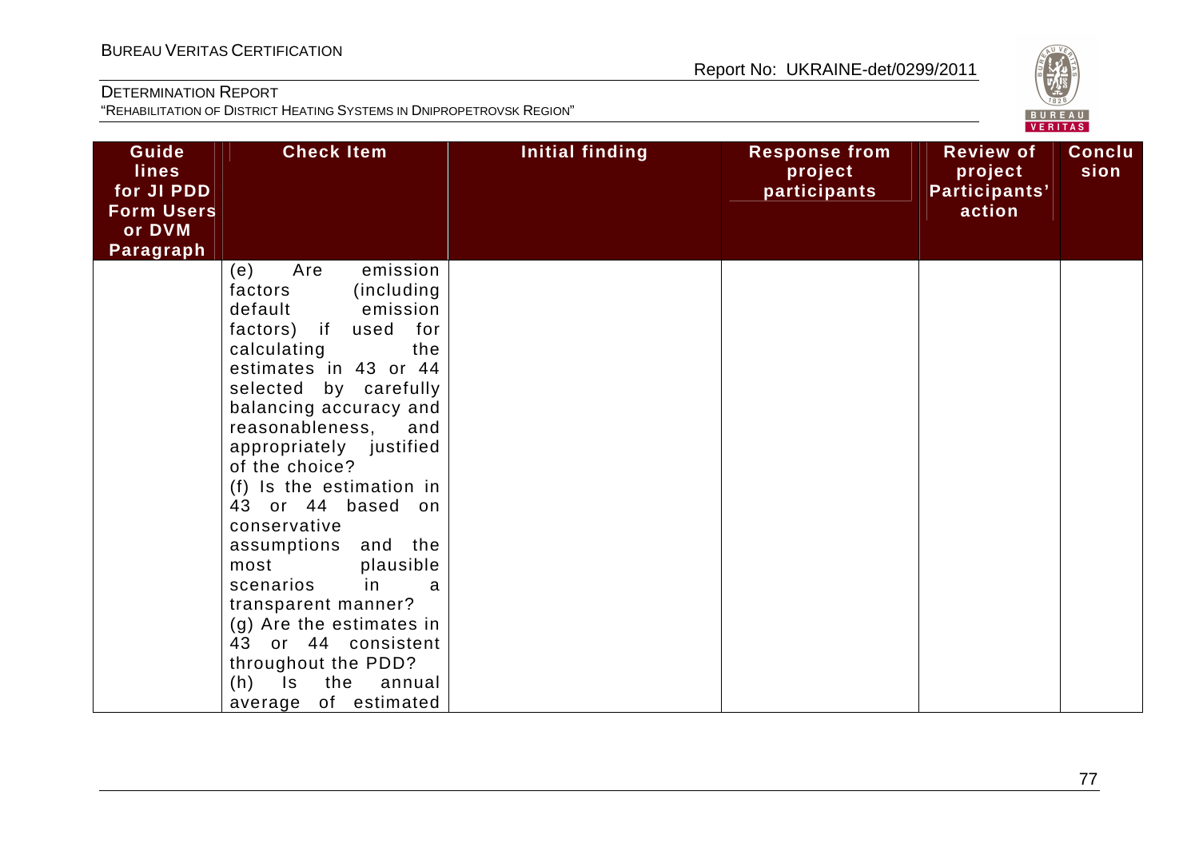| Guide lines for JI PDD Form Users or DVM Paragraph | Check Item | Initial finding | Response from project participants | Review of project Participants' action | Conclusion |
|---|---|---|---|---|---|
| | (e) Are emission factors (including default emission factors) if used for calculating the estimates in 43 or 44 selected by carefully balancing accuracy and reasonableness, and appropriately justified of the choice?<br>(f) Is the estimation in 43 or 44 based on conservative assumptions and the most plausible scenarios in a transparent manner?<br>(g) Are the estimates in 43 or 44 consistent throughout the PDD?<br>(h) Is the annual average of estimated | | | | |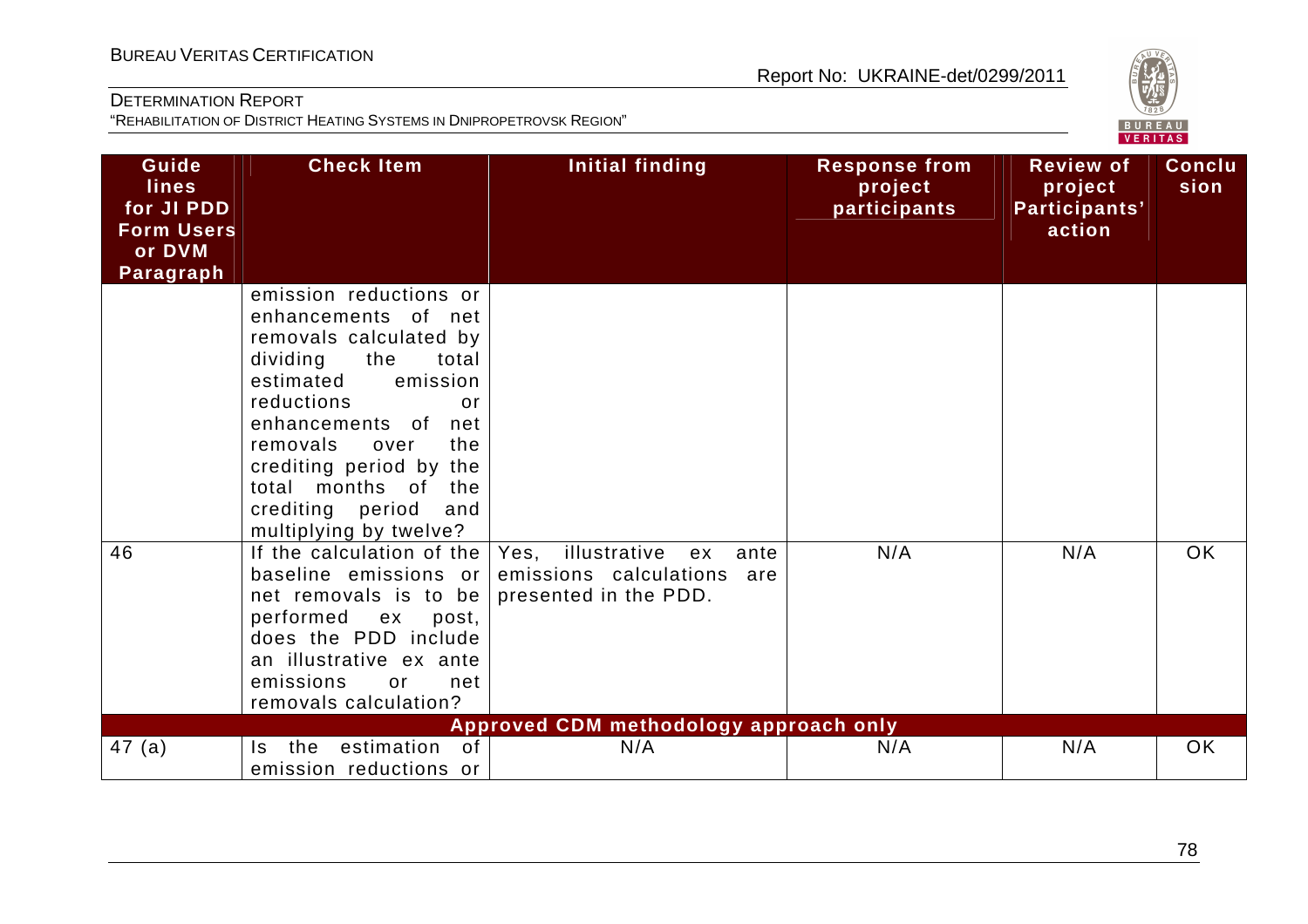| Guidelines for JI PDD Form Users or DVM Paragraph | Check Item | Initial finding | Response from project participants | Review of project Participants' action | Conclusion |
|---|---|---|---|---|---|
| | emission reductions or enhancements of net removals calculated by dividing the total estimated emission reductions or enhancements of net removals over the crediting period by the total months of the crediting period and multiplying by twelve? | | | | |
| 46 | If the calculation of the baseline emissions or net removals is to be performed ex post, does the PDD include an illustrative ex ante emissions or net removals calculation? | Yes, illustrative ex ante emissions calculations are presented in the PDD. | N/A | N/A | OK |
| | | **Approved CDM methodology approach only** | | | |
| 47 (a) | Is the estimation of emission reductions or | N/A | N/A | N/A | OK |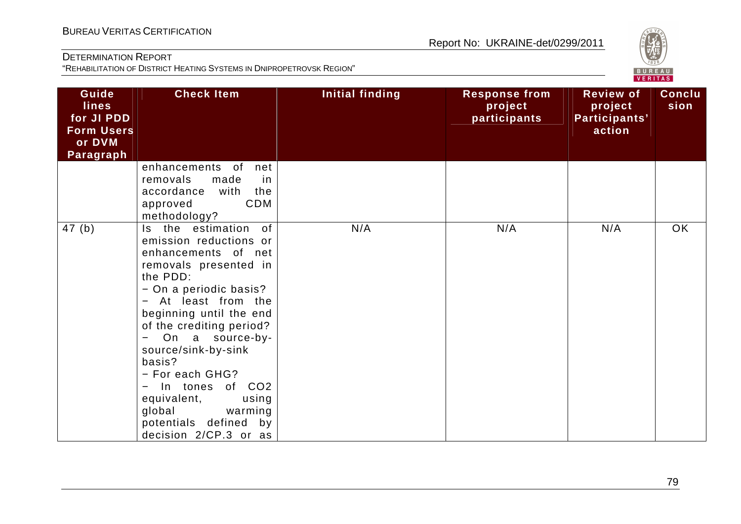| Guidelines for JI PDD Form Users or DVM Paragraph | Check Item | Initial finding | Response from project participants | Review of project Participants' action | Conclusion |
|---|---|---|---|---|---|
| | enhancements of net removals made in accordance with the approved CDM methodology? | | | | |
| 47 (b) | Is the estimation of emission reductions or enhancements of net removals presented in the PDD:<br>− On a periodic basis?<br>− At least from the beginning until the end of the crediting period?<br>− On a source-by-source/sink-by-sink basis?<br>− For each GHG?<br>− In tones of $CO_2$ equivalent, using global warming potentials defined by decision 2/CP.3 or as | N/A | N/A | N/A | OK |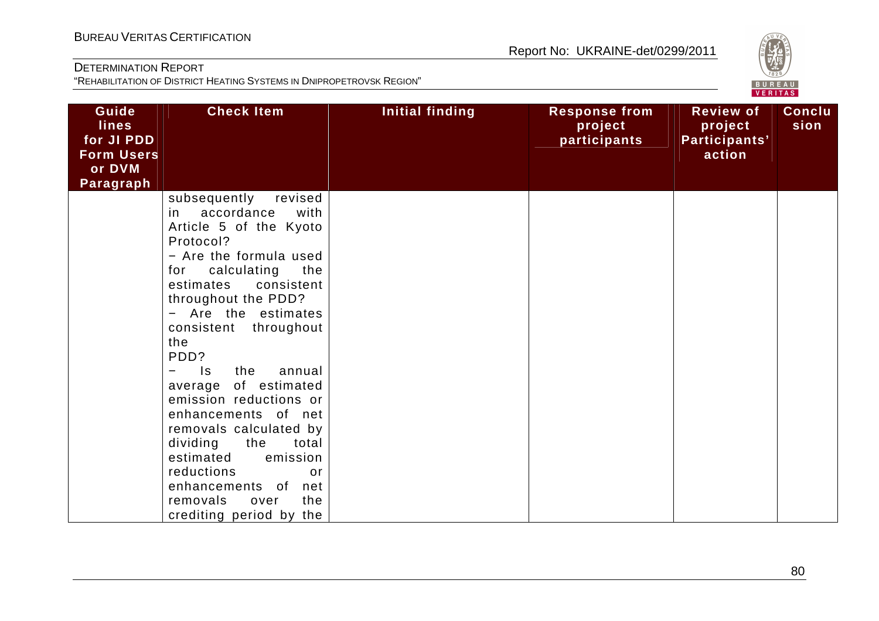| Guidelines for JI PDD Form Users or DVM Paragraph | Check Item | Initial finding | Response from project participants | Review of project Participants' action | Conclusion |
|---|---|---|---|---|---|
| | subsequently revised in accordance with Article 5 of the Kyoto Protocol?<br>− Are the formula used for calculating the estimates consistent throughout the PDD?<br>− Are the estimates consistent throughout the PDD?<br>− Is the annual average of estimated emission reductions or enhancements of net removals calculated by dividing the total estimated emission reductions or enhancements of net removals over the crediting period by the | | | | |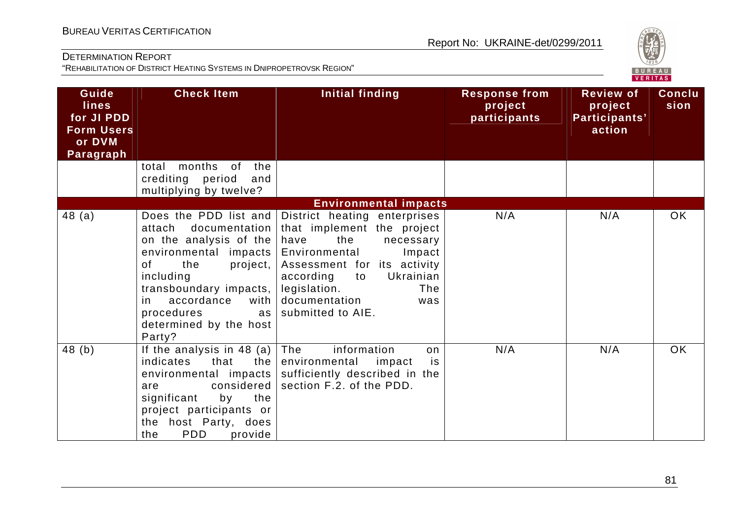| Guidelines for JI PDD Form Users or DVM Paragraph | Check Item | Initial finding | Response from project participants | Review of project Participants' action | Conclusion |
|---|---|---|---|---|---|
| | total months of the crediting period and multiplying by twelve? | | | | |
| | | **Environmental impacts** | | | |
| 48 (a) | Does the PDD list and attach documentation on the analysis of the environmental impacts of the project, including transboundary impacts, in accordance with procedures as determined by the host Party? | District heating enterprises that implement the project have the necessary Environmental Impact Assessment for its activity according to Ukrainian legislation. The documentation was submitted to AIE. | N/A | N/A | OK |
| 48 (b) | If the analysis in 48 (a) indicates that the environmental impacts are considered significant by the project participants or the host Party, does the PDD provide | The information on environmental impact is sufficiently described in the section F.2. of the PDD. | N/A | N/A | OK |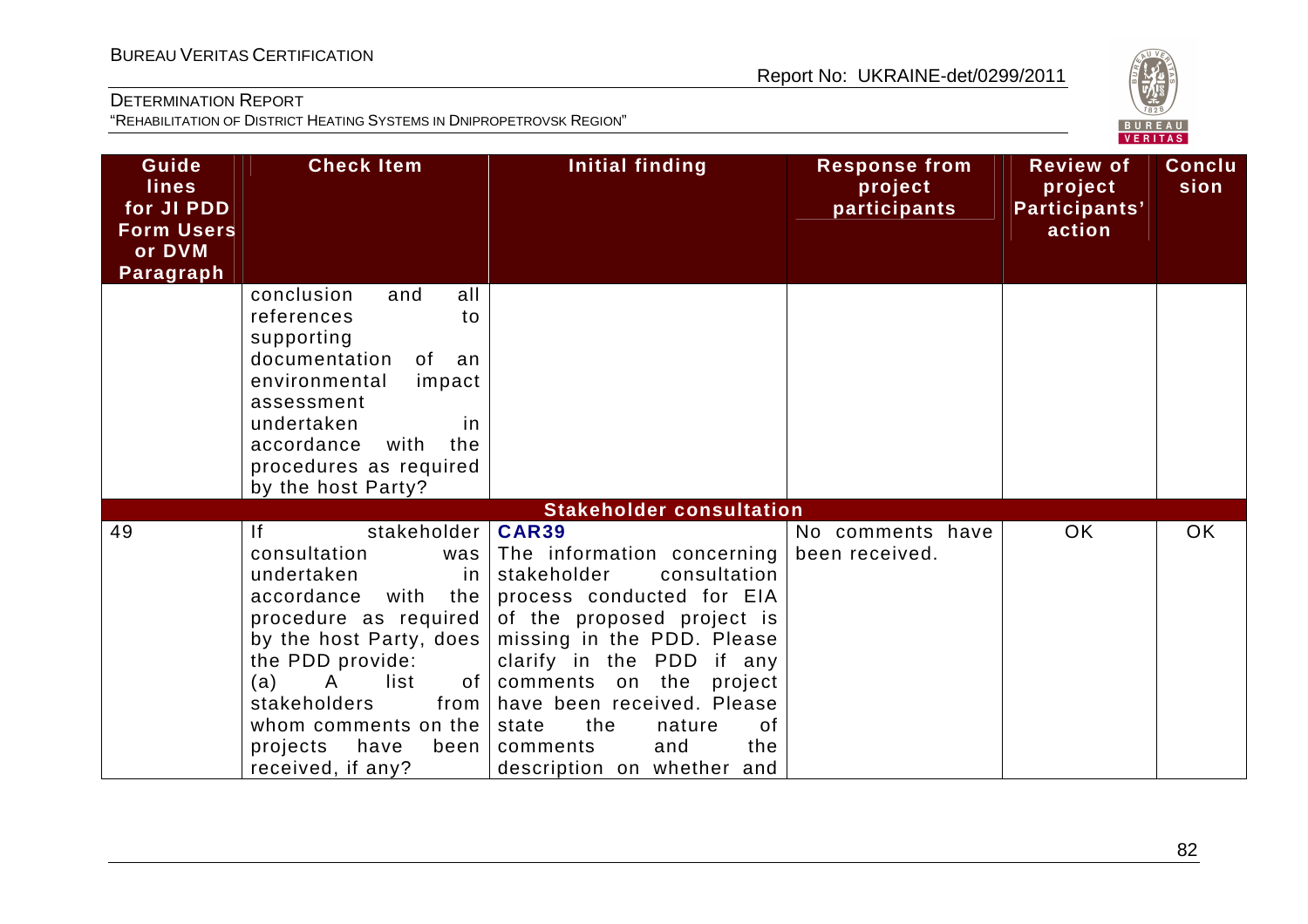| Guidelines for JI PDD Form Users or DVM Paragraph | Check Item | Initial finding | Response from project participants | Review of project Participants' action | Conclusion |
|---|---|---|---|---|---|
| | conclusion and all references to supporting documentation of an environmental impact assessment undertaken in accordance with the procedures as required by the host Party? | | | | |
| **Stakeholder consultation** | | | | | |
| 49 | If stakeholder consultation was undertaken in accordance with the procedure as required by the host Party, does the PDD provide: (a) A list of stakeholders from whom comments on the projects have been received, if any? | **CAR39** The information concerning stakeholder consultation process conducted for EIA of the proposed project is missing in the PDD. Please clarify in the PDD if any comments on the project have been received. Please state the nature of comments and the description on whether and | No comments have been received. | OK | OK |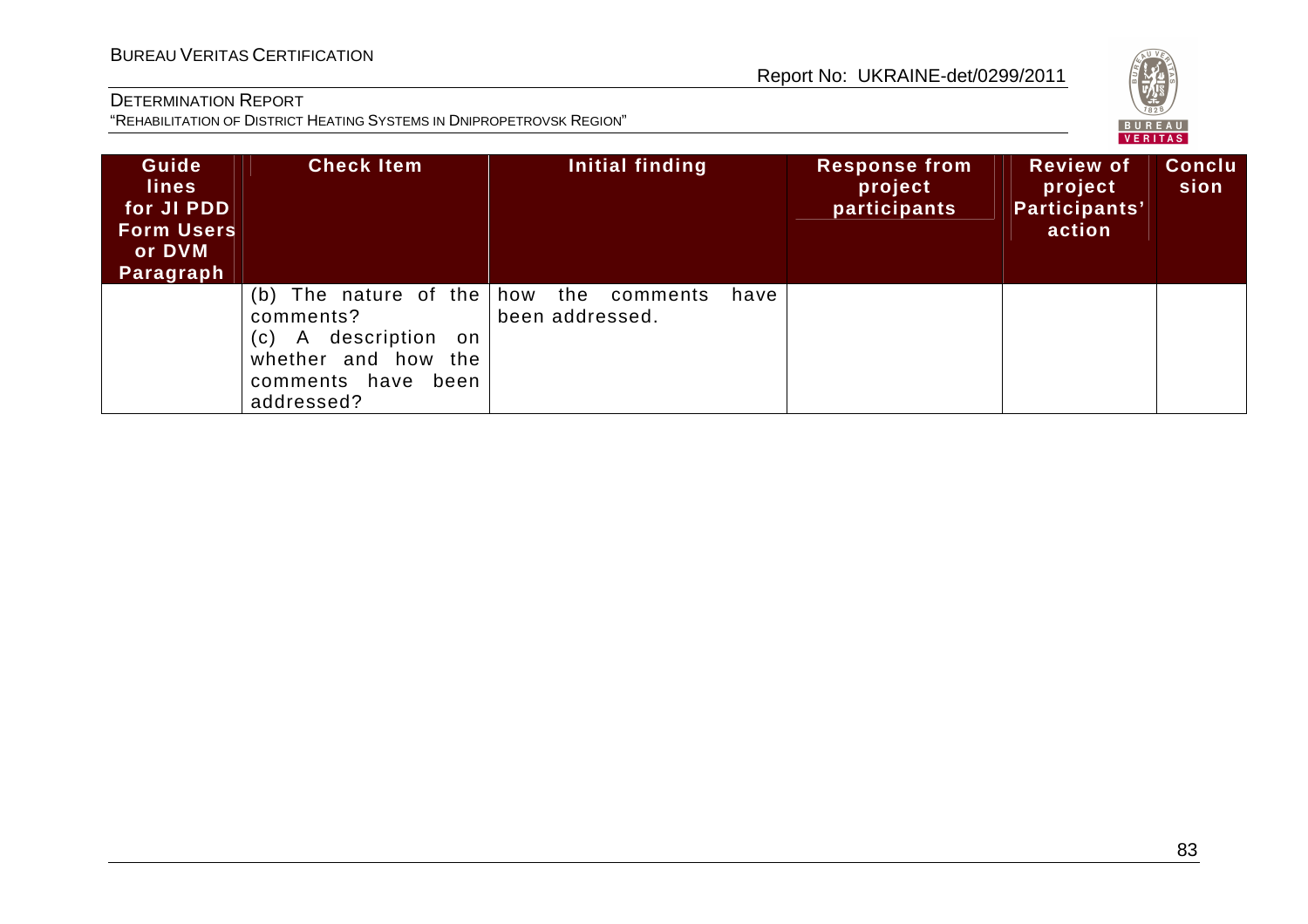| Guidelines for JI PDD Form Users or DVM Paragraph | Check Item | Initial finding | Response from project participants | Review of project Participants' action | Conclusion |
|---|---|---|---|---|---|
| | (b) The nature of the comments?<br>(c) A description on whether and how the comments have been addressed? | how the comments have been addressed. | | | |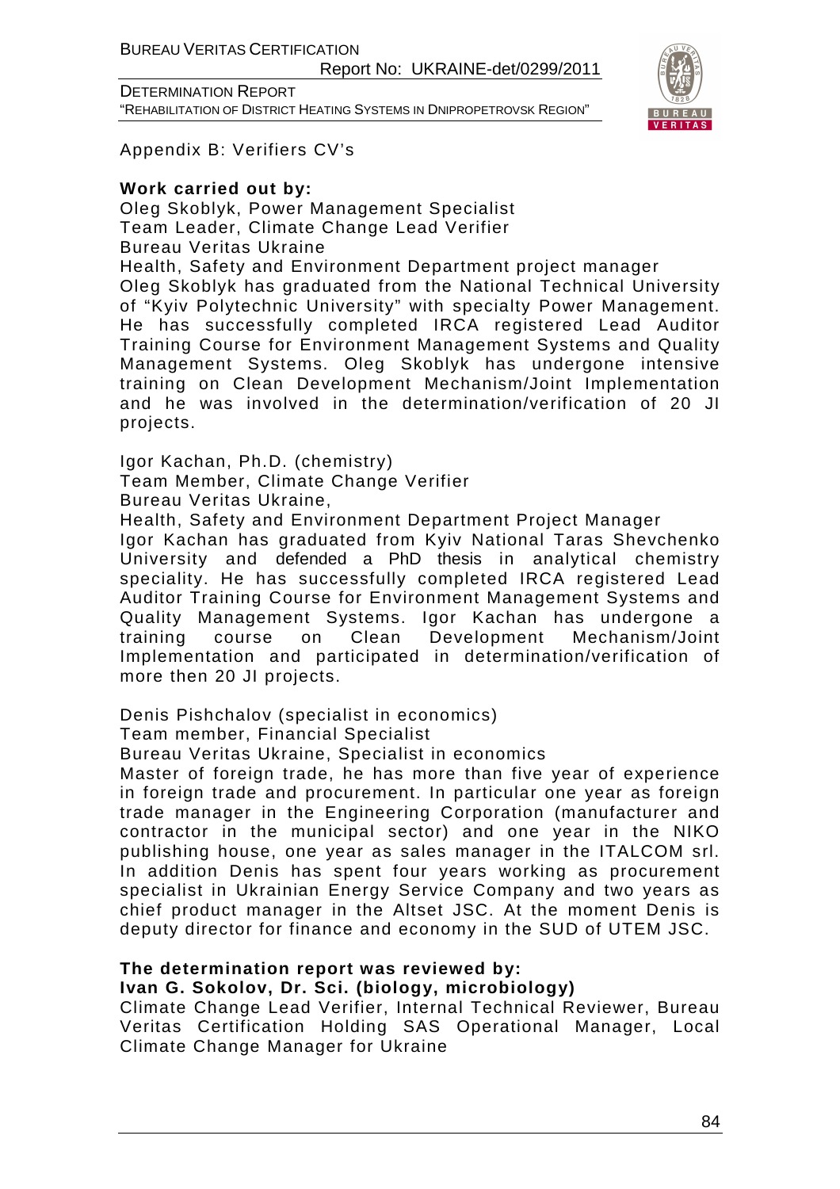Appendix B: Verifiers CV's

**Work carried out by:**

Oleg Skoblyk, Power Management Specialist
Team Leader, Climate Change Lead Verifier
Bureau Veritas Ukraine
Health, Safety and Environment Department project manager
Oleg Skoblyk has graduated from the National Technical University of "Kyiv Polytechnic University" with specialty Power Management. He has successfully completed IRCA registered Lead Auditor Training Course for Environment Management Systems and Quality Management Systems. Oleg Skoblyk has undergone intensive training on Clean Development Mechanism/Joint Implementation and he was involved in the determination/verification of 20 JI projects.

Igor Kachan, Ph.D. (chemistry)
Team Member, Climate Change Verifier
Bureau Veritas Ukraine,
Health, Safety and Environment Department Project Manager
Igor Kachan has graduated from Kyiv National Taras Shevchenko University and defended a PhD thesis in analytical chemistry speciality. He has successfully completed IRCA registered Lead Auditor Training Course for Environment Management Systems and Quality Management Systems. Igor Kachan has undergone a training course on Clean Development Mechanism/Joint Implementation and participated in determination/verification of more then 20 JI projects.

Denis Pishchalov (specialist in economics)
Team member, Financial Specialist
Bureau Veritas Ukraine, Specialist in economics
Master of foreign trade, he has more than five year of experience in foreign trade and procurement. In particular one year as foreign trade manager in the Engineering Corporation (manufacturer and contractor in the municipal sector) and one year in the NIKO publishing house, one year as sales manager in the ITALCOM srl. In addition Denis has spent four years working as procurement specialist in Ukrainian Energy Service Company and two years as chief product manager in the Altset JSC. At the moment Denis is deputy director for finance and economy in the SUD of UTEM JSC.

**The determination report was reviewed by:**
**Ivan G. Sokolov, Dr. Sci. (biology, microbiology)**
Climate Change Lead Verifier, Internal Technical Reviewer, Bureau Veritas Certification Holding SAS Operational Manager, Local Climate Change Manager for Ukraine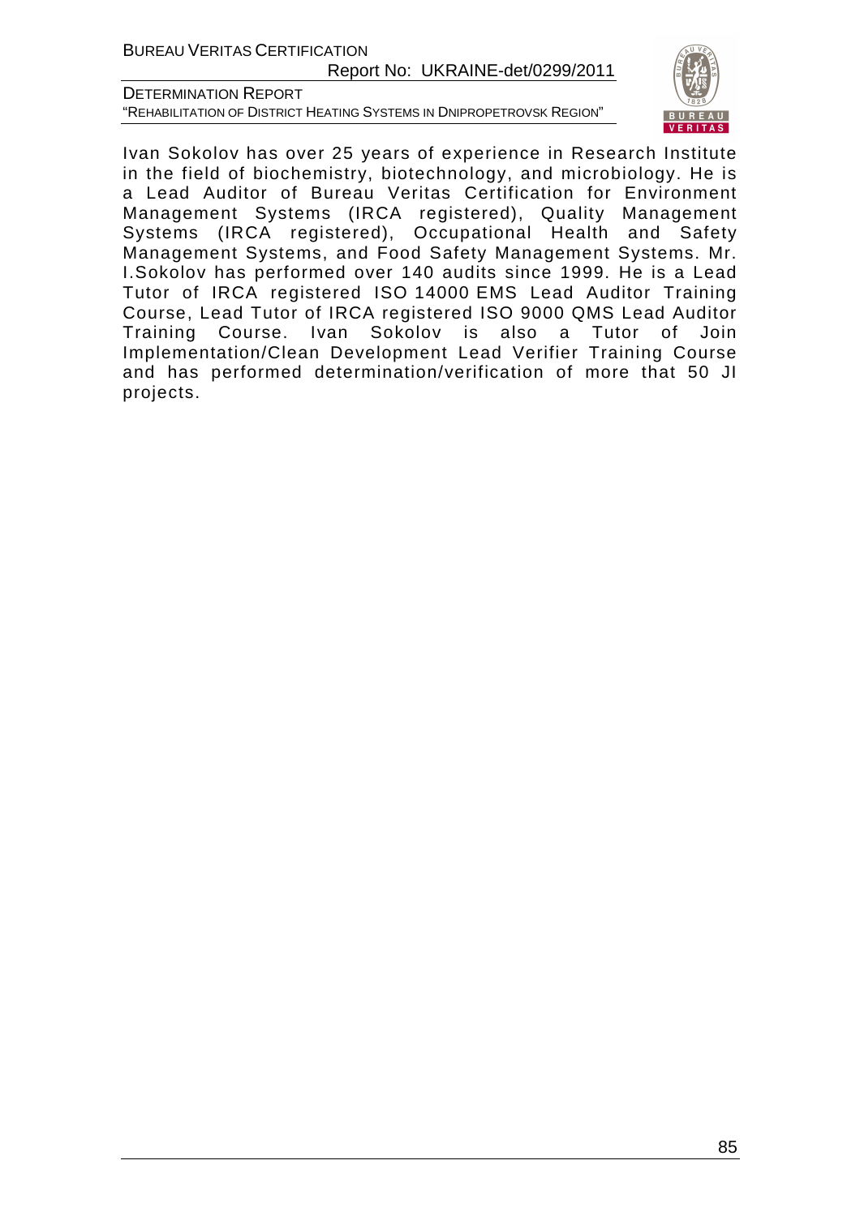Ivan Sokolov has over 25 years of experience in Research Institute in the field of biochemistry, biotechnology, and microbiology. He is a Lead Auditor of Bureau Veritas Certification for Environment Management Systems (IRCA registered), Quality Management Systems (IRCA registered), Occupational Health and Safety Management Systems, and Food Safety Management Systems. Mr. I.Sokolov has performed over 140 audits since 1999. He is a Lead Tutor of IRCA registered ISO 14000 EMS Lead Auditor Training Course, Lead Tutor of IRCA registered ISO 9000 QMS Lead Auditor Training Course. Ivan Sokolov is also a Tutor of Join Implementation/Clean Development Lead Verifier Training Course and has performed determination/verification of more that 50 JI projects.